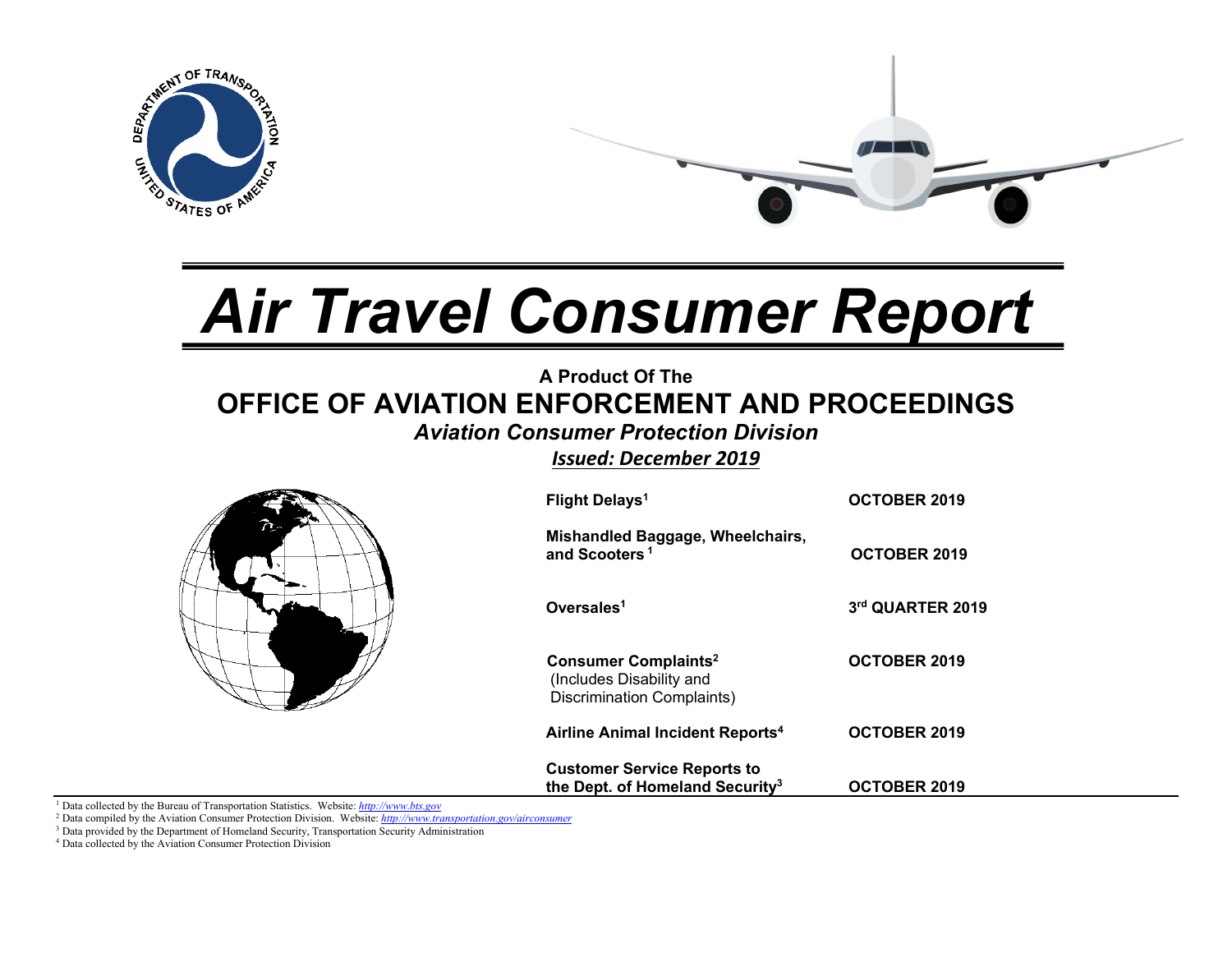# Air Travel Consumer Report

**A Product Of The**

## OFFICE OF AVIATION ENFORCEMENT AND PROCEEDINGS

***Aviation Consumer Protection Division***

***Issued: December 2019***

| | |
|---|---|
| **Flight Delays**[1] | **OCTOBER 2019** |
| **Mishandled Baggage, Wheelchairs, and Scooters**[1] | **OCTOBER 2019** |
| **Oversales**[1] | **3rd QUARTER 2019** |
| **Consumer Complaints**[2] (Includes Disability and Discrimination Complaints) | **OCTOBER 2019** |
| **Airline Animal Incident Reports**[4] | **OCTOBER 2019** |
| **Customer Service Reports to the Dept. of Homeland Security**[3] | **OCTOBER 2019** |

[1] Data collected by the Bureau of Transportation Statistics. Website: *http://www.bts.gov*

[2] Data compiled by the Aviation Consumer Protection Division. Website: *http://www.transportation.gov/airconsumer*

[3] Data provided by the Department of Homeland Security, Transportation Security Administration

[4] Data collected by the Aviation Consumer Protection Division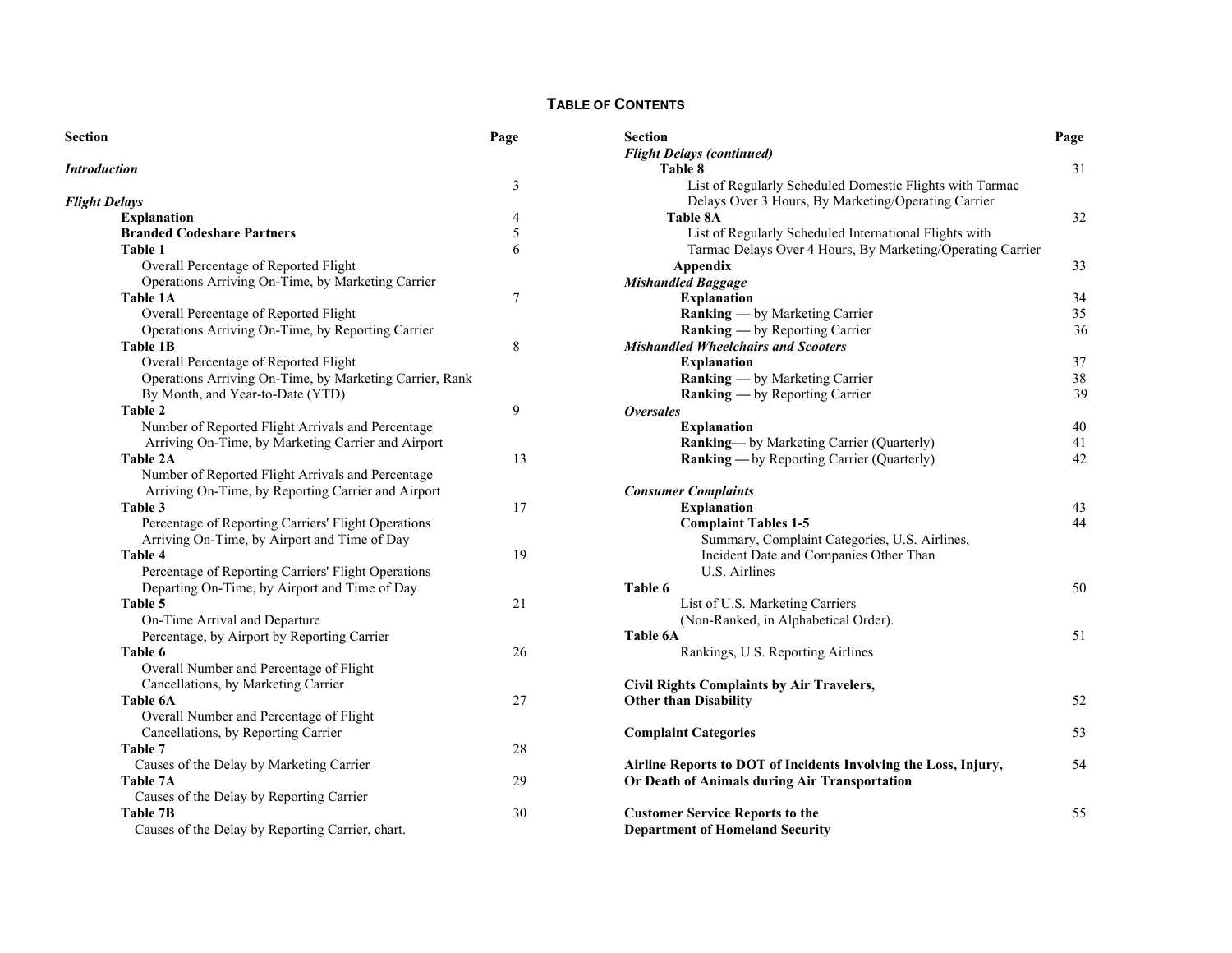## TABLE OF CONTENTS

| Section | Page |
|---|---|
| ***Introduction*** | 3 |
| ***Flight Delays*** | |
| **Explanation** | 4 |
| **Branded Codeshare Partners** | 5 |
| **Table 1** Overall Percentage of Reported Flight Operations Arriving On-Time, by Marketing Carrier | 6 |
| **Table 1A** Overall Percentage of Reported Flight Operations Arriving On-Time, by Reporting Carrier | 7 |
| **Table 1B** Overall Percentage of Reported Flight Operations Arriving On-Time, by Marketing Carrier, Rank By Month, and Year-to-Date (YTD) | 8 |
| **Table 2** Number of Reported Flight Arrivals and Percentage Arriving On-Time, by Marketing Carrier and Airport | 9 |
| **Table 2A** Number of Reported Flight Arrivals and Percentage Arriving On-Time, by Reporting Carrier and Airport | 13 |
| **Table 3** Percentage of Reporting Carriers' Flight Operations Arriving On-Time, by Airport and Time of Day | 17 |
| **Table 4** Percentage of Reporting Carriers' Flight Operations Departing On-Time, by Airport and Time of Day | 19 |
| **Table 5** On-Time Arrival and Departure Percentage, by Airport by Reporting Carrier | 21 |
| **Table 6** Overall Number and Percentage of Flight Cancellations, by Marketing Carrier | 26 |
| **Table 6A** Overall Number and Percentage of Flight Cancellations, by Reporting Carrier | 27 |
| **Table 7** Causes of the Delay by Marketing Carrier | 28 |
| **Table 7A** Causes of the Delay by Reporting Carrier | 29 |
| **Table 7B** Causes of the Delay by Reporting Carrier, chart. | 30 |
| ***Flight Delays (continued)*** | |
| **Table 8** List of Regularly Scheduled Domestic Flights with Tarmac Delays Over 3 Hours, By Marketing/Operating Carrier | 31 |
| **Table 8A** List of Regularly Scheduled International Flights with Tarmac Delays Over 4 Hours, By Marketing/Operating Carrier | 32 |
| **Appendix** | 33 |
| ***Mishandled Baggage*** | |
| **Explanation** | 34 |
| **Ranking** — by Marketing Carrier | 35 |
| **Ranking** — by Reporting Carrier | 36 |
| ***Mishandled Wheelchairs and Scooters*** | |
| **Explanation** | 37 |
| **Ranking** — by Marketing Carrier | 38 |
| **Ranking** — by Reporting Carrier | 39 |
| ***Oversales*** | |
| **Explanation** | 40 |
| **Ranking**— by Marketing Carrier (Quarterly) | 41 |
| **Ranking** — by Reporting Carrier (Quarterly) | 42 |
| ***Consumer Complaints*** | |
| **Explanation** | 43 |
| **Complaint Tables 1-5** Summary, Complaint Categories, U.S. Airlines, Incident Date and Companies Other Than U.S. Airlines | 44 |
| **Table 6** List of U.S. Marketing Carriers (Non-Ranked, in Alphabetical Order). | 50 |
| **Table 6A** Rankings, U.S. Reporting Airlines | 51 |
| **Civil Rights Complaints by Air Travelers, Other than Disability** | 52 |
| **Complaint Categories** | 53 |
| **Airline Reports to DOT of Incidents Involving the Loss, Injury, Or Death of Animals during Air Transportation** | 54 |
| **Customer Service Reports to the Department of Homeland Security** | 55 |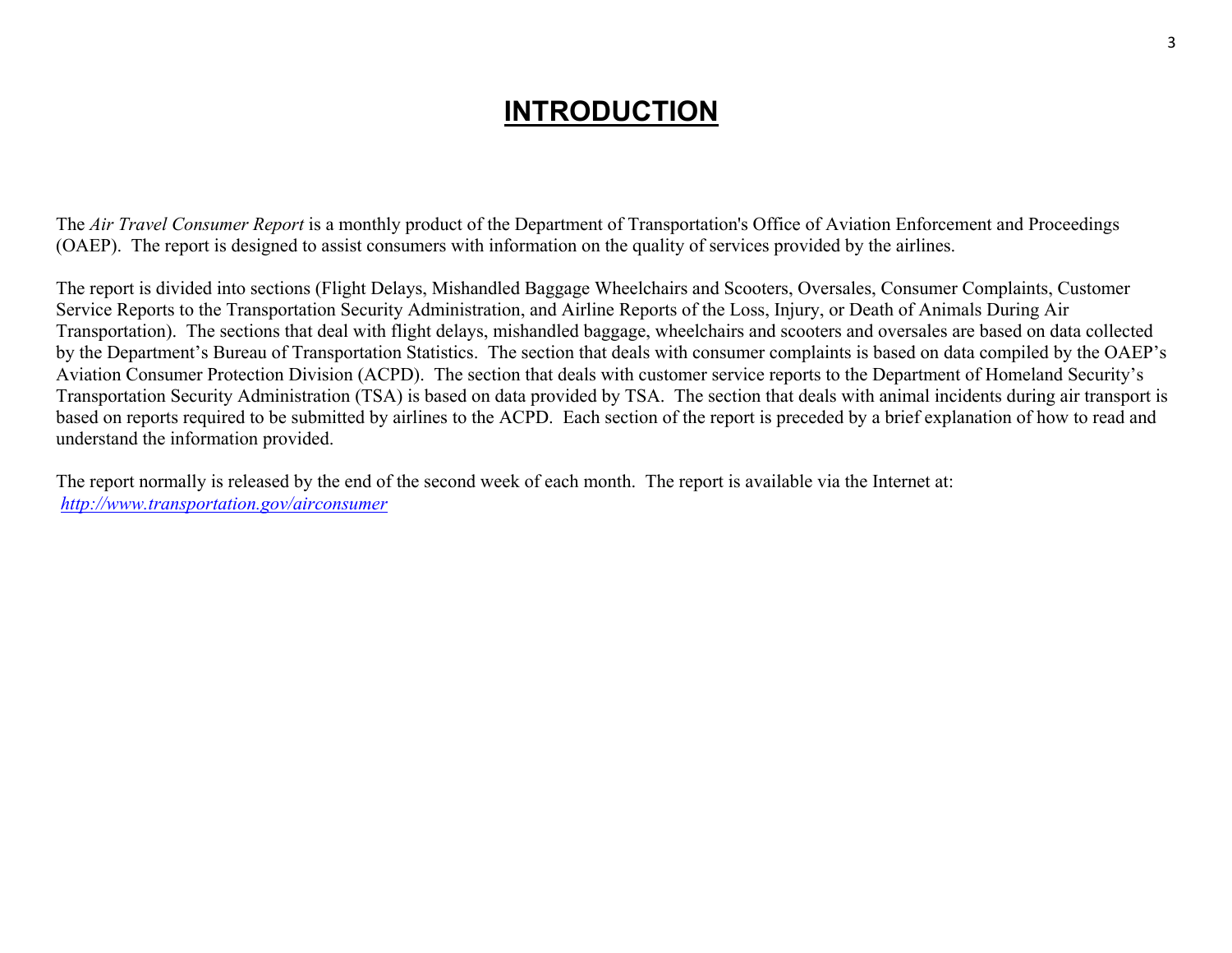# INTRODUCTION

The *Air Travel Consumer Report* is a monthly product of the Department of Transportation's Office of Aviation Enforcement and Proceedings (OAEP). The report is designed to assist consumers with information on the quality of services provided by the airlines.

The report is divided into sections (Flight Delays, Mishandled Baggage Wheelchairs and Scooters, Oversales, Consumer Complaints, Customer Service Reports to the Transportation Security Administration, and Airline Reports of the Loss, Injury, or Death of Animals During Air Transportation). The sections that deal with flight delays, mishandled baggage, wheelchairs and scooters and oversales are based on data collected by the Department's Bureau of Transportation Statistics. The section that deals with consumer complaints is based on data compiled by the OAEP's Aviation Consumer Protection Division (ACPD). The section that deals with customer service reports to the Department of Homeland Security's Transportation Security Administration (TSA) is based on data provided by TSA. The section that deals with animal incidents during air transport is based on reports required to be submitted by airlines to the ACPD. Each section of the report is preceded by a brief explanation of how to read and understand the information provided.

The report normally is released by the end of the second week of each month. The report is available via the Internet at: *http://www.transportation.gov/airconsumer*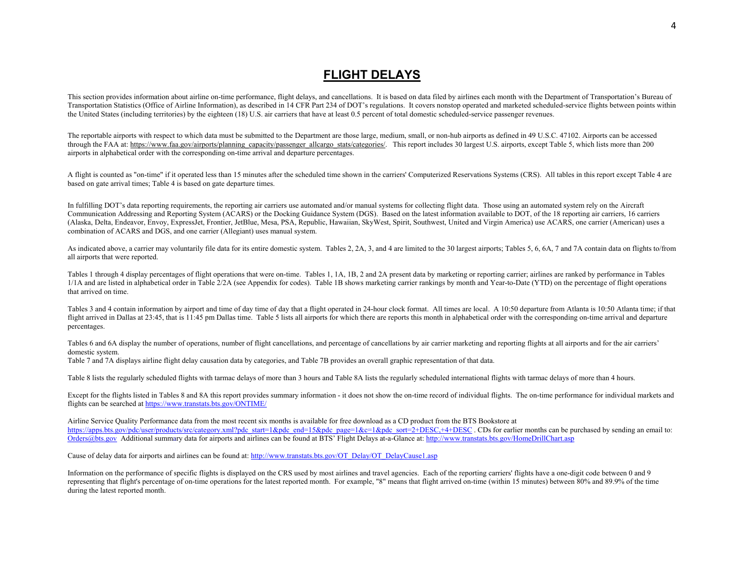# FLIGHT DELAYS

This section provides information about airline on-time performance, flight delays, and cancellations. It is based on data filed by airlines each month with the Department of Transportation's Bureau of Transportation Statistics (Office of Airline Information), as described in 14 CFR Part 234 of DOT's regulations. It covers nonstop operated and marketed scheduled-service flights between points within the United States (including territories) by the eighteen (18) U.S. air carriers that have at least 0.5 percent of total domestic scheduled-service passenger revenues.

The reportable airports with respect to which data must be submitted to the Department are those large, medium, small, or non-hub airports as defined in 49 U.S.C. 47102. Airports can be accessed through the FAA at: https://www.faa.gov/airports/planning_capacity/passenger_allcargo_stats/categories/. This report includes 30 largest U.S. airports, except Table 5, which lists more than 200 airports in alphabetical order with the corresponding on-time arrival and departure percentages.

A flight is counted as "on-time" if it operated less than 15 minutes after the scheduled time shown in the carriers' Computerized Reservations Systems (CRS). All tables in this report except Table 4 are based on gate arrival times; Table 4 is based on gate departure times.

In fulfilling DOT's data reporting requirements, the reporting air carriers use automated and/or manual systems for collecting flight data. Those using an automated system rely on the Aircraft Communication Addressing and Reporting System (ACARS) or the Docking Guidance System (DGS). Based on the latest information available to DOT, of the 18 reporting air carriers, 16 carriers (Alaska, Delta, Endeavor, Envoy, ExpressJet, Frontier, JetBlue, Mesa, PSA, Republic, Hawaiian, SkyWest, Spirit, Southwest, United and Virgin America) use ACARS, one carrier (American) uses a combination of ACARS and DGS, and one carrier (Allegiant) uses manual system.

As indicated above, a carrier may voluntarily file data for its entire domestic system. Tables 2, 2A, 3, and 4 are limited to the 30 largest airports; Tables 5, 6, 6A, 7 and 7A contain data on flights to/from all airports that were reported.

Tables 1 through 4 display percentages of flight operations that were on-time. Tables 1, 1A, 1B, 2 and 2A present data by marketing or reporting carrier; airlines are ranked by performance in Tables 1/1A and are listed in alphabetical order in Table 2/2A (see Appendix for codes). Table 1B shows marketing carrier rankings by month and Year-to-Date (YTD) on the percentage of flight operations that arrived on time.

Tables 3 and 4 contain information by airport and time of day time of day that a flight operated in 24-hour clock format. All times are local. A 10:50 departure from Atlanta is 10:50 Atlanta time; if that flight arrived in Dallas at 23:45, that is 11:45 pm Dallas time. Table 5 lists all airports for which there are reports this month in alphabetical order with the corresponding on-time arrival and departure percentages.

Tables 6 and 6A display the number of operations, number of flight cancellations, and percentage of cancellations by air carrier marketing and reporting flights at all airports and for the air carriers' domestic system.
Table 7 and 7A displays airline flight delay causation data by categories, and Table 7B provides an overall graphic representation of that data.

Table 8 lists the regularly scheduled flights with tarmac delays of more than 3 hours and Table 8A lists the regularly scheduled international flights with tarmac delays of more than 4 hours.

Except for the flights listed in Tables 8 and 8A this report provides summary information - it does not show the on-time record of individual flights. The on-time performance for individual markets and flights can be searched at https://www.transtats.bts.gov/ONTIME/

Airline Service Quality Performance data from the most recent six months is available for free download as a CD product from the BTS Bookstore at https://apps.bts.gov/pdc/user/products/src/category.xml?pdc_start=1&pdc_end=15&pdc_page=1&c=1&pdc_sort=2+DESC,+4+DESC . CDs for earlier months can be purchased by sending an email to: Orders@bts.gov Additional summary data for airports and airlines can be found at BTS' Flight Delays at-a-Glance at: http://www.transtats.bts.gov/HomeDrillChart.asp

Cause of delay data for airports and airlines can be found at: http://www.transtats.bts.gov/OT_Delay/OT_DelayCause1.asp

Information on the performance of specific flights is displayed on the CRS used by most airlines and travel agencies. Each of the reporting carriers' flights have a one-digit code between 0 and 9 representing that flight's percentage of on-time operations for the latest reported month. For example, "8" means that flight arrived on-time (within 15 minutes) between 80% and 89.9% of the time during the latest reported month.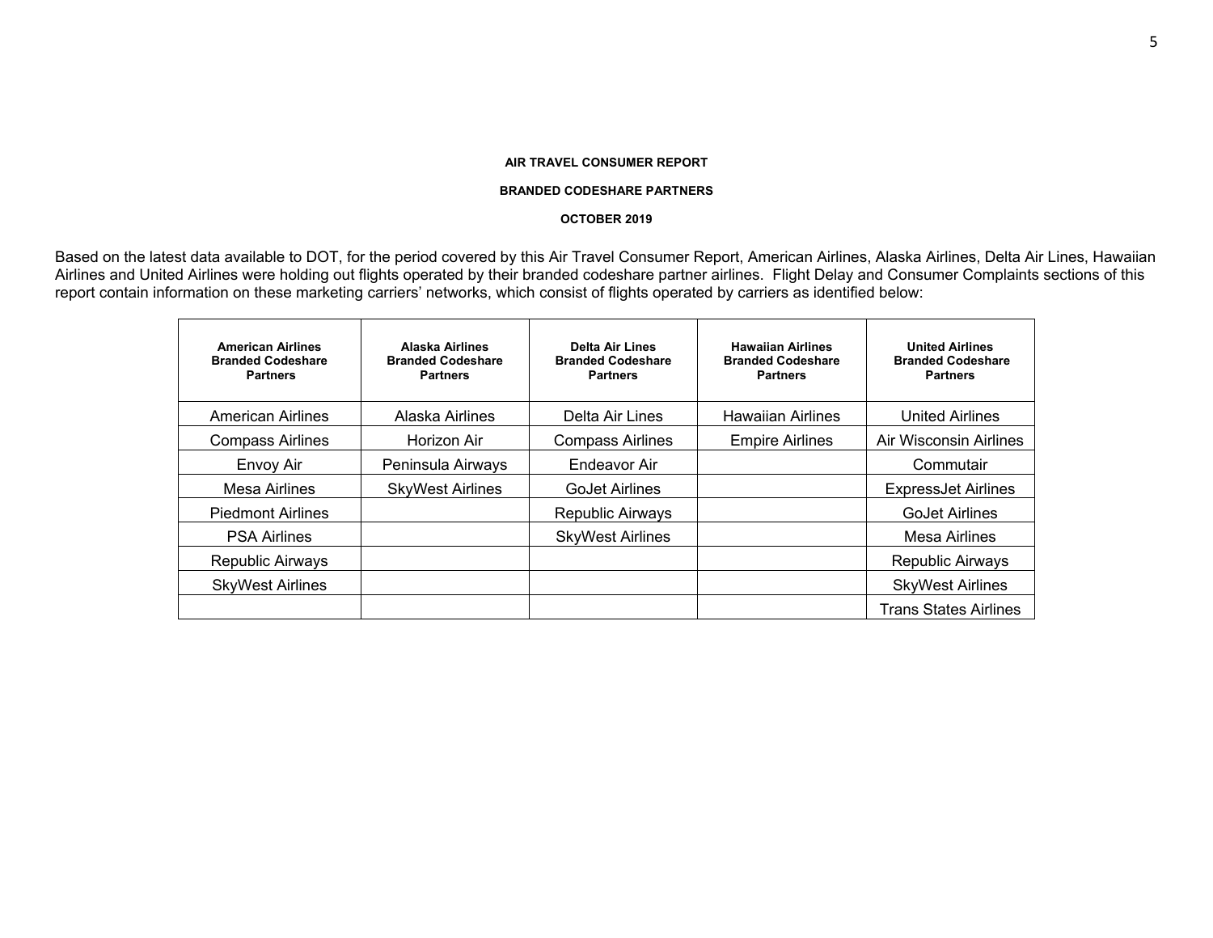**AIR TRAVEL CONSUMER REPORT**

**BRANDED CODESHARE PARTNERS**

**OCTOBER 2019**

Based on the latest data available to DOT, for the period covered by this Air Travel Consumer Report, American Airlines, Alaska Airlines, Delta Air Lines, Hawaiian Airlines and United Airlines were holding out flights operated by their branded codeshare partner airlines. Flight Delay and Consumer Complaints sections of this report contain information on these marketing carriers' networks, which consist of flights operated by carriers as identified below:

| American Airlines Branded Codeshare Partners | Alaska Airlines Branded Codeshare Partners | Delta Air Lines Branded Codeshare Partners | Hawaiian Airlines Branded Codeshare Partners | United Airlines Branded Codeshare Partners |
|---|---|---|---|---|
| American Airlines | Alaska Airlines | Delta Air Lines | Hawaiian Airlines | United Airlines |
| Compass Airlines | Horizon Air | Compass Airlines | Empire Airlines | Air Wisconsin Airlines |
| Envoy Air | Peninsula Airways | Endeavor Air | | Commutair |
| Mesa Airlines | SkyWest Airlines | GoJet Airlines | | ExpressJet Airlines |
| Piedmont Airlines | | Republic Airways | | GoJet Airlines |
| PSA Airlines | | SkyWest Airlines | | Mesa Airlines |
| Republic Airways | | | | Republic Airways |
| SkyWest Airlines | | | | SkyWest Airlines |
| | | | | Trans States Airlines |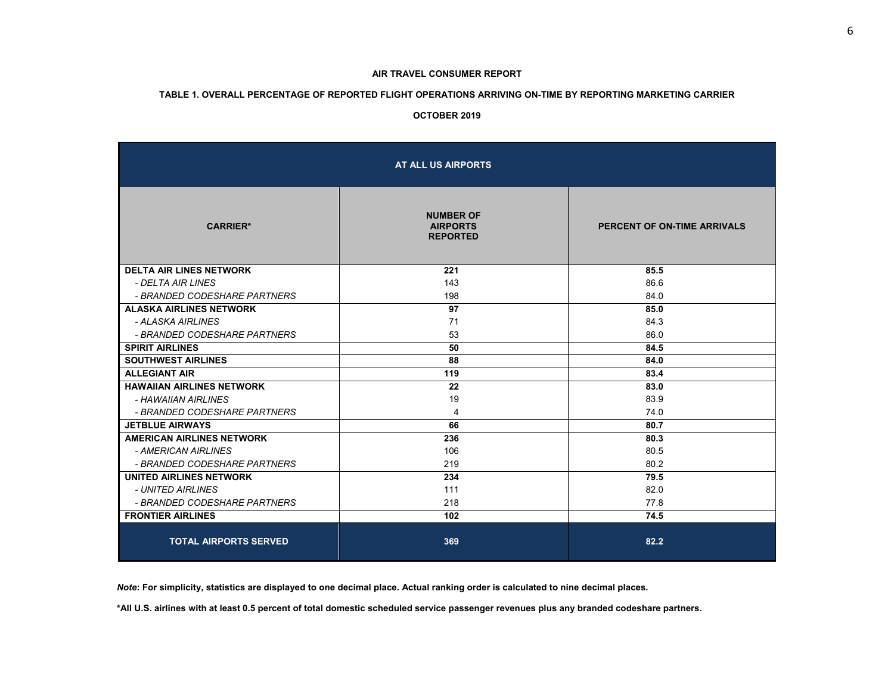**AIR TRAVEL CONSUMER REPORT**

**TABLE 1. OVERALL PERCENTAGE OF REPORTED FLIGHT OPERATIONS ARRIVING ON-TIME BY REPORTING MARKETING CARRIER**

**OCTOBER 2019**

| AT ALL US AIRPORTS | | |
|---|---|---|
| **CARRIER*** | **NUMBER OF AIRPORTS REPORTED** | **PERCENT OF ON-TIME ARRIVALS** |
| **DELTA AIR LINES NETWORK** | **221** | **85.5** |
| *- DELTA AIR LINES* | 143 | 86.6 |
| *- BRANDED CODESHARE PARTNERS* | 198 | 84.0 |
| **ALASKA AIRLINES NETWORK** | **97** | **85.0** |
| *- ALASKA AIRLINES* | 71 | 84.3 |
| *- BRANDED CODESHARE PARTNERS* | 53 | 86.0 |
| **SPIRIT AIRLINES** | **50** | **84.5** |
| **SOUTHWEST AIRLINES** | **88** | **84.0** |
| **ALLEGIANT AIR** | **119** | **83.4** |
| **HAWAIIAN AIRLINES NETWORK** | **22** | **83.0** |
| *- HAWAIIAN AIRLINES* | 19 | 83.9 |
| *- BRANDED CODESHARE PARTNERS* | 4 | 74.0 |
| **JETBLUE AIRWAYS** | **66** | **80.7** |
| **AMERICAN AIRLINES NETWORK** | **236** | **80.3** |
| *- AMERICAN AIRLINES* | 106 | 80.5 |
| *- BRANDED CODESHARE PARTNERS* | 219 | 80.2 |
| **UNITED AIRLINES NETWORK** | **234** | **79.5** |
| *- UNITED AIRLINES* | 111 | 82.0 |
| *- BRANDED CODESHARE PARTNERS* | 218 | 77.8 |
| **FRONTIER AIRLINES** | **102** | **74.5** |
| **TOTAL AIRPORTS SERVED** | **369** | **82.2** |

***Note*: For simplicity, statistics are displayed to one decimal place. Actual ranking order is calculated to nine decimal places.**

**\*All U.S. airlines with at least 0.5 percent of total domestic scheduled service passenger revenues plus any branded codeshare partners.**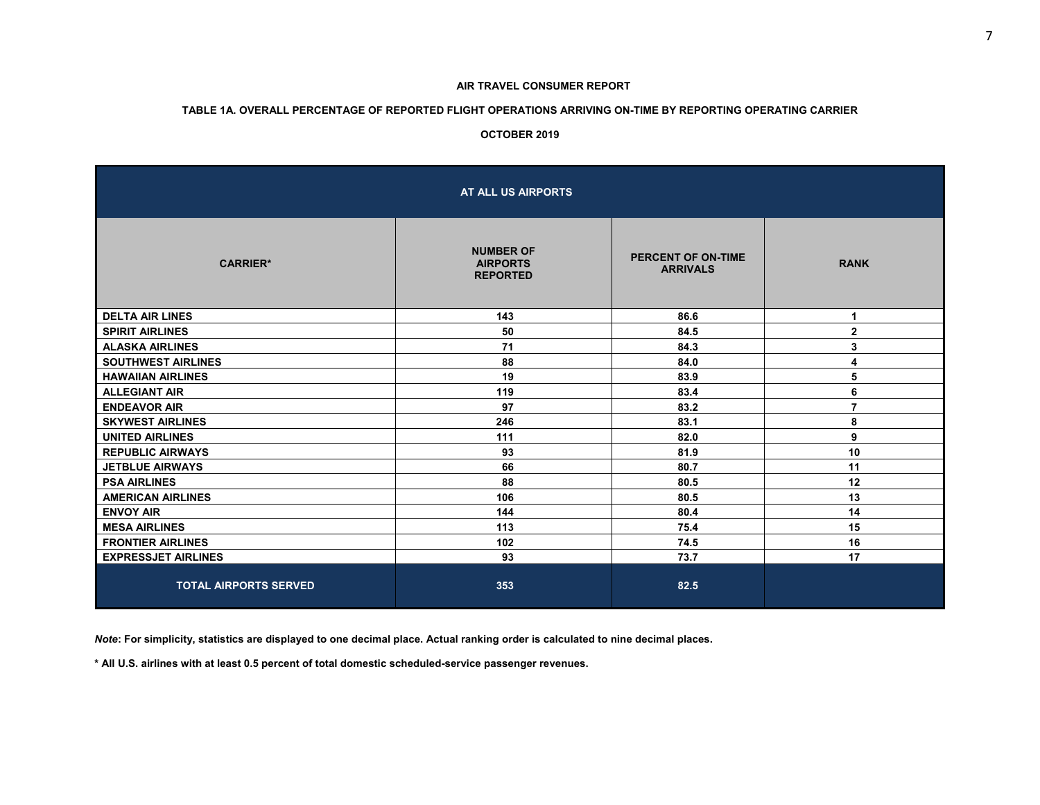**AIR TRAVEL CONSUMER REPORT**

**TABLE 1A. OVERALL PERCENTAGE OF REPORTED FLIGHT OPERATIONS ARRIVING ON-TIME BY REPORTING OPERATING CARRIER**

**OCTOBER 2019**

| AT ALL US AIRPORTS | | | |
|---|---|---|---|
| **CARRIER*** | **NUMBER OF AIRPORTS REPORTED** | **PERCENT OF ON-TIME ARRIVALS** | **RANK** |
| DELTA AIR LINES | 143 | 86.6 | 1 |
| SPIRIT AIRLINES | 50 | 84.5 | 2 |
| ALASKA AIRLINES | 71 | 84.3 | 3 |
| SOUTHWEST AIRLINES | 88 | 84.0 | 4 |
| HAWAIIAN AIRLINES | 19 | 83.9 | 5 |
| ALLEGIANT AIR | 119 | 83.4 | 6 |
| ENDEAVOR AIR | 97 | 83.2 | 7 |
| SKYWEST AIRLINES | 246 | 83.1 | 8 |
| UNITED AIRLINES | 111 | 82.0 | 9 |
| REPUBLIC AIRWAYS | 93 | 81.9 | 10 |
| JETBLUE AIRWAYS | 66 | 80.7 | 11 |
| PSA AIRLINES | 88 | 80.5 | 12 |
| AMERICAN AIRLINES | 106 | 80.5 | 13 |
| ENVOY AIR | 144 | 80.4 | 14 |
| MESA AIRLINES | 113 | 75.4 | 15 |
| FRONTIER AIRLINES | 102 | 74.5 | 16 |
| EXPRESSJET AIRLINES | 93 | 73.7 | 17 |
| **TOTAL AIRPORTS SERVED** | **353** | **82.5** | |

***Note*: For simplicity, statistics are displayed to one decimal place. Actual ranking order is calculated to nine decimal places.**

**\* All U.S. airlines with at least 0.5 percent of total domestic scheduled-service passenger revenues.**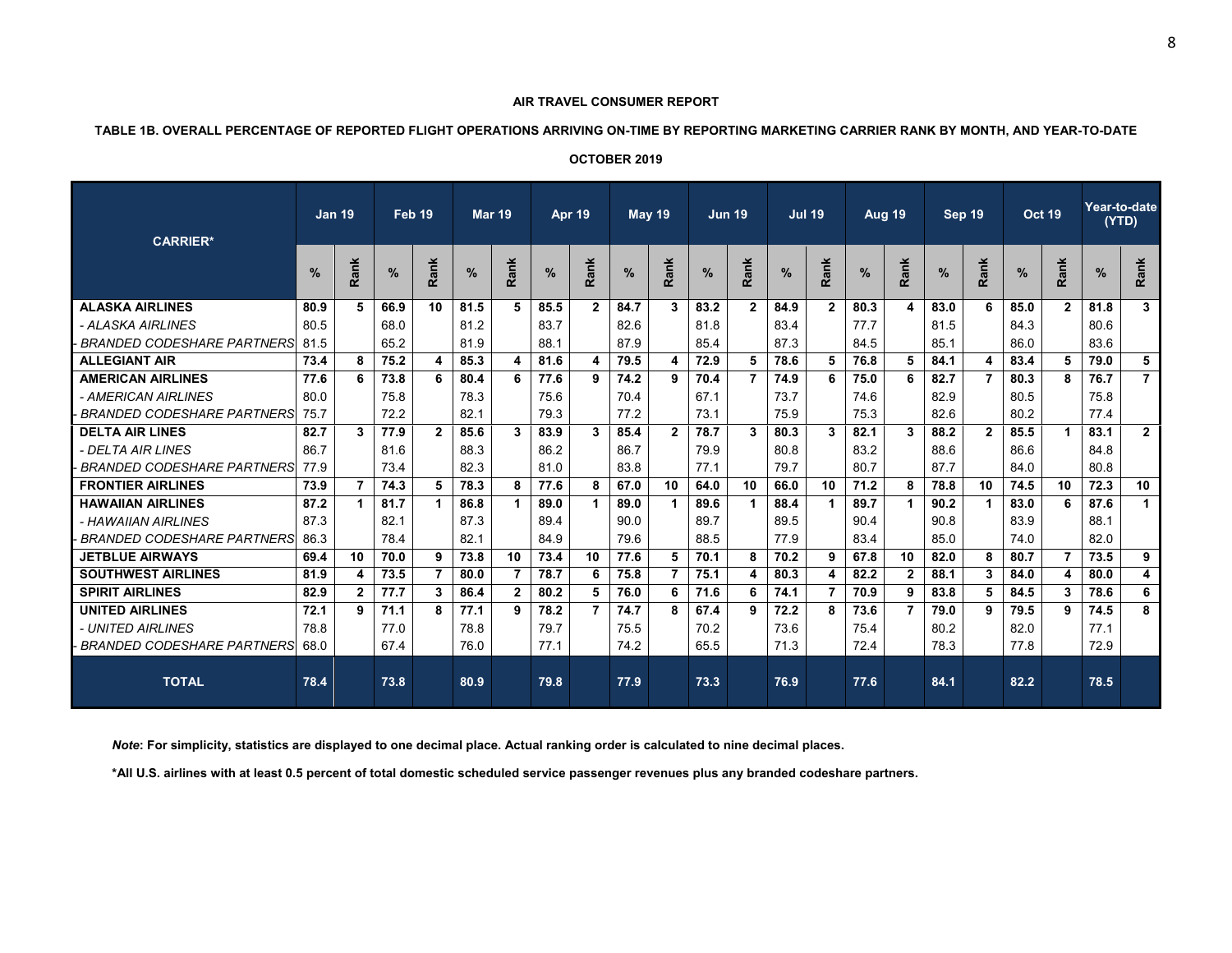**AIR TRAVEL CONSUMER REPORT**

**TABLE 1B. OVERALL PERCENTAGE OF REPORTED FLIGHT OPERATIONS ARRIVING ON-TIME BY REPORTING MARKETING CARRIER RANK BY MONTH, AND YEAR-TO-DATE**

**OCTOBER 2019**

| CARRIER* | Jan 19 | | Feb 19 | | Mar 19 | | Apr 19 | | May 19 | | Jun 19 | | Jul 19 | | Aug 19 | | Sep 19 | | Oct 19 | | Year-to-date (YTD) | |
|---|---|---|---|---|---|---|---|---|---|---|---|---|---|---|---|---|---|---|---|---|---|---|
| | % | Rank | % | Rank | % | Rank | % | Rank | % | Rank | % | Rank | % | Rank | % | Rank | % | Rank | % | Rank | % | Rank |
| **ALASKA AIRLINES** | **80.9** | **5** | **66.9** | **10** | **81.5** | **5** | **85.5** | **2** | **84.7** | **3** | **83.2** | **2** | **84.9** | **2** | **80.3** | **4** | **83.0** | **6** | **85.0** | **2** | **81.8** | **3** |
| *- ALASKA AIRLINES* | 80.5 | | 68.0 | | 81.2 | | 83.7 | | 82.6 | | 81.8 | | 83.4 | | 77.7 | | 81.5 | | 84.3 | | 80.6 | |
| *- BRANDED CODESHARE PARTNERS* | 81.5 | | 65.2 | | 81.9 | | 88.1 | | 87.9 | | 85.4 | | 87.3 | | 84.5 | | 85.1 | | 86.0 | | 83.6 | |
| **ALLEGIANT AIR** | **73.4** | **8** | **75.2** | **4** | **85.3** | **4** | **81.6** | **4** | **79.5** | **4** | **72.9** | **5** | **78.6** | **5** | **76.8** | **5** | **84.1** | **4** | **83.4** | **5** | **79.0** | **5** |
| **AMERICAN AIRLINES** | **77.6** | **6** | **73.8** | **6** | **80.4** | **6** | **77.6** | **9** | **74.2** | **9** | **70.4** | **7** | **74.9** | **6** | **75.0** | **6** | **82.7** | **7** | **80.3** | **8** | **76.7** | **7** |
| *- AMERICAN AIRLINES* | 80.0 | | 75.8 | | 78.3 | | 75.6 | | 70.4 | | 67.1 | | 73.7 | | 74.6 | | 82.9 | | 80.5 | | 75.8 | |
| *- BRANDED CODESHARE PARTNERS* | 75.7 | | 72.2 | | 82.1 | | 79.3 | | 77.2 | | 73.1 | | 75.9 | | 75.3 | | 82.6 | | 80.2 | | 77.4 | |
| **DELTA AIR LINES** | **82.7** | **3** | **77.9** | **2** | **85.6** | **3** | **83.9** | **3** | **85.4** | **2** | **78.7** | **3** | **80.3** | **3** | **82.1** | **3** | **88.2** | **2** | **85.5** | **1** | **83.1** | **2** |
| *- DELTA AIR LINES* | 86.7 | | 81.6 | | 88.3 | | 86.2 | | 86.7 | | 79.9 | | 80.8 | | 83.2 | | 88.6 | | 86.6 | | 84.8 | |
| *- BRANDED CODESHARE PARTNERS* | 77.9 | | 73.4 | | 82.3 | | 81.0 | | 83.8 | | 77.1 | | 79.7 | | 80.7 | | 87.7 | | 84.0 | | 80.8 | |
| **FRONTIER AIRLINES** | **73.9** | **7** | **74.3** | **5** | **78.3** | **8** | **77.6** | **8** | **67.0** | **10** | **64.0** | **10** | **66.0** | **10** | **71.2** | **8** | **78.8** | **10** | **74.5** | **10** | **72.3** | **10** |
| **HAWAIIAN AIRLINES** | **87.2** | **1** | **81.7** | **1** | **86.8** | **1** | **89.0** | **1** | **89.0** | **1** | **89.6** | **1** | **88.4** | **1** | **89.7** | **1** | **90.2** | **1** | **83.0** | **6** | **87.6** | **1** |
| *- HAWAIIAN AIRLINES* | 87.3 | | 82.1 | | 87.3 | | 89.4 | | 90.0 | | 89.7 | | 89.5 | | 90.4 | | 90.8 | | 83.9 | | 88.1 | |
| *- BRANDED CODESHARE PARTNERS* | 86.3 | | 78.4 | | 82.1 | | 84.9 | | 79.6 | | 88.5 | | 77.9 | | 83.4 | | 85.0 | | 74.0 | | 82.0 | |
| **JETBLUE AIRWAYS** | **69.4** | **10** | **70.0** | **9** | **73.8** | **10** | **73.4** | **10** | **77.6** | **5** | **70.1** | **8** | **70.2** | **9** | **67.8** | **10** | **82.0** | **8** | **80.7** | **7** | **73.5** | **9** |
| **SOUTHWEST AIRLINES** | **81.9** | **4** | **73.5** | **7** | **80.0** | **7** | **78.7** | **6** | **75.8** | **7** | **75.1** | **4** | **80.3** | **4** | **82.2** | **2** | **88.1** | **3** | **84.0** | **4** | **80.0** | **4** |
| **SPIRIT AIRLINES** | **82.9** | **2** | **77.7** | **3** | **86.4** | **2** | **80.2** | **5** | **76.0** | **6** | **71.6** | **6** | **74.1** | **7** | **70.9** | **9** | **83.8** | **5** | **84.5** | **3** | **78.6** | **6** |
| **UNITED AIRLINES** | **72.1** | **9** | **71.1** | **8** | **77.1** | **9** | **78.2** | **7** | **74.7** | **8** | **67.4** | **9** | **72.2** | **8** | **73.6** | **7** | **79.0** | **9** | **79.5** | **9** | **74.5** | **8** |
| *- UNITED AIRLINES* | 78.8 | | 77.0 | | 78.8 | | 79.7 | | 75.5 | | 70.2 | | 73.6 | | 75.4 | | 80.2 | | 82.0 | | 77.1 | |
| *- BRANDED CODESHARE PARTNERS* | 68.0 | | 67.4 | | 76.0 | | 77.1 | | 74.2 | | 65.5 | | 71.3 | | 72.4 | | 78.3 | | 77.8 | | 72.9 | |
| **TOTAL** | **78.4** | | **73.8** | | **80.9** | | **79.8** | | **77.9** | | **73.3** | | **76.9** | | **77.6** | | **84.1** | | **82.2** | | **78.5** | |

***Note*: For simplicity, statistics are displayed to one decimal place. Actual ranking order is calculated to nine decimal places.**

***All U.S. airlines with at least 0.5 percent of total domestic scheduled service passenger revenues plus any branded codeshare partners.**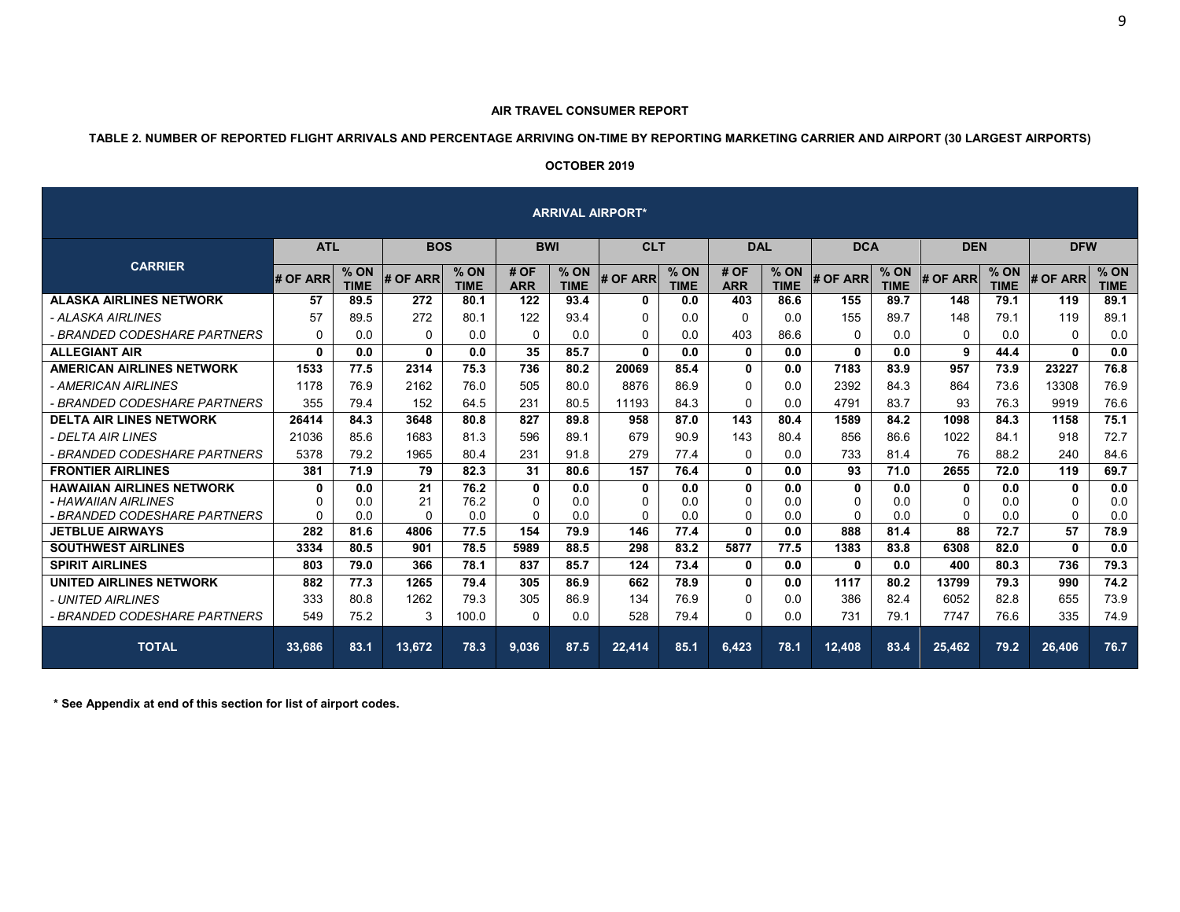**AIR TRAVEL CONSUMER REPORT**

**TABLE 2. NUMBER OF REPORTED FLIGHT ARRIVALS AND PERCENTAGE ARRIVING ON-TIME BY REPORTING MARKETING CARRIER AND AIRPORT (30 LARGEST AIRPORTS)**

**OCTOBER 2019**

| CARRIER | ARRIVAL AIRPORT* | | | | | | | | | | | | | | | |
|---|---|---|---|---|---|---|---|---|---|---|---|---|---|---|---|---|
| | ATL | | BOS | | BWI | | CLT | | DAL | | DCA | | DEN | | DFW | |
| | # OF ARR | % ON TIME | # OF ARR | % ON TIME | # OF ARR | % ON TIME | # OF ARR | % ON TIME | # OF ARR | % ON TIME | # OF ARR | % ON TIME | # OF ARR | % ON TIME | # OF ARR | % ON TIME |
| **ALASKA AIRLINES NETWORK** | **57** | **89.5** | **272** | **80.1** | **122** | **93.4** | **0** | **0.0** | **403** | **86.6** | **155** | **89.7** | **148** | **79.1** | **119** | **89.1** |
| *- ALASKA AIRLINES* | 57 | 89.5 | 272 | 80.1 | 122 | 93.4 | 0 | 0.0 | 0 | 0.0 | 155 | 89.7 | 148 | 79.1 | 119 | 89.1 |
| *- BRANDED CODESHARE PARTNERS* | 0 | 0.0 | 0 | 0.0 | 0 | 0.0 | 0 | 0.0 | 403 | 86.6 | 0 | 0.0 | 0 | 0.0 | 0 | 0.0 |
| **ALLEGIANT AIR** | **0** | **0.0** | **0** | **0.0** | **35** | **85.7** | **0** | **0.0** | **0** | **0.0** | **0** | **0.0** | **9** | **44.4** | **0** | **0.0** |
| **AMERICAN AIRLINES NETWORK** | **1533** | **77.5** | **2314** | **75.3** | **736** | **80.2** | **20069** | **85.4** | **0** | **0.0** | **7183** | **83.9** | **957** | **73.9** | **23227** | **76.8** |
| *- AMERICAN AIRLINES* | 1178 | 76.9 | 2162 | 76.0 | 505 | 80.0 | 8876 | 86.9 | 0 | 0.0 | 2392 | 84.3 | 864 | 73.6 | 13308 | 76.9 |
| *- BRANDED CODESHARE PARTNERS* | 355 | 79.4 | 152 | 64.5 | 231 | 80.5 | 11193 | 84.3 | 0 | 0.0 | 4791 | 83.7 | 93 | 76.3 | 9919 | 76.6 |
| **DELTA AIR LINES NETWORK** | **26414** | **84.3** | **3648** | **80.8** | **827** | **89.8** | **958** | **87.0** | **143** | **80.4** | **1589** | **84.2** | **1098** | **84.3** | **1158** | **75.1** |
| *- DELTA AIR LINES* | 21036 | 85.6 | 1683 | 81.3 | 596 | 89.1 | 679 | 90.9 | 143 | 80.4 | 856 | 86.6 | 1022 | 84.1 | 918 | 72.7 |
| *- BRANDED CODESHARE PARTNERS* | 5378 | 79.2 | 1965 | 80.4 | 231 | 91.8 | 279 | 77.4 | 0 | 0.0 | 733 | 81.4 | 76 | 88.2 | 240 | 84.6 |
| **FRONTIER AIRLINES** | **381** | **71.9** | **79** | **82.3** | **31** | **80.6** | **157** | **76.4** | **0** | **0.0** | **93** | **71.0** | **2655** | **72.0** | **119** | **69.7** |
| **HAWAIIAN AIRLINES NETWORK** | **0** | **0.0** | **21** | **76.2** | **0** | **0.0** | **0** | **0.0** | **0** | **0.0** | **0** | **0.0** | **0** | **0.0** | **0** | **0.0** |
| *- HAWAIIAN AIRLINES* | 0 | 0.0 | 21 | 76.2 | 0 | 0.0 | 0 | 0.0 | 0 | 0.0 | 0 | 0.0 | 0 | 0.0 | 0 | 0.0 |
| *- BRANDED CODESHARE PARTNERS* | 0 | 0.0 | 0 | 0.0 | 0 | 0.0 | 0 | 0.0 | 0 | 0.0 | 0 | 0.0 | 0 | 0.0 | 0 | 0.0 |
| **JETBLUE AIRWAYS** | **282** | **81.6** | **4806** | **77.5** | **154** | **79.9** | **146** | **77.4** | **0** | **0.0** | **888** | **81.4** | **88** | **72.7** | **57** | **78.9** |
| **SOUTHWEST AIRLINES** | **3334** | **80.5** | **901** | **78.5** | **5989** | **88.5** | **298** | **83.2** | **5877** | **77.5** | **1383** | **83.8** | **6308** | **82.0** | **0** | **0.0** |
| **SPIRIT AIRLINES** | **803** | **79.0** | **366** | **78.1** | **837** | **85.7** | **124** | **73.4** | **0** | **0.0** | **0** | **0.0** | **400** | **80.3** | **736** | **79.3** |
| **UNITED AIRLINES NETWORK** | **882** | **77.3** | **1265** | **79.4** | **305** | **86.9** | **662** | **78.9** | **0** | **0.0** | **1117** | **80.2** | **13799** | **79.3** | **990** | **74.2** |
| *- UNITED AIRLINES* | 333 | 80.8 | 1262 | 79.3 | 305 | 86.9 | 134 | 76.9 | 0 | 0.0 | 386 | 82.4 | 6052 | 82.8 | 655 | 73.9 |
| *- BRANDED CODESHARE PARTNERS* | 549 | 75.2 | 3 | 100.0 | 0 | 0.0 | 528 | 79.4 | 0 | 0.0 | 731 | 79.1 | 7747 | 76.6 | 335 | 74.9 |
| **TOTAL** | **33,686** | **83.1** | **13,672** | **78.3** | **9,036** | **87.5** | **22,414** | **85.1** | **6,423** | **78.1** | **12,408** | **83.4** | **25,462** | **79.2** | **26,406** | **76.7** |

**\* See Appendix at end of this section for list of airport codes.**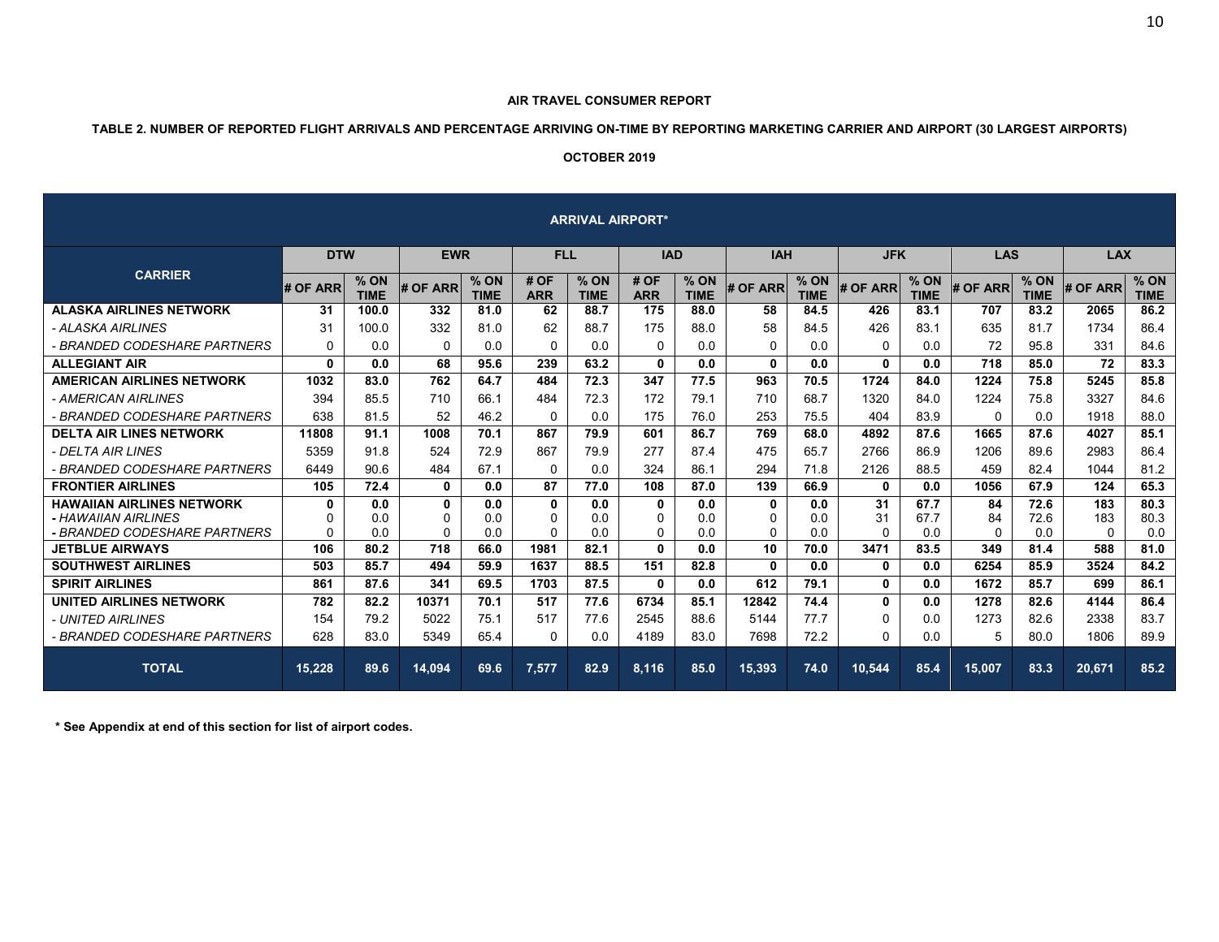**AIR TRAVEL CONSUMER REPORT**

**TABLE 2. NUMBER OF REPORTED FLIGHT ARRIVALS AND PERCENTAGE ARRIVING ON-TIME BY REPORTING MARKETING CARRIER AND AIRPORT (30 LARGEST AIRPORTS)**

**OCTOBER 2019**

| CARRIER | ARRIVAL AIRPORT* | | | | | | | | | | | | | | | |
|---|---|---|---|---|---|---|---|---|---|---|---|---|---|---|---|---|
| | DTW | | EWR | | FLL | | IAD | | IAH | | JFK | | LAS | | LAX | |
| | # OF ARR | % ON TIME | # OF ARR | % ON TIME | # OF ARR | % ON TIME | # OF ARR | % ON TIME | # OF ARR | % ON TIME | # OF ARR | % ON TIME | # OF ARR | % ON TIME | # OF ARR | % ON TIME |
| **ALASKA AIRLINES NETWORK** | **31** | **100.0** | **332** | **81.0** | **62** | **88.7** | **175** | **88.0** | **58** | **84.5** | **426** | **83.1** | **707** | **83.2** | **2065** | **86.2** |
| *- ALASKA AIRLINES* | 31 | 100.0 | 332 | 81.0 | 62 | 88.7 | 175 | 88.0 | 58 | 84.5 | 426 | 83.1 | 635 | 81.7 | 1734 | 86.4 |
| *- BRANDED CODESHARE PARTNERS* | 0 | 0.0 | 0 | 0.0 | 0 | 0.0 | 0 | 0.0 | 0 | 0.0 | 0 | 0.0 | 72 | 95.8 | 331 | 84.6 |
| **ALLEGIANT AIR** | **0** | **0.0** | **68** | **95.6** | **239** | **63.2** | **0** | **0.0** | **0** | **0.0** | **0** | **0.0** | **718** | **85.0** | **72** | **83.3** |
| **AMERICAN AIRLINES NETWORK** | **1032** | **83.0** | **762** | **64.7** | **484** | **72.3** | **347** | **77.5** | **963** | **70.5** | **1724** | **84.0** | **1224** | **75.8** | **5245** | **85.8** |
| *- AMERICAN AIRLINES* | 394 | 85.5 | 710 | 66.1 | 484 | 72.3 | 172 | 79.1 | 710 | 68.7 | 1320 | 84.0 | 1224 | 75.8 | 3327 | 84.6 |
| *- BRANDED CODESHARE PARTNERS* | 638 | 81.5 | 52 | 46.2 | 0 | 0.0 | 175 | 76.0 | 253 | 75.5 | 404 | 83.9 | 0 | 0.0 | 1918 | 88.0 |
| **DELTA AIR LINES NETWORK** | **11808** | **91.1** | **1008** | **70.1** | **867** | **79.9** | **601** | **86.7** | **769** | **68.0** | **4892** | **87.6** | **1665** | **87.6** | **4027** | **85.1** |
| *- DELTA AIR LINES* | 5359 | 91.8 | 524 | 72.9 | 867 | 79.9 | 277 | 87.4 | 475 | 65.7 | 2766 | 86.9 | 1206 | 89.6 | 2983 | 86.4 |
| *- BRANDED CODESHARE PARTNERS* | 6449 | 90.6 | 484 | 67.1 | 0 | 0.0 | 324 | 86.1 | 294 | 71.8 | 2126 | 88.5 | 459 | 82.4 | 1044 | 81.2 |
| **FRONTIER AIRLINES** | **105** | **72.4** | **0** | **0.0** | **87** | **77.0** | **108** | **87.0** | **139** | **66.9** | **0** | **0.0** | **1056** | **67.9** | **124** | **65.3** |
| **HAWAIIAN AIRLINES NETWORK** | **0** | **0.0** | **0** | **0.0** | **0** | **0.0** | **0** | **0.0** | **0** | **0.0** | **31** | **67.7** | **84** | **72.6** | **183** | **80.3** |
| *- HAWAIIAN AIRLINES* | 0 | 0.0 | 0 | 0.0 | 0 | 0.0 | 0 | 0.0 | 0 | 0.0 | 31 | 67.7 | 84 | 72.6 | 183 | 80.3 |
| *- BRANDED CODESHARE PARTNERS* | 0 | 0.0 | 0 | 0.0 | 0 | 0.0 | 0 | 0.0 | 0 | 0.0 | 0 | 0.0 | 0 | 0.0 | 0 | 0.0 |
| **JETBLUE AIRWAYS** | **106** | **80.2** | **718** | **66.0** | **1981** | **82.1** | **0** | **0.0** | **10** | **70.0** | **3471** | **83.5** | **349** | **81.4** | **588** | **81.0** |
| **SOUTHWEST AIRLINES** | **503** | **85.7** | **494** | **59.9** | **1637** | **88.5** | **151** | **82.8** | **0** | **0.0** | **0** | **0.0** | **6254** | **85.9** | **3524** | **84.2** |
| **SPIRIT AIRLINES** | **861** | **87.6** | **341** | **69.5** | **1703** | **87.5** | **0** | **0.0** | **612** | **79.1** | **0** | **0.0** | **1672** | **85.7** | **699** | **86.1** |
| **UNITED AIRLINES NETWORK** | **782** | **82.2** | **10371** | **70.1** | **517** | **77.6** | **6734** | **85.1** | **12842** | **74.4** | **0** | **0.0** | **1278** | **82.6** | **4144** | **86.4** |
| *- UNITED AIRLINES* | 154 | 79.2 | 5022 | 75.1 | 517 | 77.6 | 2545 | 88.6 | 5144 | 77.7 | 0 | 0.0 | 1273 | 82.6 | 2338 | 83.7 |
| *- BRANDED CODESHARE PARTNERS* | 628 | 83.0 | 5349 | 65.4 | 0 | 0.0 | 4189 | 83.0 | 7698 | 72.2 | 0 | 0.0 | 5 | 80.0 | 1806 | 89.9 |
| **TOTAL** | **15,228** | **89.6** | **14,094** | **69.6** | **7,577** | **82.9** | **8,116** | **85.0** | **15,393** | **74.0** | **10,544** | **85.4** | **15,007** | **83.3** | **20,671** | **85.2** |

**\* See Appendix at end of this section for list of airport codes.**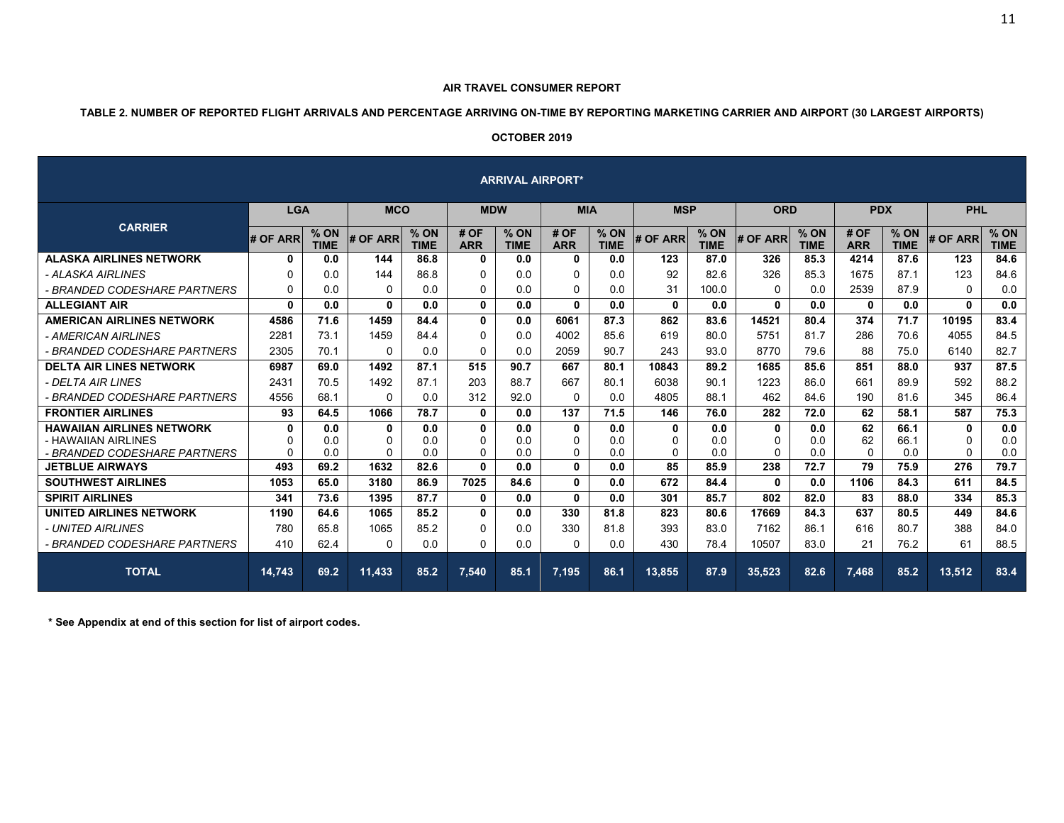**AIR TRAVEL CONSUMER REPORT**

**TABLE 2. NUMBER OF REPORTED FLIGHT ARRIVALS AND PERCENTAGE ARRIVING ON-TIME BY REPORTING MARKETING CARRIER AND AIRPORT (30 LARGEST AIRPORTS)**

**OCTOBER 2019**

| CARRIER | ARRIVAL AIRPORT* | | | | | | | | | | | | | | | |
|---|---|---|---|---|---|---|---|---|---|---|---|---|---|---|---|---|
| | LGA | | MCO | | MDW | | MIA | | MSP | | ORD | | PDX | | PHL | |
| | # OF ARR | % ON TIME | # OF ARR | % ON TIME | # OF ARR | % ON TIME | # OF ARR | % ON TIME | # OF ARR | % ON TIME | # OF ARR | % ON TIME | # OF ARR | % ON TIME | # OF ARR | % ON TIME |
| **ALASKA AIRLINES NETWORK** | **0** | **0.0** | **144** | **86.8** | **0** | **0.0** | **0** | **0.0** | **123** | **87.0** | **326** | **85.3** | **4214** | **87.6** | **123** | **84.6** |
| *- ALASKA AIRLINES* | 0 | 0.0 | 144 | 86.8 | 0 | 0.0 | 0 | 0.0 | 92 | 82.6 | 326 | 85.3 | 1675 | 87.1 | 123 | 84.6 |
| *- BRANDED CODESHARE PARTNERS* | 0 | 0.0 | 0 | 0.0 | 0 | 0.0 | 0 | 0.0 | 31 | 100.0 | 0 | 0.0 | 2539 | 87.9 | 0 | 0.0 |
| **ALLEGIANT AIR** | **0** | **0.0** | **0** | **0.0** | **0** | **0.0** | **0** | **0.0** | **0** | **0.0** | **0** | **0.0** | **0** | **0.0** | **0** | **0.0** |
| **AMERICAN AIRLINES NETWORK** | **4586** | **71.6** | **1459** | **84.4** | **0** | **0.0** | **6061** | **87.3** | **862** | **83.6** | **14521** | **80.4** | **374** | **71.7** | **10195** | **83.4** |
| *- AMERICAN AIRLINES* | 2281 | 73.1 | 1459 | 84.4 | 0 | 0.0 | 4002 | 85.6 | 619 | 80.0 | 5751 | 81.7 | 286 | 70.6 | 4055 | 84.5 |
| *- BRANDED CODESHARE PARTNERS* | 2305 | 70.1 | 0 | 0.0 | 0 | 0.0 | 2059 | 90.7 | 243 | 93.0 | 8770 | 79.6 | 88 | 75.0 | 6140 | 82.7 |
| **DELTA AIR LINES NETWORK** | **6987** | **69.0** | **1492** | **87.1** | **515** | **90.7** | **667** | **80.1** | **10843** | **89.2** | **1685** | **85.6** | **851** | **88.0** | **937** | **87.5** |
| *- DELTA AIR LINES* | 2431 | 70.5 | 1492 | 87.1 | 203 | 88.7 | 667 | 80.1 | 6038 | 90.1 | 1223 | 86.0 | 661 | 89.9 | 592 | 88.2 |
| *- BRANDED CODESHARE PARTNERS* | 4556 | 68.1 | 0 | 0.0 | 312 | 92.0 | 0 | 0.0 | 4805 | 88.1 | 462 | 84.6 | 190 | 81.6 | 345 | 86.4 |
| **FRONTIER AIRLINES** | **93** | **64.5** | **1066** | **78.7** | **0** | **0.0** | **137** | **71.5** | **146** | **76.0** | **282** | **72.0** | **62** | **58.1** | **587** | **75.3** |
| **HAWAIIAN AIRLINES NETWORK** | **0** | **0.0** | **0** | **0.0** | **0** | **0.0** | **0** | **0.0** | **0** | **0.0** | **0** | **0.0** | **62** | **66.1** | **0** | **0.0** |
| - HAWAIIAN AIRLINES | 0 | 0.0 | 0 | 0.0 | 0 | 0.0 | 0 | 0.0 | 0 | 0.0 | 0 | 0.0 | 62 | 66.1 | 0 | 0.0 |
| *- BRANDED CODESHARE PARTNERS* | 0 | 0.0 | 0 | 0.0 | 0 | 0.0 | 0 | 0.0 | 0 | 0.0 | 0 | 0.0 | 0 | 0.0 | 0 | 0.0 |
| **JETBLUE AIRWAYS** | **493** | **69.2** | **1632** | **82.6** | **0** | **0.0** | **0** | **0.0** | **85** | **85.9** | **238** | **72.7** | **79** | **75.9** | **276** | **79.7** |
| **SOUTHWEST AIRLINES** | **1053** | **65.0** | **3180** | **86.9** | **7025** | **84.6** | **0** | **0.0** | **672** | **84.4** | **0** | **0.0** | **1106** | **84.3** | **611** | **84.5** |
| **SPIRIT AIRLINES** | **341** | **73.6** | **1395** | **87.7** | **0** | **0.0** | **0** | **0.0** | **301** | **85.7** | **802** | **82.0** | **83** | **88.0** | **334** | **85.3** |
| **UNITED AIRLINES NETWORK** | **1190** | **64.6** | **1065** | **85.2** | **0** | **0.0** | **330** | **81.8** | **823** | **80.6** | **17669** | **84.3** | **637** | **80.5** | **449** | **84.6** |
| *- UNITED AIRLINES* | 780 | 65.8 | 1065 | 85.2 | 0 | 0.0 | 330 | 81.8 | 393 | 83.0 | 7162 | 86.1 | 616 | 80.7 | 388 | 84.0 |
| *- BRANDED CODESHARE PARTNERS* | 410 | 62.4 | 0 | 0.0 | 0 | 0.0 | 0 | 0.0 | 430 | 78.4 | 10507 | 83.0 | 21 | 76.2 | 61 | 88.5 |
| **TOTAL** | **14,743** | **69.2** | **11,433** | **85.2** | **7,540** | **85.1** | **7,195** | **86.1** | **13,855** | **87.9** | **35,523** | **82.6** | **7,468** | **85.2** | **13,512** | **83.4** |

**\* See Appendix at end of this section for list of airport codes.**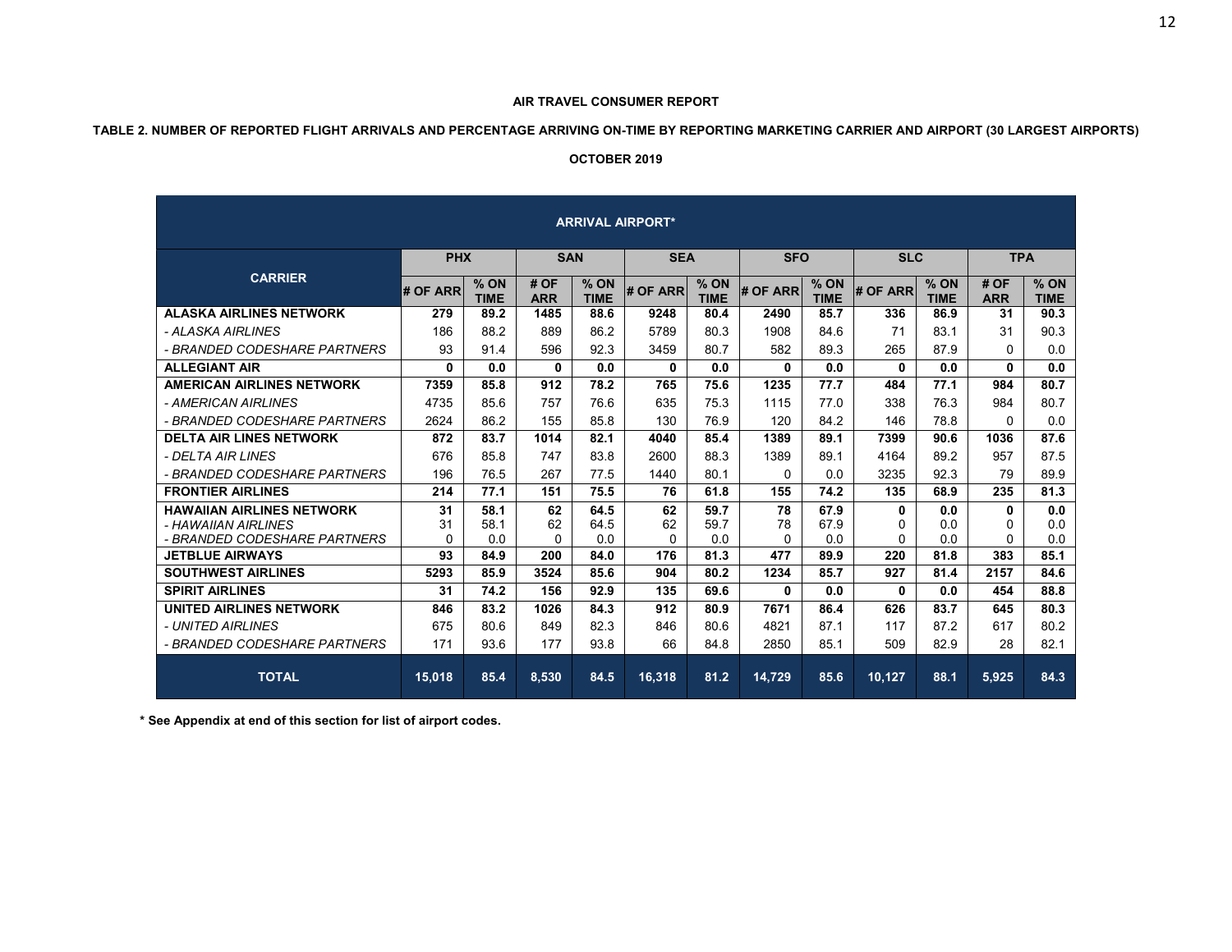**AIR TRAVEL CONSUMER REPORT**

**TABLE 2. NUMBER OF REPORTED FLIGHT ARRIVALS AND PERCENTAGE ARRIVING ON-TIME BY REPORTING MARKETING CARRIER AND AIRPORT (30 LARGEST AIRPORTS)**

**OCTOBER 2019**

| CARRIER | ARRIVAL AIRPORT* | | | | | | | | | | | |
|---|---|---|---|---|---|---|---|---|---|---|---|---|
| | PHX | | SAN | | SEA | | SFO | | SLC | | TPA | |
| | # OF ARR | % ON TIME | # OF ARR | % ON TIME | # OF ARR | % ON TIME | # OF ARR | % ON TIME | # OF ARR | % ON TIME | # OF ARR | % ON TIME |
| **ALASKA AIRLINES NETWORK** | **279** | **89.2** | **1485** | **88.6** | **9248** | **80.4** | **2490** | **85.7** | **336** | **86.9** | **31** | **90.3** |
| *- ALASKA AIRLINES* | 186 | 88.2 | 889 | 86.2 | 5789 | 80.3 | 1908 | 84.6 | 71 | 83.1 | 31 | 90.3 |
| *- BRANDED CODESHARE PARTNERS* | 93 | 91.4 | 596 | 92.3 | 3459 | 80.7 | 582 | 89.3 | 265 | 87.9 | 0 | 0.0 |
| **ALLEGIANT AIR** | **0** | **0.0** | **0** | **0.0** | **0** | **0.0** | **0** | **0.0** | **0** | **0.0** | **0** | **0.0** |
| **AMERICAN AIRLINES NETWORK** | **7359** | **85.8** | **912** | **78.2** | **765** | **75.6** | **1235** | **77.7** | **484** | **77.1** | **984** | **80.7** |
| *- AMERICAN AIRLINES* | 4735 | 85.6 | 757 | 76.6 | 635 | 75.3 | 1115 | 77.0 | 338 | 76.3 | 984 | 80.7 |
| *- BRANDED CODESHARE PARTNERS* | 2624 | 86.2 | 155 | 85.8 | 130 | 76.9 | 120 | 84.2 | 146 | 78.8 | 0 | 0.0 |
| **DELTA AIR LINES NETWORK** | **872** | **83.7** | **1014** | **82.1** | **4040** | **85.4** | **1389** | **89.1** | **7399** | **90.6** | **1036** | **87.6** |
| *- DELTA AIR LINES* | 676 | 85.8 | 747 | 83.8 | 2600 | 88.3 | 1389 | 89.1 | 4164 | 89.2 | 957 | 87.5 |
| *- BRANDED CODESHARE PARTNERS* | 196 | 76.5 | 267 | 77.5 | 1440 | 80.1 | 0 | 0.0 | 3235 | 92.3 | 79 | 89.9 |
| **FRONTIER AIRLINES** | **214** | **77.1** | **151** | **75.5** | **76** | **61.8** | **155** | **74.2** | **135** | **68.9** | **235** | **81.3** |
| **HAWAIIAN AIRLINES NETWORK** | **31** | **58.1** | **62** | **64.5** | **62** | **59.7** | **78** | **67.9** | **0** | **0.0** | **0** | **0.0** |
| *- HAWAIIAN AIRLINES* | 31 | 58.1 | 62 | 64.5 | 62 | 59.7 | 78 | 67.9 | 0 | 0.0 | 0 | 0.0 |
| *- BRANDED CODESHARE PARTNERS* | 0 | 0.0 | 0 | 0.0 | 0 | 0.0 | 0 | 0.0 | 0 | 0.0 | 0 | 0.0 |
| **JETBLUE AIRWAYS** | **93** | **84.9** | **200** | **84.0** | **176** | **81.3** | **477** | **89.9** | **220** | **81.8** | **383** | **85.1** |
| **SOUTHWEST AIRLINES** | **5293** | **85.9** | **3524** | **85.6** | **904** | **80.2** | **1234** | **85.7** | **927** | **81.4** | **2157** | **84.6** |
| **SPIRIT AIRLINES** | **31** | **74.2** | **156** | **92.9** | **135** | **69.6** | **0** | **0.0** | **0** | **0.0** | **454** | **88.8** |
| **UNITED AIRLINES NETWORK** | **846** | **83.2** | **1026** | **84.3** | **912** | **80.9** | **7671** | **86.4** | **626** | **83.7** | **645** | **80.3** |
| *- UNITED AIRLINES* | 675 | 80.6 | 849 | 82.3 | 846 | 80.6 | 4821 | 87.1 | 117 | 87.2 | 617 | 80.2 |
| *- BRANDED CODESHARE PARTNERS* | 171 | 93.6 | 177 | 93.8 | 66 | 84.8 | 2850 | 85.1 | 509 | 82.9 | 28 | 82.1 |
| **TOTAL** | **15,018** | **85.4** | **8,530** | **84.5** | **16,318** | **81.2** | **14,729** | **85.6** | **10,127** | **88.1** | **5,925** | **84.3** |

**\* See Appendix at end of this section for list of airport codes.**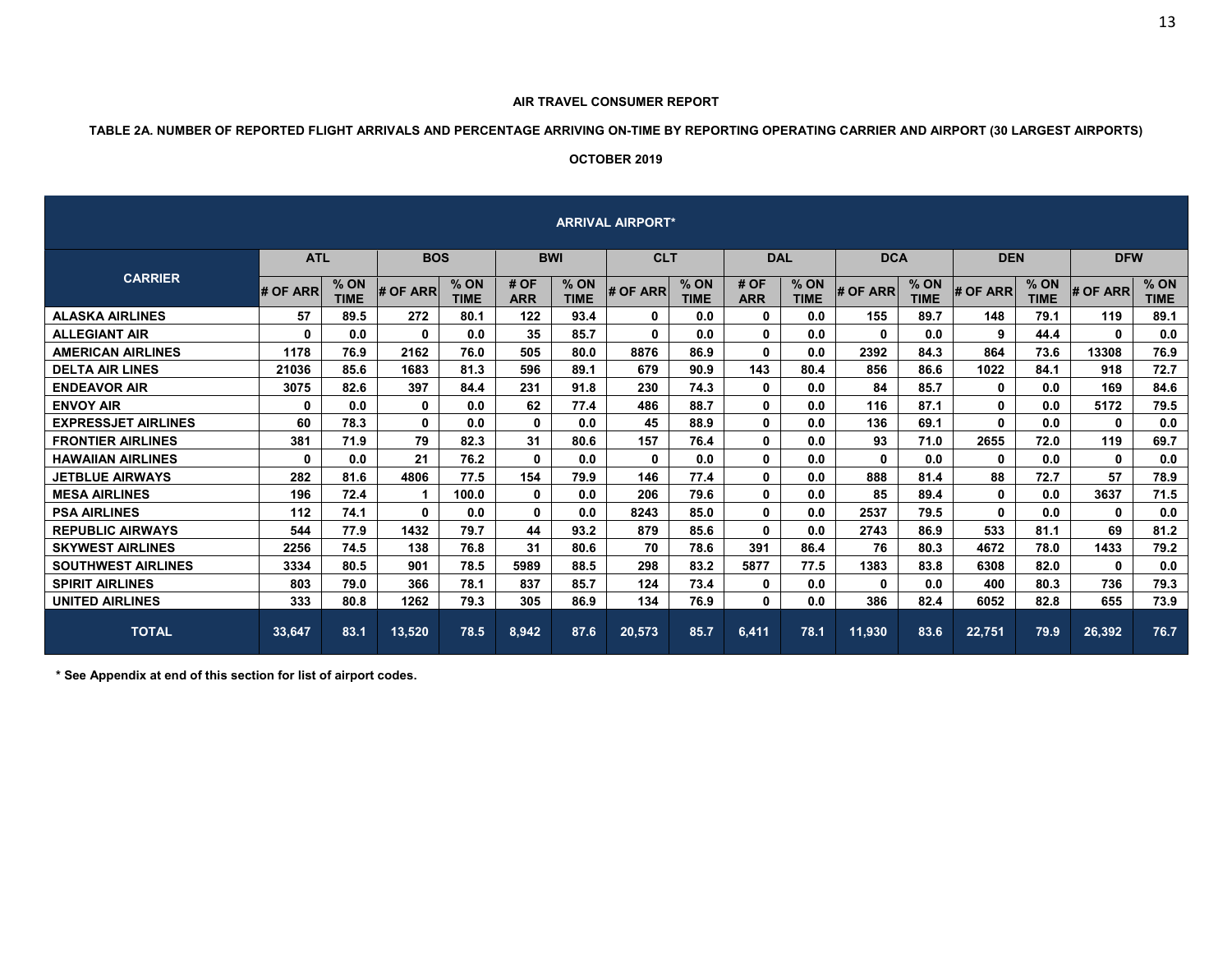**AIR TRAVEL CONSUMER REPORT**

**TABLE 2A. NUMBER OF REPORTED FLIGHT ARRIVALS AND PERCENTAGE ARRIVING ON-TIME BY REPORTING OPERATING CARRIER AND AIRPORT (30 LARGEST AIRPORTS)**

**OCTOBER 2019**

| CARRIER | ARRIVAL AIRPORT* | | | | | | | | | | | | | | | |
|---|---|---|---|---|---|---|---|---|---|---|---|---|---|---|---|---|
| | ATL | | BOS | | BWI | | CLT | | DAL | | DCA | | DEN | | DFW | |
| | # OF ARR | % ON TIME | # OF ARR | % ON TIME | # OF ARR | % ON TIME | # OF ARR | % ON TIME | # OF ARR | % ON TIME | # OF ARR | % ON TIME | # OF ARR | % ON TIME | # OF ARR | % ON TIME |
| ALASKA AIRLINES | 57 | 89.5 | 272 | 80.1 | 122 | 93.4 | 0 | 0.0 | 0 | 0.0 | 155 | 89.7 | 148 | 79.1 | 119 | 89.1 |
| ALLEGIANT AIR | 0 | 0.0 | 0 | 0.0 | 35 | 85.7 | 0 | 0.0 | 0 | 0.0 | 0 | 0.0 | 9 | 44.4 | 0 | 0.0 |
| AMERICAN AIRLINES | 1178 | 76.9 | 2162 | 76.0 | 505 | 80.0 | 8876 | 86.9 | 0 | 0.0 | 2392 | 84.3 | 864 | 73.6 | 13308 | 76.9 |
| DELTA AIR LINES | 21036 | 85.6 | 1683 | 81.3 | 596 | 89.1 | 679 | 90.9 | 143 | 80.4 | 856 | 86.6 | 1022 | 84.1 | 918 | 72.7 |
| ENDEAVOR AIR | 3075 | 82.6 | 397 | 84.4 | 231 | 91.8 | 230 | 74.3 | 0 | 0.0 | 84 | 85.7 | 0 | 0.0 | 169 | 84.6 |
| ENVOY AIR | 0 | 0.0 | 0 | 0.0 | 62 | 77.4 | 486 | 88.7 | 0 | 0.0 | 116 | 87.1 | 0 | 0.0 | 5172 | 79.5 |
| EXPRESSJET AIRLINES | 60 | 78.3 | 0 | 0.0 | 0 | 0.0 | 45 | 88.9 | 0 | 0.0 | 136 | 69.1 | 0 | 0.0 | 0 | 0.0 |
| FRONTIER AIRLINES | 381 | 71.9 | 79 | 82.3 | 31 | 80.6 | 157 | 76.4 | 0 | 0.0 | 93 | 71.0 | 2655 | 72.0 | 119 | 69.7 |
| HAWAIIAN AIRLINES | 0 | 0.0 | 21 | 76.2 | 0 | 0.0 | 0 | 0.0 | 0 | 0.0 | 0 | 0.0 | 0 | 0.0 | 0 | 0.0 |
| JETBLUE AIRWAYS | 282 | 81.6 | 4806 | 77.5 | 154 | 79.9 | 146 | 77.4 | 0 | 0.0 | 888 | 81.4 | 88 | 72.7 | 57 | 78.9 |
| MESA AIRLINES | 196 | 72.4 | 1 | 100.0 | 0 | 0.0 | 206 | 79.6 | 0 | 0.0 | 85 | 89.4 | 0 | 0.0 | 3637 | 71.5 |
| PSA AIRLINES | 112 | 74.1 | 0 | 0.0 | 0 | 0.0 | 8243 | 85.0 | 0 | 0.0 | 2537 | 79.5 | 0 | 0.0 | 0 | 0.0 |
| REPUBLIC AIRWAYS | 544 | 77.9 | 1432 | 79.7 | 44 | 93.2 | 879 | 85.6 | 0 | 0.0 | 2743 | 86.9 | 533 | 81.1 | 69 | 81.2 |
| SKYWEST AIRLINES | 2256 | 74.5 | 138 | 76.8 | 31 | 80.6 | 70 | 78.6 | 391 | 86.4 | 76 | 80.3 | 4672 | 78.0 | 1433 | 79.2 |
| SOUTHWEST AIRLINES | 3334 | 80.5 | 901 | 78.5 | 5989 | 88.5 | 298 | 83.2 | 5877 | 77.5 | 1383 | 83.8 | 6308 | 82.0 | 0 | 0.0 |
| SPIRIT AIRLINES | 803 | 79.0 | 366 | 78.1 | 837 | 85.7 | 124 | 73.4 | 0 | 0.0 | 0 | 0.0 | 400 | 80.3 | 736 | 79.3 |
| UNITED AIRLINES | 333 | 80.8 | 1262 | 79.3 | 305 | 86.9 | 134 | 76.9 | 0 | 0.0 | 386 | 82.4 | 6052 | 82.8 | 655 | 73.9 |
| TOTAL | 33,647 | 83.1 | 13,520 | 78.5 | 8,942 | 87.6 | 20,573 | 85.7 | 6,411 | 78.1 | 11,930 | 83.6 | 22,751 | 79.9 | 26,392 | 76.7 |

**\* See Appendix at end of this section for list of airport codes.**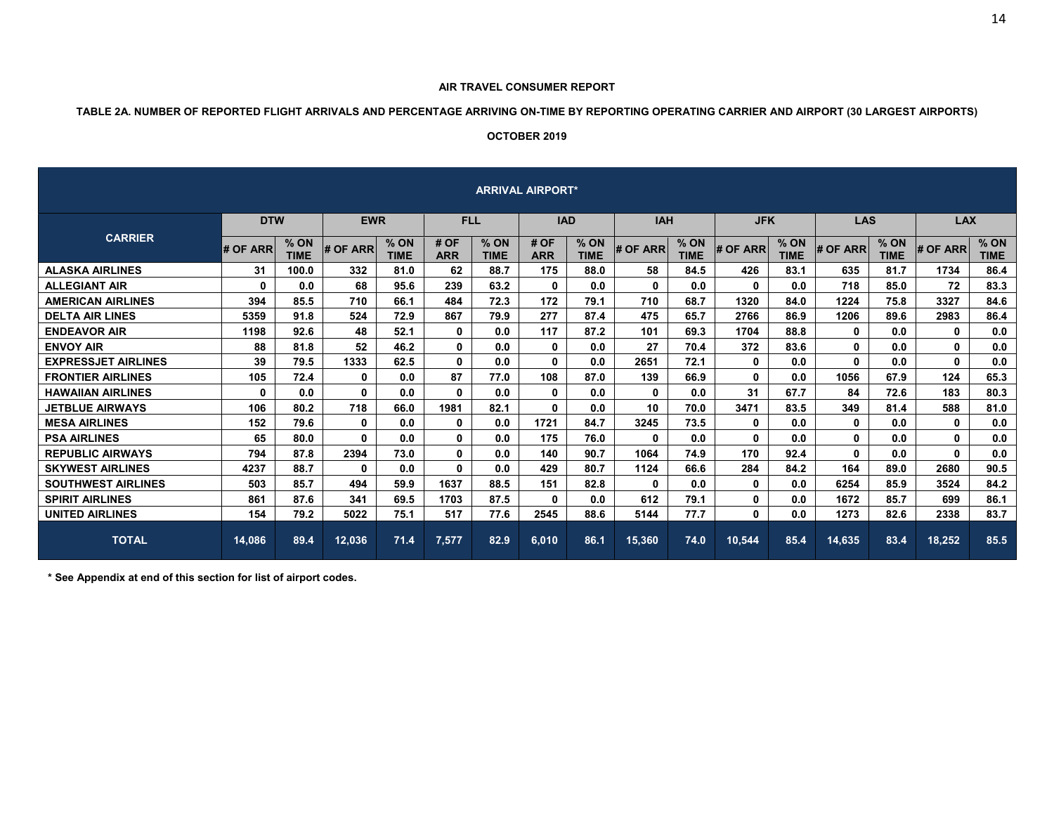**AIR TRAVEL CONSUMER REPORT**

**TABLE 2A. NUMBER OF REPORTED FLIGHT ARRIVALS AND PERCENTAGE ARRIVING ON-TIME BY REPORTING OPERATING CARRIER AND AIRPORT (30 LARGEST AIRPORTS)**

**OCTOBER 2019**

| CARRIER | ARRIVAL AIRPORT* | | | | | | | | | | | | | | | |
|---|---|---|---|---|---|---|---|---|---|---|---|---|---|---|---|---|
| | DTW | | EWR | | FLL | | IAD | | IAH | | JFK | | LAS | | LAX | |
| | # OF ARR | % ON TIME | # OF ARR | % ON TIME | # OF ARR | % ON TIME | # OF ARR | % ON TIME | # OF ARR | % ON TIME | # OF ARR | % ON TIME | # OF ARR | % ON TIME | # OF ARR | % ON TIME |
| ALASKA AIRLINES | 31 | 100.0 | 332 | 81.0 | 62 | 88.7 | 175 | 88.0 | 58 | 84.5 | 426 | 83.1 | 635 | 81.7 | 1734 | 86.4 |
| ALLEGIANT AIR | 0 | 0.0 | 68 | 95.6 | 239 | 63.2 | 0 | 0.0 | 0 | 0.0 | 0 | 0.0 | 718 | 85.0 | 72 | 83.3 |
| AMERICAN AIRLINES | 394 | 85.5 | 710 | 66.1 | 484 | 72.3 | 172 | 79.1 | 710 | 68.7 | 1320 | 84.0 | 1224 | 75.8 | 3327 | 84.6 |
| DELTA AIR LINES | 5359 | 91.8 | 524 | 72.9 | 867 | 79.9 | 277 | 87.4 | 475 | 65.7 | 2766 | 86.9 | 1206 | 89.6 | 2983 | 86.4 |
| ENDEAVOR AIR | 1198 | 92.6 | 48 | 52.1 | 0 | 0.0 | 117 | 87.2 | 101 | 69.3 | 1704 | 88.8 | 0 | 0.0 | 0 | 0.0 |
| ENVOY AIR | 88 | 81.8 | 52 | 46.2 | 0 | 0.0 | 0 | 0.0 | 27 | 70.4 | 372 | 83.6 | 0 | 0.0 | 0 | 0.0 |
| EXPRESSJET AIRLINES | 39 | 79.5 | 1333 | 62.5 | 0 | 0.0 | 0 | 0.0 | 2651 | 72.1 | 0 | 0.0 | 0 | 0.0 | 0 | 0.0 |
| FRONTIER AIRLINES | 105 | 72.4 | 0 | 0.0 | 87 | 77.0 | 108 | 87.0 | 139 | 66.9 | 0 | 0.0 | 1056 | 67.9 | 124 | 65.3 |
| HAWAIIAN AIRLINES | 0 | 0.0 | 0 | 0.0 | 0 | 0.0 | 0 | 0.0 | 0 | 0.0 | 31 | 67.7 | 84 | 72.6 | 183 | 80.3 |
| JETBLUE AIRWAYS | 106 | 80.2 | 718 | 66.0 | 1981 | 82.1 | 0 | 0.0 | 10 | 70.0 | 3471 | 83.5 | 349 | 81.4 | 588 | 81.0 |
| MESA AIRLINES | 152 | 79.6 | 0 | 0.0 | 0 | 0.0 | 1721 | 84.7 | 3245 | 73.5 | 0 | 0.0 | 0 | 0.0 | 0 | 0.0 |
| PSA AIRLINES | 65 | 80.0 | 0 | 0.0 | 0 | 0.0 | 175 | 76.0 | 0 | 0.0 | 0 | 0.0 | 0 | 0.0 | 0 | 0.0 |
| REPUBLIC AIRWAYS | 794 | 87.8 | 2394 | 73.0 | 0 | 0.0 | 140 | 90.7 | 1064 | 74.9 | 170 | 92.4 | 0 | 0.0 | 0 | 0.0 |
| SKYWEST AIRLINES | 4237 | 88.7 | 0 | 0.0 | 0 | 0.0 | 429 | 80.7 | 1124 | 66.6 | 284 | 84.2 | 164 | 89.0 | 2680 | 90.5 |
| SOUTHWEST AIRLINES | 503 | 85.7 | 494 | 59.9 | 1637 | 88.5 | 151 | 82.8 | 0 | 0.0 | 0 | 0.0 | 6254 | 85.9 | 3524 | 84.2 |
| SPIRIT AIRLINES | 861 | 87.6 | 341 | 69.5 | 1703 | 87.5 | 0 | 0.0 | 612 | 79.1 | 0 | 0.0 | 1672 | 85.7 | 699 | 86.1 |
| UNITED AIRLINES | 154 | 79.2 | 5022 | 75.1 | 517 | 77.6 | 2545 | 88.6 | 5144 | 77.7 | 0 | 0.0 | 1273 | 82.6 | 2338 | 83.7 |
| TOTAL | 14,086 | 89.4 | 12,036 | 71.4 | 7,577 | 82.9 | 6,010 | 86.1 | 15,360 | 74.0 | 10,544 | 85.4 | 14,635 | 83.4 | 18,252 | 85.5 |

**\* See Appendix at end of this section for list of airport codes.**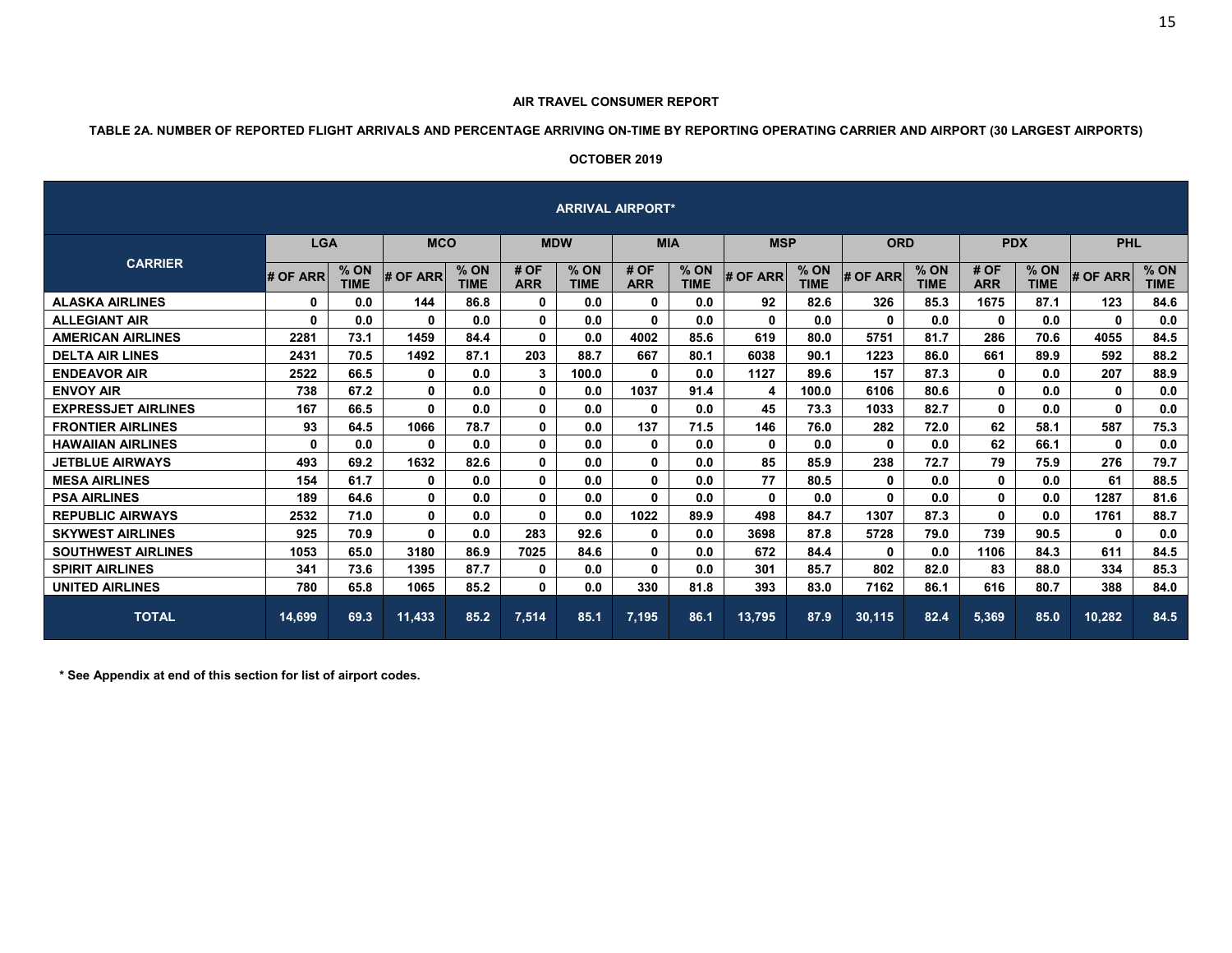**AIR TRAVEL CONSUMER REPORT**

**TABLE 2A. NUMBER OF REPORTED FLIGHT ARRIVALS AND PERCENTAGE ARRIVING ON-TIME BY REPORTING OPERATING CARRIER AND AIRPORT (30 LARGEST AIRPORTS)**

**OCTOBER 2019**

| CARRIER | ARRIVAL AIRPORT* | | | | | | | | | | | | | | | |
|---|---|---|---|---|---|---|---|---|---|---|---|---|---|---|---|---|
| | LGA | | MCO | | MDW | | MIA | | MSP | | ORD | | PDX | | PHL | |
| | # OF ARR | % ON TIME | # OF ARR | % ON TIME | # OF ARR | % ON TIME | # OF ARR | % ON TIME | # OF ARR | % ON TIME | # OF ARR | % ON TIME | # OF ARR | % ON TIME | # OF ARR | % ON TIME |
| ALASKA AIRLINES | 0 | 0.0 | 144 | 86.8 | 0 | 0.0 | 0 | 0.0 | 92 | 82.6 | 326 | 85.3 | 1675 | 87.1 | 123 | 84.6 |
| ALLEGIANT AIR | 0 | 0.0 | 0 | 0.0 | 0 | 0.0 | 0 | 0.0 | 0 | 0.0 | 0 | 0.0 | 0 | 0.0 | 0 | 0.0 |
| AMERICAN AIRLINES | 2281 | 73.1 | 1459 | 84.4 | 0 | 0.0 | 4002 | 85.6 | 619 | 80.0 | 5751 | 81.7 | 286 | 70.6 | 4055 | 84.5 |
| DELTA AIR LINES | 2431 | 70.5 | 1492 | 87.1 | 203 | 88.7 | 667 | 80.1 | 6038 | 90.1 | 1223 | 86.0 | 661 | 89.9 | 592 | 88.2 |
| ENDEAVOR AIR | 2522 | 66.5 | 0 | 0.0 | 3 | 100.0 | 0 | 0.0 | 1127 | 89.6 | 157 | 87.3 | 0 | 0.0 | 207 | 88.9 |
| ENVOY AIR | 738 | 67.2 | 0 | 0.0 | 0 | 0.0 | 1037 | 91.4 | 4 | 100.0 | 6106 | 80.6 | 0 | 0.0 | 0 | 0.0 |
| EXPRESSJET AIRLINES | 167 | 66.5 | 0 | 0.0 | 0 | 0.0 | 0 | 0.0 | 45 | 73.3 | 1033 | 82.7 | 0 | 0.0 | 0 | 0.0 |
| FRONTIER AIRLINES | 93 | 64.5 | 1066 | 78.7 | 0 | 0.0 | 137 | 71.5 | 146 | 76.0 | 282 | 72.0 | 62 | 58.1 | 587 | 75.3 |
| HAWAIIAN AIRLINES | 0 | 0.0 | 0 | 0.0 | 0 | 0.0 | 0 | 0.0 | 0 | 0.0 | 0 | 0.0 | 62 | 66.1 | 0 | 0.0 |
| JETBLUE AIRWAYS | 493 | 69.2 | 1632 | 82.6 | 0 | 0.0 | 0 | 0.0 | 85 | 85.9 | 238 | 72.7 | 79 | 75.9 | 276 | 79.7 |
| MESA AIRLINES | 154 | 61.7 | 0 | 0.0 | 0 | 0.0 | 0 | 0.0 | 77 | 80.5 | 0 | 0.0 | 0 | 0.0 | 61 | 88.5 |
| PSA AIRLINES | 189 | 64.6 | 0 | 0.0 | 0 | 0.0 | 0 | 0.0 | 0 | 0.0 | 0 | 0.0 | 0 | 0.0 | 1287 | 81.6 |
| REPUBLIC AIRWAYS | 2532 | 71.0 | 0 | 0.0 | 0 | 0.0 | 1022 | 89.9 | 498 | 84.7 | 1307 | 87.3 | 0 | 0.0 | 1761 | 88.7 |
| SKYWEST AIRLINES | 925 | 70.9 | 0 | 0.0 | 283 | 92.6 | 0 | 0.0 | 3698 | 87.8 | 5728 | 79.0 | 739 | 90.5 | 0 | 0.0 |
| SOUTHWEST AIRLINES | 1053 | 65.0 | 3180 | 86.9 | 7025 | 84.6 | 0 | 0.0 | 672 | 84.4 | 0 | 0.0 | 1106 | 84.3 | 611 | 84.5 |
| SPIRIT AIRLINES | 341 | 73.6 | 1395 | 87.7 | 0 | 0.0 | 0 | 0.0 | 301 | 85.7 | 802 | 82.0 | 83 | 88.0 | 334 | 85.3 |
| UNITED AIRLINES | 780 | 65.8 | 1065 | 85.2 | 0 | 0.0 | 330 | 81.8 | 393 | 83.0 | 7162 | 86.1 | 616 | 80.7 | 388 | 84.0 |
| TOTAL | 14,699 | 69.3 | 11,433 | 85.2 | 7,514 | 85.1 | 7,195 | 86.1 | 13,795 | 87.9 | 30,115 | 82.4 | 5,369 | 85.0 | 10,282 | 84.5 |

**\* See Appendix at end of this section for list of airport codes.**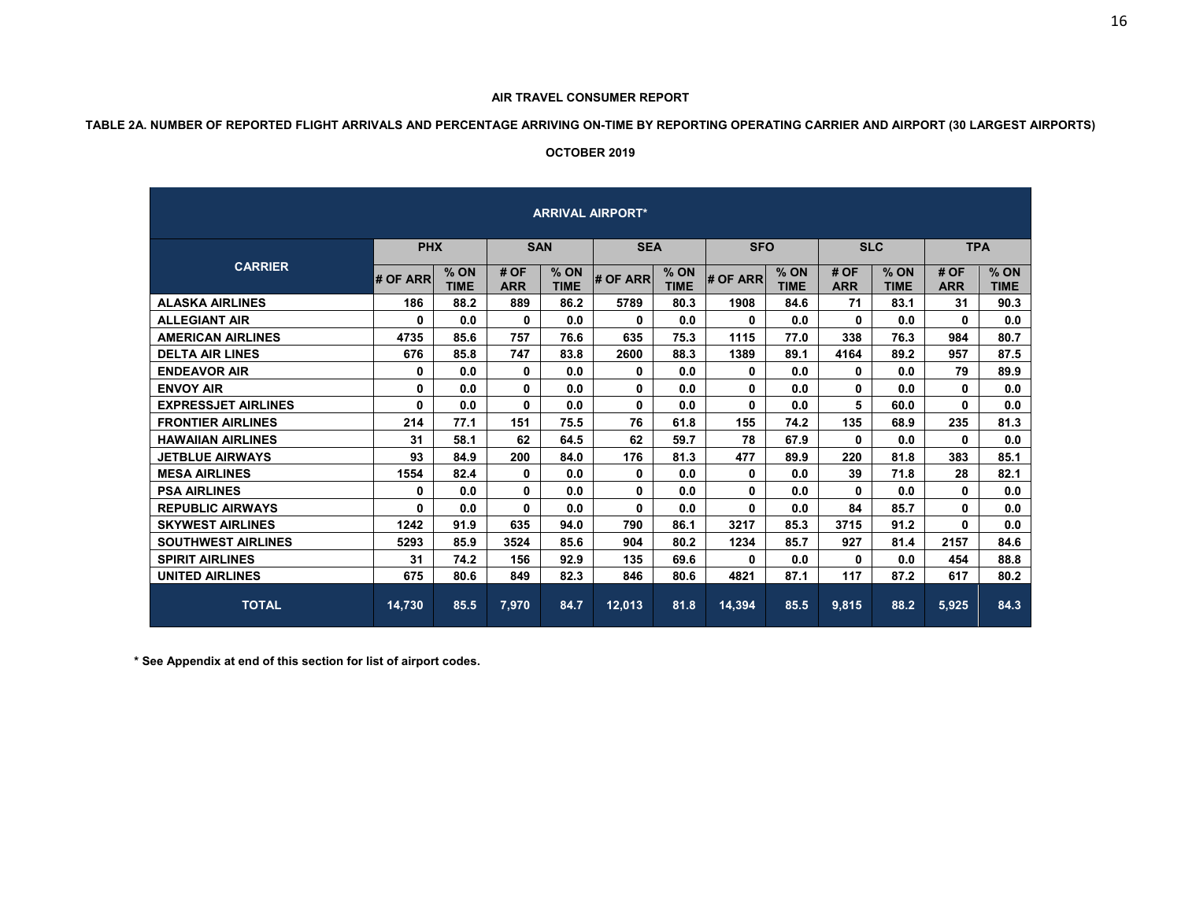**AIR TRAVEL CONSUMER REPORT**

**TABLE 2A. NUMBER OF REPORTED FLIGHT ARRIVALS AND PERCENTAGE ARRIVING ON-TIME BY REPORTING OPERATING CARRIER AND AIRPORT (30 LARGEST AIRPORTS)**

**OCTOBER 2019**

| CARRIER | ARRIVAL AIRPORT* | | | | | | | | | | | |
|---|---|---|---|---|---|---|---|---|---|---|---|---|
| | PHX | | SAN | | SEA | | SFO | | SLC | | TPA | |
| | # OF ARR | % ON TIME | # OF ARR | % ON TIME | # OF ARR | % ON TIME | # OF ARR | % ON TIME | # OF ARR | % ON TIME | # OF ARR | % ON TIME |
| ALASKA AIRLINES | 186 | 88.2 | 889 | 86.2 | 5789 | 80.3 | 1908 | 84.6 | 71 | 83.1 | 31 | 90.3 |
| ALLEGIANT AIR | 0 | 0.0 | 0 | 0.0 | 0 | 0.0 | 0 | 0.0 | 0 | 0.0 | 0 | 0.0 |
| AMERICAN AIRLINES | 4735 | 85.6 | 757 | 76.6 | 635 | 75.3 | 1115 | 77.0 | 338 | 76.3 | 984 | 80.7 |
| DELTA AIR LINES | 676 | 85.8 | 747 | 83.8 | 2600 | 88.3 | 1389 | 89.1 | 4164 | 89.2 | 957 | 87.5 |
| ENDEAVOR AIR | 0 | 0.0 | 0 | 0.0 | 0 | 0.0 | 0 | 0.0 | 0 | 0.0 | 79 | 89.9 |
| ENVOY AIR | 0 | 0.0 | 0 | 0.0 | 0 | 0.0 | 0 | 0.0 | 0 | 0.0 | 0 | 0.0 |
| EXPRESSJET AIRLINES | 0 | 0.0 | 0 | 0.0 | 0 | 0.0 | 0 | 0.0 | 5 | 60.0 | 0 | 0.0 |
| FRONTIER AIRLINES | 214 | 77.1 | 151 | 75.5 | 76 | 61.8 | 155 | 74.2 | 135 | 68.9 | 235 | 81.3 |
| HAWAIIAN AIRLINES | 31 | 58.1 | 62 | 64.5 | 62 | 59.7 | 78 | 67.9 | 0 | 0.0 | 0 | 0.0 |
| JETBLUE AIRWAYS | 93 | 84.9 | 200 | 84.0 | 176 | 81.3 | 477 | 89.9 | 220 | 81.8 | 383 | 85.1 |
| MESA AIRLINES | 1554 | 82.4 | 0 | 0.0 | 0 | 0.0 | 0 | 0.0 | 39 | 71.8 | 28 | 82.1 |
| PSA AIRLINES | 0 | 0.0 | 0 | 0.0 | 0 | 0.0 | 0 | 0.0 | 0 | 0.0 | 0 | 0.0 |
| REPUBLIC AIRWAYS | 0 | 0.0 | 0 | 0.0 | 0 | 0.0 | 0 | 0.0 | 84 | 85.7 | 0 | 0.0 |
| SKYWEST AIRLINES | 1242 | 91.9 | 635 | 94.0 | 790 | 86.1 | 3217 | 85.3 | 3715 | 91.2 | 0 | 0.0 |
| SOUTHWEST AIRLINES | 5293 | 85.9 | 3524 | 85.6 | 904 | 80.2 | 1234 | 85.7 | 927 | 81.4 | 2157 | 84.6 |
| SPIRIT AIRLINES | 31 | 74.2 | 156 | 92.9 | 135 | 69.6 | 0 | 0.0 | 0 | 0.0 | 454 | 88.8 |
| UNITED AIRLINES | 675 | 80.6 | 849 | 82.3 | 846 | 80.6 | 4821 | 87.1 | 117 | 87.2 | 617 | 80.2 |
| **TOTAL** | **14,730** | **85.5** | **7,970** | **84.7** | **12,013** | **81.8** | **14,394** | **85.5** | **9,815** | **88.2** | **5,925** | **84.3** |

**\* See Appendix at end of this section for list of airport codes.**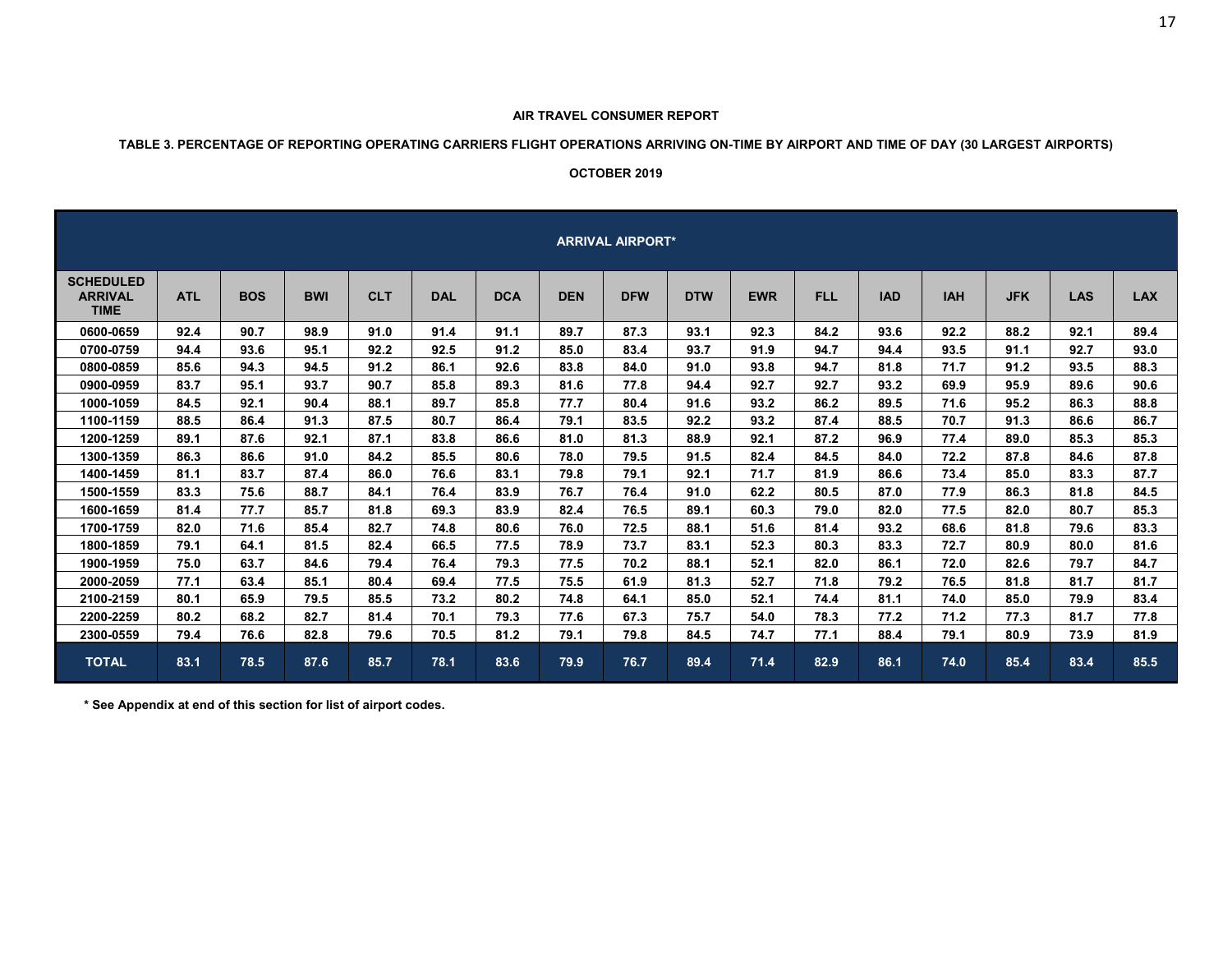**AIR TRAVEL CONSUMER REPORT**

**TABLE 3. PERCENTAGE OF REPORTING OPERATING CARRIERS FLIGHT OPERATIONS ARRIVING ON-TIME BY AIRPORT AND TIME OF DAY (30 LARGEST AIRPORTS)**

**OCTOBER 2019**

| | ARRIVAL AIRPORT* | | | | | | | | | | | | | | | |
|---|---|---|---|---|---|---|---|---|---|---|---|---|---|---|---|---|
| **SCHEDULED ARRIVAL TIME** | **ATL** | **BOS** | **BWI** | **CLT** | **DAL** | **DCA** | **DEN** | **DFW** | **DTW** | **EWR** | **FLL** | **IAD** | **IAH** | **JFK** | **LAS** | **LAX** |
| 0600-0659 | 92.4 | 90.7 | 98.9 | 91.0 | 91.4 | 91.1 | 89.7 | 87.3 | 93.1 | 92.3 | 84.2 | 93.6 | 92.2 | 88.2 | 92.1 | 89.4 |
| 0700-0759 | 94.4 | 93.6 | 95.1 | 92.2 | 92.5 | 91.2 | 85.0 | 83.4 | 93.7 | 91.9 | 94.7 | 94.4 | 93.5 | 91.1 | 92.7 | 93.0 |
| 0800-0859 | 85.6 | 94.3 | 94.5 | 91.2 | 86.1 | 92.6 | 83.8 | 84.0 | 91.0 | 93.8 | 94.7 | 81.8 | 71.7 | 91.2 | 93.5 | 88.3 |
| 0900-0959 | 83.7 | 95.1 | 93.7 | 90.7 | 85.8 | 89.3 | 81.6 | 77.8 | 94.4 | 92.7 | 92.7 | 93.2 | 69.9 | 95.9 | 89.6 | 90.6 |
| 1000-1059 | 84.5 | 92.1 | 90.4 | 88.1 | 89.7 | 85.8 | 77.7 | 80.4 | 91.6 | 93.2 | 86.2 | 89.5 | 71.6 | 95.2 | 86.3 | 88.8 |
| 1100-1159 | 88.5 | 86.4 | 91.3 | 87.5 | 80.7 | 86.4 | 79.1 | 83.5 | 92.2 | 93.2 | 87.4 | 88.5 | 70.7 | 91.3 | 86.6 | 86.7 |
| 1200-1259 | 89.1 | 87.6 | 92.1 | 87.1 | 83.8 | 86.6 | 81.0 | 81.3 | 88.9 | 92.1 | 87.2 | 96.9 | 77.4 | 89.0 | 85.3 | 85.3 |
| 1300-1359 | 86.3 | 86.6 | 91.0 | 84.2 | 85.5 | 80.6 | 78.0 | 79.5 | 91.5 | 82.4 | 84.5 | 84.0 | 72.2 | 87.8 | 84.6 | 87.8 |
| 1400-1459 | 81.1 | 83.7 | 87.4 | 86.0 | 76.6 | 83.1 | 79.8 | 79.1 | 92.1 | 71.7 | 81.9 | 86.6 | 73.4 | 85.0 | 83.3 | 87.7 |
| 1500-1559 | 83.3 | 75.6 | 88.7 | 84.1 | 76.4 | 83.9 | 76.7 | 76.4 | 91.0 | 62.2 | 80.5 | 87.0 | 77.9 | 86.3 | 81.8 | 84.5 |
| 1600-1659 | 81.4 | 77.7 | 85.7 | 81.8 | 69.3 | 83.9 | 82.4 | 76.5 | 89.1 | 60.3 | 79.0 | 82.0 | 77.5 | 82.0 | 80.7 | 85.3 |
| 1700-1759 | 82.0 | 71.6 | 85.4 | 82.7 | 74.8 | 80.6 | 76.0 | 72.5 | 88.1 | 51.6 | 81.4 | 93.2 | 68.6 | 81.8 | 79.6 | 83.3 |
| 1800-1859 | 79.1 | 64.1 | 81.5 | 82.4 | 66.5 | 77.5 | 78.9 | 73.7 | 83.1 | 52.3 | 80.3 | 83.3 | 72.7 | 80.9 | 80.0 | 81.6 |
| 1900-1959 | 75.0 | 63.7 | 84.6 | 79.4 | 76.4 | 79.3 | 77.5 | 70.2 | 88.1 | 52.1 | 82.0 | 86.1 | 72.0 | 82.6 | 79.7 | 84.7 |
| 2000-2059 | 77.1 | 63.4 | 85.1 | 80.4 | 69.4 | 77.5 | 75.5 | 61.9 | 81.3 | 52.7 | 71.8 | 79.2 | 76.5 | 81.8 | 81.7 | 81.7 |
| 2100-2159 | 80.1 | 65.9 | 79.5 | 85.5 | 73.2 | 80.2 | 74.8 | 64.1 | 85.0 | 52.1 | 74.4 | 81.1 | 74.0 | 85.0 | 79.9 | 83.4 |
| 2200-2259 | 80.2 | 68.2 | 82.7 | 81.4 | 70.1 | 79.3 | 77.6 | 67.3 | 75.7 | 54.0 | 78.3 | 77.2 | 71.2 | 77.3 | 81.7 | 77.8 |
| 2300-0559 | 79.4 | 76.6 | 82.8 | 79.6 | 70.5 | 81.2 | 79.1 | 79.8 | 84.5 | 74.7 | 77.1 | 88.4 | 79.1 | 80.9 | 73.9 | 81.9 |
| **TOTAL** | **83.1** | **78.5** | **87.6** | **85.7** | **78.1** | **83.6** | **79.9** | **76.7** | **89.4** | **71.4** | **82.9** | **86.1** | **74.0** | **85.4** | **83.4** | **85.5** |

**\* See Appendix at end of this section for list of airport codes.**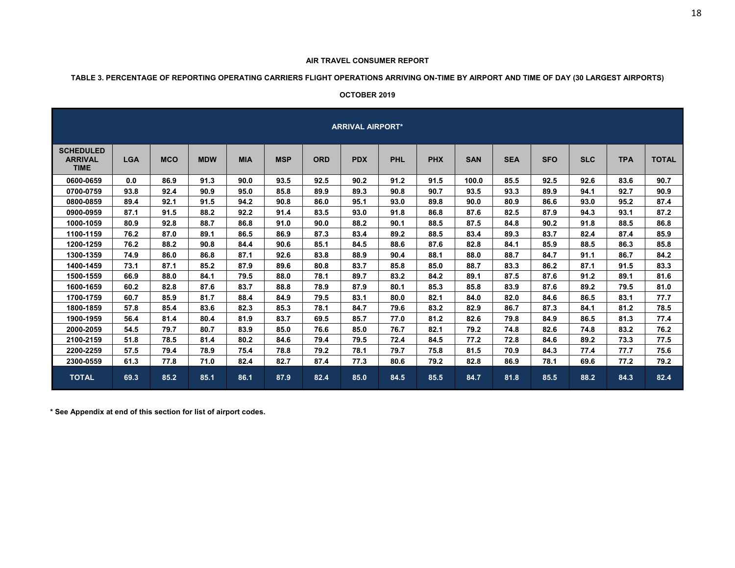**AIR TRAVEL CONSUMER REPORT**

**TABLE 3. PERCENTAGE OF REPORTING OPERATING CARRIERS FLIGHT OPERATIONS ARRIVING ON-TIME BY AIRPORT AND TIME OF DAY (30 LARGEST AIRPORTS)**

**OCTOBER 2019**

| | ARRIVAL AIRPORT* | | | | | | | | | | | | | |
|---|---|---|---|---|---|---|---|---|---|---|---|---|---|---|
| **SCHEDULED ARRIVAL TIME** | **LGA** | **MCO** | **MDW** | **MIA** | **MSP** | **ORD** | **PDX** | **PHL** | **PHX** | **SAN** | **SEA** | **SFO** | **SLC** | **TPA** | **TOTAL** |
| 0600-0659 | 0.0 | 86.9 | 91.3 | 90.0 | 93.5 | 92.5 | 90.2 | 91.2 | 91.5 | 100.0 | 85.5 | 92.5 | 92.6 | 83.6 | 90.7 |
| 0700-0759 | 93.8 | 92.4 | 90.9 | 95.0 | 85.8 | 89.9 | 89.3 | 90.8 | 90.7 | 93.5 | 93.3 | 89.9 | 94.1 | 92.7 | 90.9 |
| 0800-0859 | 89.4 | 92.1 | 91.5 | 94.2 | 90.8 | 86.0 | 95.1 | 93.0 | 89.8 | 90.0 | 80.9 | 86.6 | 93.0 | 95.2 | 87.4 |
| 0900-0959 | 87.1 | 91.5 | 88.2 | 92.2 | 91.4 | 83.5 | 93.0 | 91.8 | 86.8 | 87.6 | 82.5 | 87.9 | 94.3 | 93.1 | 87.2 |
| 1000-1059 | 80.9 | 92.8 | 88.7 | 86.8 | 91.0 | 90.0 | 88.2 | 90.1 | 88.5 | 87.5 | 84.8 | 90.2 | 91.8 | 88.5 | 86.8 |
| 1100-1159 | 76.2 | 87.0 | 89.1 | 86.5 | 86.9 | 87.3 | 83.4 | 89.2 | 88.5 | 83.4 | 89.3 | 83.7 | 82.4 | 87.4 | 85.9 |
| 1200-1259 | 76.2 | 88.2 | 90.8 | 84.4 | 90.6 | 85.1 | 84.5 | 88.6 | 87.6 | 82.8 | 84.1 | 85.9 | 88.5 | 86.3 | 85.8 |
| 1300-1359 | 74.9 | 86.0 | 86.8 | 87.1 | 92.6 | 83.8 | 88.9 | 90.4 | 88.1 | 88.0 | 88.7 | 84.7 | 91.1 | 86.7 | 84.2 |
| 1400-1459 | 73.1 | 87.1 | 85.2 | 87.9 | 89.6 | 80.8 | 83.7 | 85.8 | 85.0 | 88.7 | 83.3 | 86.2 | 87.1 | 91.5 | 83.3 |
| 1500-1559 | 66.9 | 88.0 | 84.1 | 79.5 | 88.0 | 78.1 | 89.7 | 83.2 | 84.2 | 89.1 | 87.5 | 87.6 | 91.2 | 89.1 | 81.6 |
| 1600-1659 | 60.2 | 82.8 | 87.6 | 83.7 | 88.8 | 78.9 | 87.9 | 80.1 | 85.3 | 85.8 | 83.9 | 87.6 | 89.2 | 79.5 | 81.0 |
| 1700-1759 | 60.7 | 85.9 | 81.7 | 88.4 | 84.9 | 79.5 | 83.1 | 80.0 | 82.1 | 84.0 | 82.0 | 84.6 | 86.5 | 83.1 | 77.7 |
| 1800-1859 | 57.8 | 85.4 | 83.6 | 82.3 | 85.3 | 78.1 | 84.7 | 79.6 | 83.2 | 82.9 | 86.7 | 87.3 | 84.1 | 81.2 | 78.5 |
| 1900-1959 | 56.4 | 81.4 | 80.4 | 81.9 | 83.7 | 69.5 | 85.7 | 77.0 | 81.2 | 82.6 | 79.8 | 84.9 | 86.5 | 81.3 | 77.4 |
| 2000-2059 | 54.5 | 79.7 | 80.7 | 83.9 | 85.0 | 76.6 | 85.0 | 76.7 | 82.1 | 79.2 | 74.8 | 82.6 | 74.8 | 83.2 | 76.2 |
| 2100-2159 | 51.8 | 78.5 | 81.4 | 80.2 | 84.6 | 79.4 | 79.5 | 72.4 | 84.5 | 77.2 | 72.8 | 84.6 | 89.2 | 73.3 | 77.5 |
| 2200-2259 | 57.5 | 79.4 | 78.9 | 75.4 | 78.8 | 79.2 | 78.1 | 79.7 | 75.8 | 81.5 | 70.9 | 84.3 | 77.4 | 77.7 | 75.6 |
| 2300-0559 | 61.3 | 77.8 | 71.0 | 82.4 | 82.7 | 87.4 | 77.3 | 80.6 | 79.2 | 82.8 | 86.9 | 78.1 | 69.6 | 77.2 | 79.2 |
| **TOTAL** | **69.3** | **85.2** | **85.1** | **86.1** | **87.9** | **82.4** | **85.0** | **84.5** | **85.5** | **84.7** | **81.8** | **85.5** | **88.2** | **84.3** | **82.4** |

**\* See Appendix at end of this section for list of airport codes.**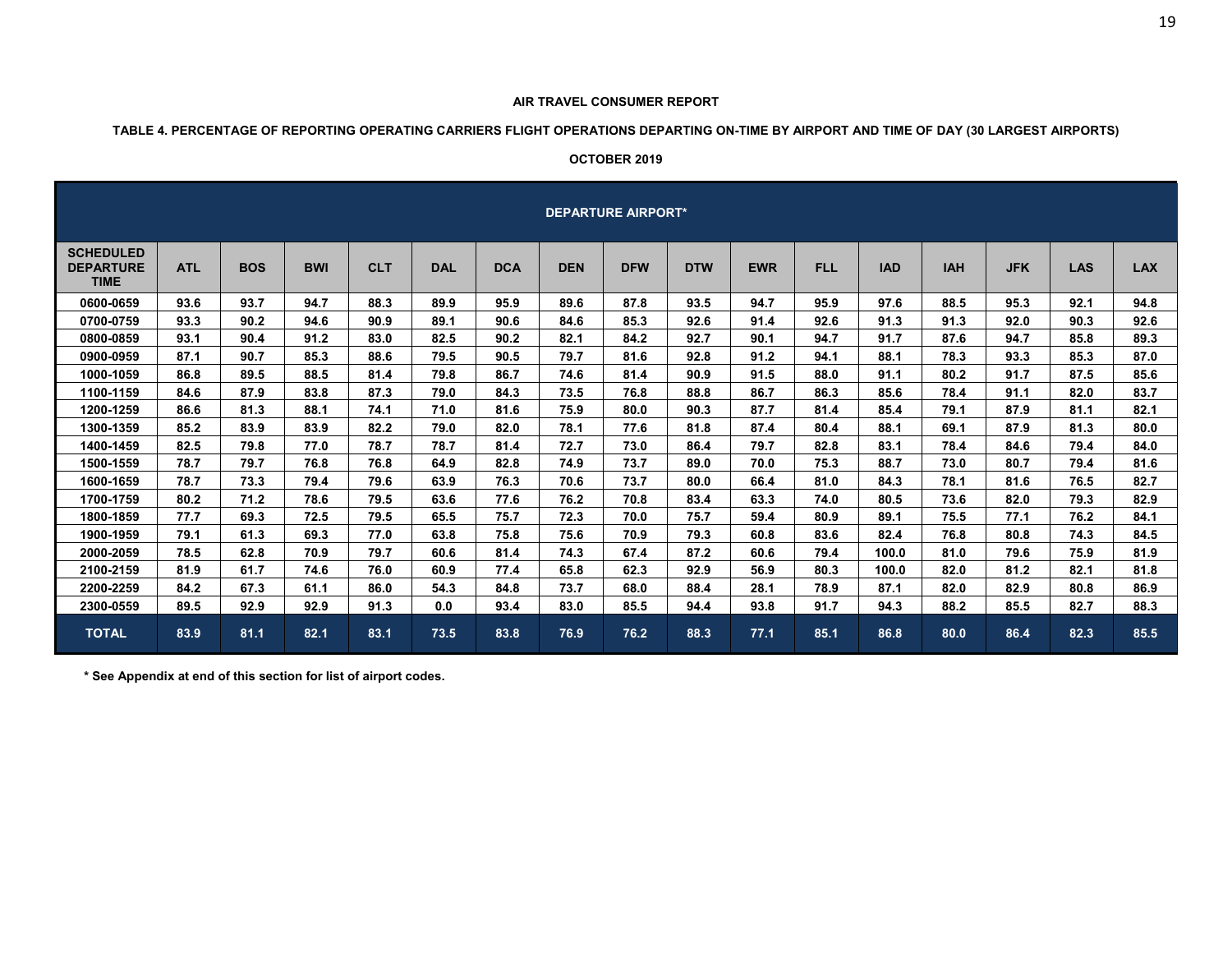**AIR TRAVEL CONSUMER REPORT**

**TABLE 4. PERCENTAGE OF REPORTING OPERATING CARRIERS FLIGHT OPERATIONS DEPARTING ON-TIME BY AIRPORT AND TIME OF DAY (30 LARGEST AIRPORTS)**

**OCTOBER 2019**

| | DEPARTURE AIRPORT* | | | | | | | | | | | | | | | |
|---|---|---|---|---|---|---|---|---|---|---|---|---|---|---|---|---|
| SCHEDULED DEPARTURE TIME | ATL | BOS | BWI | CLT | DAL | DCA | DEN | DFW | DTW | EWR | FLL | IAD | IAH | JFK | LAS | LAX |
| 0600-0659 | 93.6 | 93.7 | 94.7 | 88.3 | 89.9 | 95.9 | 89.6 | 87.8 | 93.5 | 94.7 | 95.9 | 97.6 | 88.5 | 95.3 | 92.1 | 94.8 |
| 0700-0759 | 93.3 | 90.2 | 94.6 | 90.9 | 89.1 | 90.6 | 84.6 | 85.3 | 92.6 | 91.4 | 92.6 | 91.3 | 91.3 | 92.0 | 90.3 | 92.6 |
| 0800-0859 | 93.1 | 90.4 | 91.2 | 83.0 | 82.5 | 90.2 | 82.1 | 84.2 | 92.7 | 90.1 | 94.7 | 91.7 | 87.6 | 94.7 | 85.8 | 89.3 |
| 0900-0959 | 87.1 | 90.7 | 85.3 | 88.6 | 79.5 | 90.5 | 79.7 | 81.6 | 92.8 | 91.2 | 94.1 | 88.1 | 78.3 | 93.3 | 85.3 | 87.0 |
| 1000-1059 | 86.8 | 89.5 | 88.5 | 81.4 | 79.8 | 86.7 | 74.6 | 81.4 | 90.9 | 91.5 | 88.0 | 91.1 | 80.2 | 91.7 | 87.5 | 85.6 |
| 1100-1159 | 84.6 | 87.9 | 83.8 | 87.3 | 79.0 | 84.3 | 73.5 | 76.8 | 88.8 | 86.7 | 86.3 | 85.6 | 78.4 | 91.1 | 82.0 | 83.7 |
| 1200-1259 | 86.6 | 81.3 | 88.1 | 74.1 | 71.0 | 81.6 | 75.9 | 80.0 | 90.3 | 87.7 | 81.4 | 85.4 | 79.1 | 87.9 | 81.1 | 82.1 |
| 1300-1359 | 85.2 | 83.9 | 83.9 | 82.2 | 79.0 | 82.0 | 78.1 | 77.6 | 81.8 | 87.4 | 80.4 | 88.1 | 69.1 | 87.9 | 81.3 | 80.0 |
| 1400-1459 | 82.5 | 79.8 | 77.0 | 78.7 | 78.7 | 81.4 | 72.7 | 73.0 | 86.4 | 79.7 | 82.8 | 83.1 | 78.4 | 84.6 | 79.4 | 84.0 |
| 1500-1559 | 78.7 | 79.7 | 76.8 | 76.8 | 64.9 | 82.8 | 74.9 | 73.7 | 89.0 | 70.0 | 75.3 | 88.7 | 73.0 | 80.7 | 79.4 | 81.6 |
| 1600-1659 | 78.7 | 73.3 | 79.4 | 79.6 | 63.9 | 76.3 | 70.6 | 73.7 | 80.0 | 66.4 | 81.0 | 84.3 | 78.1 | 81.6 | 76.5 | 82.7 |
| 1700-1759 | 80.2 | 71.2 | 78.6 | 79.5 | 63.6 | 77.6 | 76.2 | 70.8 | 83.4 | 63.3 | 74.0 | 80.5 | 73.6 | 82.0 | 79.3 | 82.9 |
| 1800-1859 | 77.7 | 69.3 | 72.5 | 79.5 | 65.5 | 75.7 | 72.3 | 70.0 | 75.7 | 59.4 | 80.9 | 89.1 | 75.5 | 77.1 | 76.2 | 84.1 |
| 1900-1959 | 79.1 | 61.3 | 69.3 | 77.0 | 63.8 | 75.8 | 75.6 | 70.9 | 79.3 | 60.8 | 83.6 | 82.4 | 76.8 | 80.8 | 74.3 | 84.5 |
| 2000-2059 | 78.5 | 62.8 | 70.9 | 79.7 | 60.6 | 81.4 | 74.3 | 67.4 | 87.2 | 60.6 | 79.4 | 100.0 | 81.0 | 79.6 | 75.9 | 81.9 |
| 2100-2159 | 81.9 | 61.7 | 74.6 | 76.0 | 60.9 | 77.4 | 65.8 | 62.3 | 92.9 | 56.9 | 80.3 | 100.0 | 82.0 | 81.2 | 82.1 | 81.8 |
| 2200-2259 | 84.2 | 67.3 | 61.1 | 86.0 | 54.3 | 84.8 | 73.7 | 68.0 | 88.4 | 28.1 | 78.9 | 87.1 | 82.0 | 82.9 | 80.8 | 86.9 |
| 2300-0559 | 89.5 | 92.9 | 92.9 | 91.3 | 0.0 | 93.4 | 83.0 | 85.5 | 94.4 | 93.8 | 91.7 | 94.3 | 88.2 | 85.5 | 82.7 | 88.3 |
| TOTAL | 83.9 | 81.1 | 82.1 | 83.1 | 73.5 | 83.8 | 76.9 | 76.2 | 88.3 | 77.1 | 85.1 | 86.8 | 80.0 | 86.4 | 82.3 | 85.5 |

**\* See Appendix at end of this section for list of airport codes.**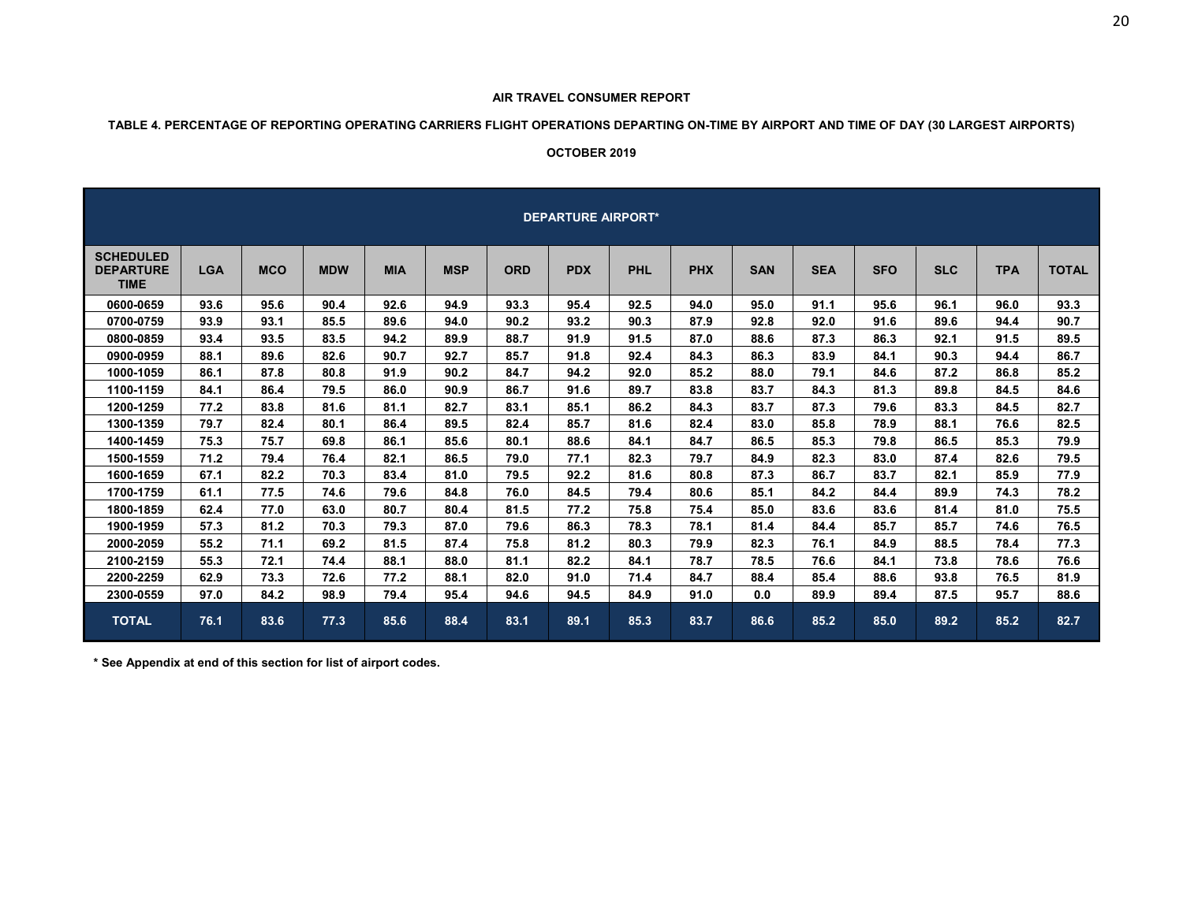**AIR TRAVEL CONSUMER REPORT**

**TABLE 4. PERCENTAGE OF REPORTING OPERATING CARRIERS FLIGHT OPERATIONS DEPARTING ON-TIME BY AIRPORT AND TIME OF DAY (30 LARGEST AIRPORTS)**

**OCTOBER 2019**

| | DEPARTURE AIRPORT* | | | | | | | | | | | | | | |
|---|---|---|---|---|---|---|---|---|---|---|---|---|---|---|---|
| SCHEDULED DEPARTURE TIME | LGA | MCO | MDW | MIA | MSP | ORD | PDX | PHL | PHX | SAN | SEA | SFO | SLC | TPA | TOTAL |
| 0600-0659 | 93.6 | 95.6 | 90.4 | 92.6 | 94.9 | 93.3 | 95.4 | 92.5 | 94.0 | 95.0 | 91.1 | 95.6 | 96.1 | 96.0 | 93.3 |
| 0700-0759 | 93.9 | 93.1 | 85.5 | 89.6 | 94.0 | 90.2 | 93.2 | 90.3 | 87.9 | 92.8 | 92.0 | 91.6 | 89.6 | 94.4 | 90.7 |
| 0800-0859 | 93.4 | 93.5 | 83.5 | 94.2 | 89.9 | 88.7 | 91.9 | 91.5 | 87.0 | 88.6 | 87.3 | 86.3 | 92.1 | 91.5 | 89.5 |
| 0900-0959 | 88.1 | 89.6 | 82.6 | 90.7 | 92.7 | 85.7 | 91.8 | 92.4 | 84.3 | 86.3 | 83.9 | 84.1 | 90.3 | 94.4 | 86.7 |
| 1000-1059 | 86.1 | 87.8 | 80.8 | 91.9 | 90.2 | 84.7 | 94.2 | 92.0 | 85.2 | 88.0 | 79.1 | 84.6 | 87.2 | 86.8 | 85.2 |
| 1100-1159 | 84.1 | 86.4 | 79.5 | 86.0 | 90.9 | 86.7 | 91.6 | 89.7 | 83.8 | 83.7 | 84.3 | 81.3 | 89.8 | 84.5 | 84.6 |
| 1200-1259 | 77.2 | 83.8 | 81.6 | 81.1 | 82.7 | 83.1 | 85.1 | 86.2 | 84.3 | 83.7 | 87.3 | 79.6 | 83.3 | 84.5 | 82.7 |
| 1300-1359 | 79.7 | 82.4 | 80.1 | 86.4 | 89.5 | 82.4 | 85.7 | 81.6 | 82.4 | 83.0 | 85.8 | 78.9 | 88.1 | 76.6 | 82.5 |
| 1400-1459 | 75.3 | 75.7 | 69.8 | 86.1 | 85.6 | 80.1 | 88.6 | 84.1 | 84.7 | 86.5 | 85.3 | 79.8 | 86.5 | 85.3 | 79.9 |
| 1500-1559 | 71.2 | 79.4 | 76.4 | 82.1 | 86.5 | 79.0 | 77.1 | 82.3 | 79.7 | 84.9 | 82.3 | 83.0 | 87.4 | 82.6 | 79.5 |
| 1600-1659 | 67.1 | 82.2 | 70.3 | 83.4 | 81.0 | 79.5 | 92.2 | 81.6 | 80.8 | 87.3 | 86.7 | 83.7 | 82.1 | 85.9 | 77.9 |
| 1700-1759 | 61.1 | 77.5 | 74.6 | 79.6 | 84.8 | 76.0 | 84.5 | 79.4 | 80.6 | 85.1 | 84.2 | 84.4 | 89.9 | 74.3 | 78.2 |
| 1800-1859 | 62.4 | 77.0 | 63.0 | 80.7 | 80.4 | 81.5 | 77.2 | 75.8 | 75.4 | 85.0 | 83.6 | 83.6 | 81.4 | 81.0 | 75.5 |
| 1900-1959 | 57.3 | 81.2 | 70.3 | 79.3 | 87.0 | 79.6 | 86.3 | 78.3 | 78.1 | 81.4 | 84.4 | 85.7 | 85.7 | 74.6 | 76.5 |
| 2000-2059 | 55.2 | 71.1 | 69.2 | 81.5 | 87.4 | 75.8 | 81.2 | 80.3 | 79.9 | 82.3 | 76.1 | 84.9 | 88.5 | 78.4 | 77.3 |
| 2100-2159 | 55.3 | 72.1 | 74.4 | 88.1 | 88.0 | 81.1 | 82.2 | 84.1 | 78.7 | 78.5 | 76.6 | 84.1 | 73.8 | 78.6 | 76.6 |
| 2200-2259 | 62.9 | 73.3 | 72.6 | 77.2 | 88.1 | 82.0 | 91.0 | 71.4 | 84.7 | 88.4 | 85.4 | 88.6 | 93.8 | 76.5 | 81.9 |
| 2300-0559 | 97.0 | 84.2 | 98.9 | 79.4 | 95.4 | 94.6 | 94.5 | 84.9 | 91.0 | 0.0 | 89.9 | 89.4 | 87.5 | 95.7 | 88.6 |
| **TOTAL** | **76.1** | **83.6** | **77.3** | **85.6** | **88.4** | **83.1** | **89.1** | **85.3** | **83.7** | **86.6** | **85.2** | **85.0** | **89.2** | **85.2** | **82.7** |

**\* See Appendix at end of this section for list of airport codes.**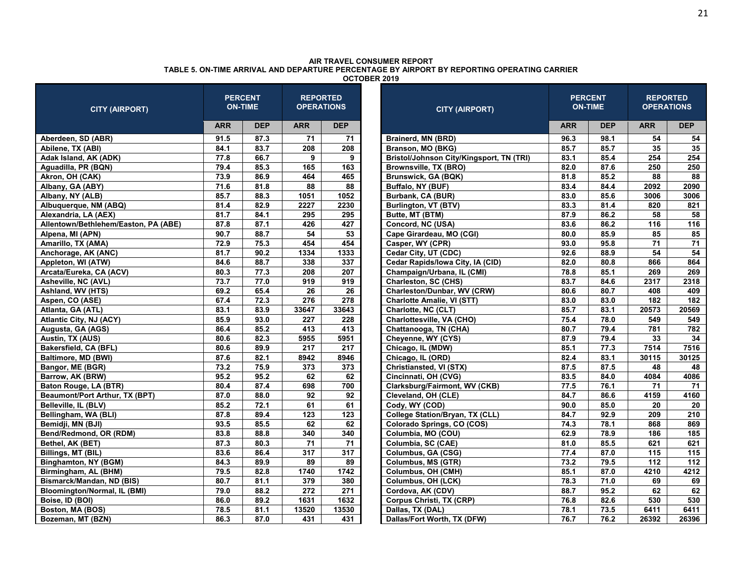**AIR TRAVEL CONSUMER REPORT**
**TABLE 5. ON-TIME ARRIVAL AND DEPARTURE PERCENTAGE BY AIRPORT BY REPORTING OPERATING CARRIER**
**OCTOBER 2019**

| CITY (AIRPORT) | PERCENT ON-TIME | | REPORTED OPERATIONS | |
|---|---|---|---|---|
| | ARR | DEP | ARR | DEP |
| Aberdeen, SD (ABR) | 91.5 | 87.3 | 71 | 71 |
| Abilene, TX (ABI) | 84.1 | 83.7 | 208 | 208 |
| Adak Island, AK (ADK) | 77.8 | 66.7 | 9 | 9 |
| Aguadilla, PR (BQN) | 79.4 | 85.3 | 165 | 163 |
| Akron, OH (CAK) | 73.9 | 86.9 | 464 | 465 |
| Albany, GA (ABY) | 71.6 | 81.8 | 88 | 88 |
| Albany, NY (ALB) | 85.7 | 88.3 | 1051 | 1052 |
| Albuquerque, NM (ABQ) | 81.4 | 82.9 | 2227 | 2230 |
| Alexandria, LA (AEX) | 81.7 | 84.1 | 295 | 295 |
| Allentown/Bethlehem/Easton, PA (ABE) | 87.8 | 87.1 | 426 | 427 |
| Alpena, MI (APN) | 90.7 | 88.7 | 54 | 53 |
| Amarillo, TX (AMA) | 72.9 | 75.3 | 454 | 454 |
| Anchorage, AK (ANC) | 81.7 | 90.2 | 1334 | 1333 |
| Appleton, WI (ATW) | 84.6 | 88.7 | 338 | 337 |
| Arcata/Eureka, CA (ACV) | 80.3 | 77.3 | 208 | 207 |
| Asheville, NC (AVL) | 73.7 | 77.0 | 919 | 919 |
| Ashland, WV (HTS) | 69.2 | 65.4 | 26 | 26 |
| Aspen, CO (ASE) | 67.4 | 72.3 | 276 | 278 |
| Atlanta, GA (ATL) | 83.1 | 83.9 | 33647 | 33643 |
| Atlantic City, NJ (ACY) | 85.9 | 93.0 | 227 | 228 |
| Augusta, GA (AGS) | 86.4 | 85.2 | 413 | 413 |
| Austin, TX (AUS) | 80.6 | 82.3 | 5955 | 5951 |
| Bakersfield, CA (BFL) | 80.6 | 89.9 | 217 | 217 |
| Baltimore, MD (BWI) | 87.6 | 82.1 | 8942 | 8946 |
| Bangor, ME (BGR) | 73.2 | 75.9 | 373 | 373 |
| Barrow, AK (BRW) | 95.2 | 95.2 | 62 | 62 |
| Baton Rouge, LA (BTR) | 80.4 | 87.4 | 698 | 700 |
| Beaumont/Port Arthur, TX (BPT) | 87.0 | 88.0 | 92 | 92 |
| Belleville, IL (BLV) | 85.2 | 72.1 | 61 | 61 |
| Bellingham, WA (BLI) | 87.8 | 89.4 | 123 | 123 |
| Bemidji, MN (BJI) | 93.5 | 85.5 | 62 | 62 |
| Bend/Redmond, OR (RDM) | 83.8 | 88.8 | 340 | 340 |
| Bethel, AK (BET) | 87.3 | 80.3 | 71 | 71 |
| Billings, MT (BIL) | 83.6 | 86.4 | 317 | 317 |
| Binghamton, NY (BGM) | 84.3 | 89.9 | 89 | 89 |
| Birmingham, AL (BHM) | 79.5 | 82.8 | 1740 | 1742 |
| Bismarck/Mandan, ND (BIS) | 80.7 | 81.1 | 379 | 380 |
| Bloomington/Normal, IL (BMI) | 79.0 | 88.2 | 272 | 271 |
| Boise, ID (BOI) | 86.0 | 89.2 | 1631 | 1632 |
| Boston, MA (BOS) | 78.5 | 81.1 | 13520 | 13530 |
| Bozeman, MT (BZN) | 86.3 | 87.0 | 431 | 431 |
| Brainerd, MN (BRD) | 96.3 | 98.1 | 54 | 54 |
| Branson, MO (BKG) | 85.7 | 85.7 | 35 | 35 |
| Bristol/Johnson City/Kingsport, TN (TRI) | 83.1 | 85.4 | 254 | 254 |
| Brownsville, TX (BRO) | 82.0 | 87.6 | 250 | 250 |
| Brunswick, GA (BQK) | 81.8 | 85.2 | 88 | 88 |
| Buffalo, NY (BUF) | 83.4 | 84.4 | 2092 | 2090 |
| Burbank, CA (BUR) | 83.0 | 85.6 | 3006 | 3006 |
| Burlington, VT (BTV) | 83.3 | 81.4 | 820 | 821 |
| Butte, MT (BTM) | 87.9 | 86.2 | 58 | 58 |
| Concord, NC (USA) | 83.6 | 86.2 | 116 | 116 |
| Cape Girardeau, MO (CGI) | 80.0 | 85.9 | 85 | 85 |
| Casper, WY (CPR) | 93.0 | 95.8 | 71 | 71 |
| Cedar City, UT (CDC) | 92.6 | 88.9 | 54 | 54 |
| Cedar Rapids/Iowa City, IA (CID) | 82.0 | 80.8 | 866 | 864 |
| Champaign/Urbana, IL (CMI) | 78.8 | 85.1 | 269 | 269 |
| Charleston, SC (CHS) | 83.7 | 84.6 | 2317 | 2318 |
| Charleston/Dunbar, WV (CRW) | 80.6 | 80.7 | 408 | 409 |
| Charlotte Amalie, VI (STT) | 83.0 | 83.0 | 182 | 182 |
| Charlotte, NC (CLT) | 85.7 | 83.1 | 20573 | 20569 |
| Charlottesville, VA (CHO) | 75.4 | 78.0 | 549 | 549 |
| Chattanooga, TN (CHA) | 80.7 | 79.4 | 781 | 782 |
| Cheyenne, WY (CYS) | 87.9 | 79.4 | 33 | 34 |
| Chicago, IL (MDW) | 85.1 | 77.3 | 7514 | 7516 |
| Chicago, IL (ORD) | 82.4 | 83.1 | 30115 | 30125 |
| Christiansted, VI (STX) | 87.5 | 87.5 | 48 | 48 |
| Cincinnati, OH (CVG) | 83.5 | 84.0 | 4084 | 4086 |
| Clarksburg/Fairmont, WV (CKB) | 77.5 | 76.1 | 71 | 71 |
| Cleveland, OH (CLE) | 84.7 | 86.6 | 4159 | 4160 |
| Cody, WY (COD) | 90.0 | 85.0 | 20 | 20 |
| College Station/Bryan, TX (CLL) | 84.7 | 92.9 | 209 | 210 |
| Colorado Springs, CO (COS) | 74.3 | 78.1 | 868 | 869 |
| Columbia, MO (COU) | 62.9 | 78.9 | 186 | 185 |
| Columbia, SC (CAE) | 81.0 | 85.5 | 621 | 621 |
| Columbus, GA (CSG) | 77.4 | 87.0 | 115 | 115 |
| Columbus, MS (GTR) | 73.2 | 79.5 | 112 | 112 |
| Columbus, OH (CMH) | 85.1 | 87.0 | 4210 | 4212 |
| Columbus, OH (LCK) | 78.3 | 71.0 | 69 | 69 |
| Cordova, AK (CDV) | 88.7 | 95.2 | 62 | 62 |
| Corpus Christi, TX (CRP) | 76.8 | 82.6 | 530 | 530 |
| Dallas, TX (DAL) | 78.1 | 73.5 | 6411 | 6411 |
| Dallas/Fort Worth, TX (DFW) | 76.7 | 76.2 | 26392 | 26396 |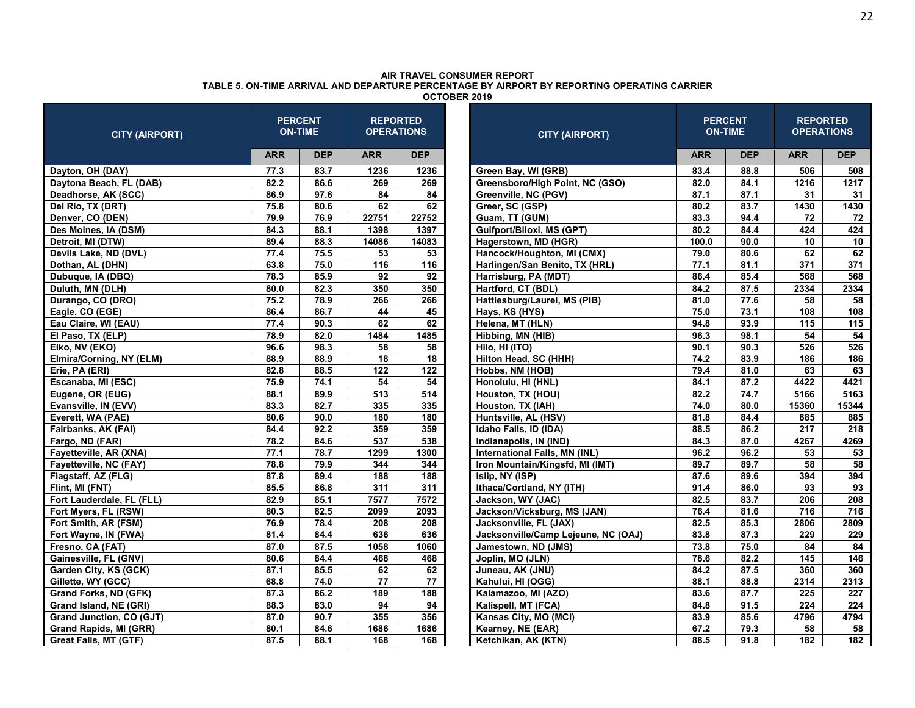**AIR TRAVEL CONSUMER REPORT**
**TABLE 5. ON-TIME ARRIVAL AND DEPARTURE PERCENTAGE BY AIRPORT BY REPORTING OPERATING CARRIER**
**OCTOBER 2019**

| CITY (AIRPORT) | PERCENT ON-TIME | | REPORTED OPERATIONS | |
|---|---|---|---|---|
| | ARR | DEP | ARR | DEP |
| Dayton, OH (DAY) | 77.3 | 83.7 | 1236 | 1236 |
| Daytona Beach, FL (DAB) | 82.2 | 86.6 | 269 | 269 |
| Deadhorse, AK (SCC) | 86.9 | 97.6 | 84 | 84 |
| Del Rio, TX (DRT) | 75.8 | 80.6 | 62 | 62 |
| Denver, CO (DEN) | 79.9 | 76.9 | 22751 | 22752 |
| Des Moines, IA (DSM) | 84.3 | 88.1 | 1398 | 1397 |
| Detroit, MI (DTW) | 89.4 | 88.3 | 14086 | 14083 |
| Devils Lake, ND (DVL) | 77.4 | 75.5 | 53 | 53 |
| Dothan, AL (DHN) | 63.8 | 75.0 | 116 | 116 |
| Dubuque, IA (DBQ) | 78.3 | 85.9 | 92 | 92 |
| Duluth, MN (DLH) | 80.0 | 82.3 | 350 | 350 |
| Durango, CO (DRO) | 75.2 | 78.9 | 266 | 266 |
| Eagle, CO (EGE) | 86.4 | 86.7 | 44 | 45 |
| Eau Claire, WI (EAU) | 77.4 | 90.3 | 62 | 62 |
| El Paso, TX (ELP) | 78.9 | 82.0 | 1484 | 1485 |
| Elko, NV (EKO) | 96.6 | 98.3 | 58 | 58 |
| Elmira/Corning, NY (ELM) | 88.9 | 88.9 | 18 | 18 |
| Erie, PA (ERI) | 82.8 | 88.5 | 122 | 122 |
| Escanaba, MI (ESC) | 75.9 | 74.1 | 54 | 54 |
| Eugene, OR (EUG) | 88.1 | 89.9 | 513 | 514 |
| Evansville, IN (EVV) | 83.3 | 82.7 | 335 | 335 |
| Everett, WA (PAE) | 80.6 | 90.0 | 180 | 180 |
| Fairbanks, AK (FAI) | 84.4 | 92.2 | 359 | 359 |
| Fargo, ND (FAR) | 78.2 | 84.6 | 537 | 538 |
| Fayetteville, AR (XNA) | 77.1 | 78.7 | 1299 | 1300 |
| Fayetteville, NC (FAY) | 78.8 | 79.9 | 344 | 344 |
| Flagstaff, AZ (FLG) | 87.8 | 89.4 | 188 | 188 |
| Flint, MI (FNT) | 85.5 | 86.8 | 311 | 311 |
| Fort Lauderdale, FL (FLL) | 82.9 | 85.1 | 7577 | 7572 |
| Fort Myers, FL (RSW) | 80.3 | 82.5 | 2099 | 2093 |
| Fort Smith, AR (FSM) | 76.9 | 78.4 | 208 | 208 |
| Fort Wayne, IN (FWA) | 81.4 | 84.4 | 636 | 636 |
| Fresno, CA (FAT) | 87.0 | 87.5 | 1058 | 1060 |
| Gainesville, FL (GNV) | 80.6 | 84.4 | 468 | 468 |
| Garden City, KS (GCK) | 87.1 | 85.5 | 62 | 62 |
| Gillette, WY (GCC) | 68.8 | 74.0 | 77 | 77 |
| Grand Forks, ND (GFK) | 87.3 | 86.2 | 189 | 188 |
| Grand Island, NE (GRI) | 88.3 | 83.0 | 94 | 94 |
| Grand Junction, CO (GJT) | 87.0 | 90.7 | 355 | 356 |
| Grand Rapids, MI (GRR) | 80.1 | 84.6 | 1686 | 1686 |
| Great Falls, MT (GTF) | 87.5 | 88.1 | 168 | 168 |
| Green Bay, WI (GRB) | 83.4 | 88.8 | 506 | 508 |
| Greensboro/High Point, NC (GSO) | 82.0 | 84.1 | 1216 | 1217 |
| Greenville, NC (PGV) | 87.1 | 87.1 | 31 | 31 |
| Greer, SC (GSP) | 80.2 | 83.7 | 1430 | 1430 |
| Guam, TT (GUM) | 83.3 | 94.4 | 72 | 72 |
| Gulfport/Biloxi, MS (GPT) | 80.2 | 84.4 | 424 | 424 |
| Hagerstown, MD (HGR) | 100.0 | 90.0 | 10 | 10 |
| Hancock/Houghton, MI (CMX) | 79.0 | 80.6 | 62 | 62 |
| Harlingen/San Benito, TX (HRL) | 77.1 | 81.1 | 371 | 371 |
| Harrisburg, PA (MDT) | 86.4 | 85.4 | 568 | 568 |
| Hartford, CT (BDL) | 84.2 | 87.5 | 2334 | 2334 |
| Hattiesburg/Laurel, MS (PIB) | 81.0 | 77.6 | 58 | 58 |
| Hays, KS (HYS) | 75.0 | 73.1 | 108 | 108 |
| Helena, MT (HLN) | 94.8 | 93.9 | 115 | 115 |
| Hibbing, MN (HIB) | 96.3 | 98.1 | 54 | 54 |
| Hilo, HI (ITO) | 90.1 | 90.3 | 526 | 526 |
| Hilton Head, SC (HHH) | 74.2 | 83.9 | 186 | 186 |
| Hobbs, NM (HOB) | 79.4 | 81.0 | 63 | 63 |
| Honolulu, HI (HNL) | 84.1 | 87.2 | 4422 | 4421 |
| Houston, TX (HOU) | 82.2 | 74.7 | 5166 | 5163 |
| Houston, TX (IAH) | 74.0 | 80.0 | 15360 | 15344 |
| Huntsville, AL (HSV) | 81.8 | 84.4 | 885 | 885 |
| Idaho Falls, ID (IDA) | 88.5 | 86.2 | 217 | 218 |
| Indianapolis, IN (IND) | 84.3 | 87.0 | 4267 | 4269 |
| International Falls, MN (INL) | 96.2 | 96.2 | 53 | 53 |
| Iron Mountain/Kingsfd, MI (IMT) | 89.7 | 89.7 | 58 | 58 |
| Islip, NY (ISP) | 87.6 | 89.6 | 394 | 394 |
| Ithaca/Cortland, NY (ITH) | 91.4 | 86.0 | 93 | 93 |
| Jackson, WY (JAC) | 82.5 | 83.7 | 206 | 208 |
| Jackson/Vicksburg, MS (JAN) | 76.4 | 81.6 | 716 | 716 |
| Jacksonville, FL (JAX) | 82.5 | 85.3 | 2806 | 2809 |
| Jacksonville/Camp Lejeune, NC (OAJ) | 83.8 | 87.3 | 229 | 229 |
| Jamestown, ND (JMS) | 73.8 | 75.0 | 84 | 84 |
| Joplin, MO (JLN) | 78.6 | 82.2 | 145 | 146 |
| Juneau, AK (JNU) | 84.2 | 87.5 | 360 | 360 |
| Kahului, HI (OGG) | 88.1 | 88.8 | 2314 | 2313 |
| Kalamazoo, MI (AZO) | 83.6 | 87.7 | 225 | 227 |
| Kalispell, MT (FCA) | 84.8 | 91.5 | 224 | 224 |
| Kansas City, MO (MCI) | 83.9 | 85.6 | 4796 | 4794 |
| Kearney, NE (EAR) | 67.2 | 79.3 | 58 | 58 |
| Ketchikan, AK (KTN) | 88.5 | 91.8 | 182 | 182 |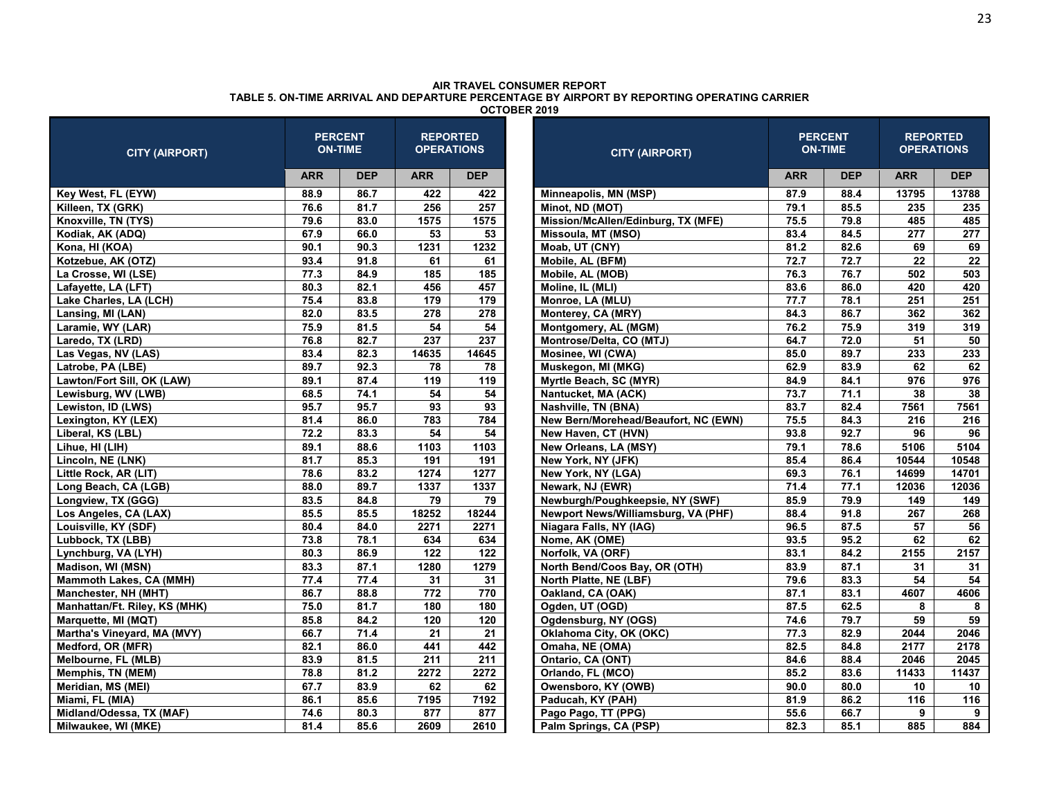**AIR TRAVEL CONSUMER REPORT**
**TABLE 5. ON-TIME ARRIVAL AND DEPARTURE PERCENTAGE BY AIRPORT BY REPORTING OPERATING CARRIER**
**OCTOBER 2019**

| CITY (AIRPORT) | PERCENT ON-TIME | | REPORTED OPERATIONS | |
|---|---|---|---|---|
| | ARR | DEP | ARR | DEP |
| Key West, FL (EYW) | 88.9 | 86.7 | 422 | 422 |
| Killeen, TX (GRK) | 76.6 | 81.7 | 256 | 257 |
| Knoxville, TN (TYS) | 79.6 | 83.0 | 1575 | 1575 |
| Kodiak, AK (ADQ) | 67.9 | 66.0 | 53 | 53 |
| Kona, HI (KOA) | 90.1 | 90.3 | 1231 | 1232 |
| Kotzebue, AK (OTZ) | 93.4 | 91.8 | 61 | 61 |
| La Crosse, WI (LSE) | 77.3 | 84.9 | 185 | 185 |
| Lafayette, LA (LFT) | 80.3 | 82.1 | 456 | 457 |
| Lake Charles, LA (LCH) | 75.4 | 83.8 | 179 | 179 |
| Lansing, MI (LAN) | 82.0 | 83.5 | 278 | 278 |
| Laramie, WY (LAR) | 75.9 | 81.5 | 54 | 54 |
| Laredo, TX (LRD) | 76.8 | 82.7 | 237 | 237 |
| Las Vegas, NV (LAS) | 83.4 | 82.3 | 14635 | 14645 |
| Latrobe, PA (LBE) | 89.7 | 92.3 | 78 | 78 |
| Lawton/Fort Sill, OK (LAW) | 89.1 | 87.4 | 119 | 119 |
| Lewisburg, WV (LWB) | 68.5 | 74.1 | 54 | 54 |
| Lewiston, ID (LWS) | 95.7 | 95.7 | 93 | 93 |
| Lexington, KY (LEX) | 81.4 | 86.0 | 783 | 784 |
| Liberal, KS (LBL) | 72.2 | 83.3 | 54 | 54 |
| Lihue, HI (LIH) | 89.1 | 88.6 | 1103 | 1103 |
| Lincoln, NE (LNK) | 81.7 | 85.3 | 191 | 191 |
| Little Rock, AR (LIT) | 78.6 | 83.2 | 1274 | 1277 |
| Long Beach, CA (LGB) | 88.0 | 89.7 | 1337 | 1337 |
| Longview, TX (GGG) | 83.5 | 84.8 | 79 | 79 |
| Los Angeles, CA (LAX) | 85.5 | 85.5 | 18252 | 18244 |
| Louisville, KY (SDF) | 80.4 | 84.0 | 2271 | 2271 |
| Lubbock, TX (LBB) | 73.8 | 78.1 | 634 | 634 |
| Lynchburg, VA (LYH) | 80.3 | 86.9 | 122 | 122 |
| Madison, WI (MSN) | 83.3 | 87.1 | 1280 | 1279 |
| Mammoth Lakes, CA (MMH) | 77.4 | 77.4 | 31 | 31 |
| Manchester, NH (MHT) | 86.7 | 88.8 | 772 | 770 |
| Manhattan/Ft. Riley, KS (MHK) | 75.0 | 81.7 | 180 | 180 |
| Marquette, MI (MQT) | 85.8 | 84.2 | 120 | 120 |
| Martha's Vineyard, MA (MVY) | 66.7 | 71.4 | 21 | 21 |
| Medford, OR (MFR) | 82.1 | 86.0 | 441 | 442 |
| Melbourne, FL (MLB) | 83.9 | 81.5 | 211 | 211 |
| Memphis, TN (MEM) | 78.8 | 81.2 | 2272 | 2272 |
| Meridian, MS (MEI) | 67.7 | 83.9 | 62 | 62 |
| Miami, FL (MIA) | 86.1 | 85.6 | 7195 | 7192 |
| Midland/Odessa, TX (MAF) | 74.6 | 80.3 | 877 | 877 |
| Milwaukee, WI (MKE) | 81.4 | 85.6 | 2609 | 2610 |
| Minneapolis, MN (MSP) | 87.9 | 88.4 | 13795 | 13788 |
| Minot, ND (MOT) | 79.1 | 85.5 | 235 | 235 |
| Mission/McAllen/Edinburg, TX (MFE) | 75.5 | 79.8 | 485 | 485 |
| Missoula, MT (MSO) | 83.4 | 84.5 | 277 | 277 |
| Moab, UT (CNY) | 81.2 | 82.6 | 69 | 69 |
| Mobile, AL (BFM) | 72.7 | 72.7 | 22 | 22 |
| Mobile, AL (MOB) | 76.3 | 76.7 | 502 | 503 |
| Moline, IL (MLI) | 83.6 | 86.0 | 420 | 420 |
| Monroe, LA (MLU) | 77.7 | 78.1 | 251 | 251 |
| Monterey, CA (MRY) | 84.3 | 86.7 | 362 | 362 |
| Montgomery, AL (MGM) | 76.2 | 75.9 | 319 | 319 |
| Montrose/Delta, CO (MTJ) | 64.7 | 72.0 | 51 | 50 |
| Mosinee, WI (CWA) | 85.0 | 89.7 | 233 | 233 |
| Muskegon, MI (MKG) | 62.9 | 83.9 | 62 | 62 |
| Myrtle Beach, SC (MYR) | 84.9 | 84.1 | 976 | 976 |
| Nantucket, MA (ACK) | 73.7 | 71.1 | 38 | 38 |
| Nashville, TN (BNA) | 83.7 | 82.4 | 7561 | 7561 |
| New Bern/Morehead/Beaufort, NC (EWN) | 75.5 | 84.3 | 216 | 216 |
| New Haven, CT (HVN) | 93.8 | 92.7 | 96 | 96 |
| New Orleans, LA (MSY) | 79.1 | 78.6 | 5106 | 5104 |
| New York, NY (JFK) | 85.4 | 86.4 | 10544 | 10548 |
| New York, NY (LGA) | 69.3 | 76.1 | 14699 | 14701 |
| Newark, NJ (EWR) | 71.4 | 77.1 | 12036 | 12036 |
| Newburgh/Poughkeepsie, NY (SWF) | 85.9 | 79.9 | 149 | 149 |
| Newport News/Williamsburg, VA (PHF) | 88.4 | 91.8 | 267 | 268 |
| Niagara Falls, NY (IAG) | 96.5 | 87.5 | 57 | 56 |
| Nome, AK (OME) | 93.5 | 95.2 | 62 | 62 |
| Norfolk, VA (ORF) | 83.1 | 84.2 | 2155 | 2157 |
| North Bend/Coos Bay, OR (OTH) | 83.9 | 87.1 | 31 | 31 |
| North Platte, NE (LBF) | 79.6 | 83.3 | 54 | 54 |
| Oakland, CA (OAK) | 87.1 | 83.1 | 4607 | 4606 |
| Ogden, UT (OGD) | 87.5 | 62.5 | 8 | 8 |
| Ogdensburg, NY (OGS) | 74.6 | 79.7 | 59 | 59 |
| Oklahoma City, OK (OKC) | 77.3 | 82.9 | 2044 | 2046 |
| Omaha, NE (OMA) | 82.5 | 84.8 | 2177 | 2178 |
| Ontario, CA (ONT) | 84.6 | 88.4 | 2046 | 2045 |
| Orlando, FL (MCO) | 85.2 | 83.6 | 11433 | 11437 |
| Owensboro, KY (OWB) | 90.0 | 80.0 | 10 | 10 |
| Paducah, KY (PAH) | 81.9 | 86.2 | 116 | 116 |
| Pago Pago, TT (PPG) | 55.6 | 66.7 | 9 | 9 |
| Palm Springs, CA (PSP) | 82.3 | 85.1 | 885 | 884 |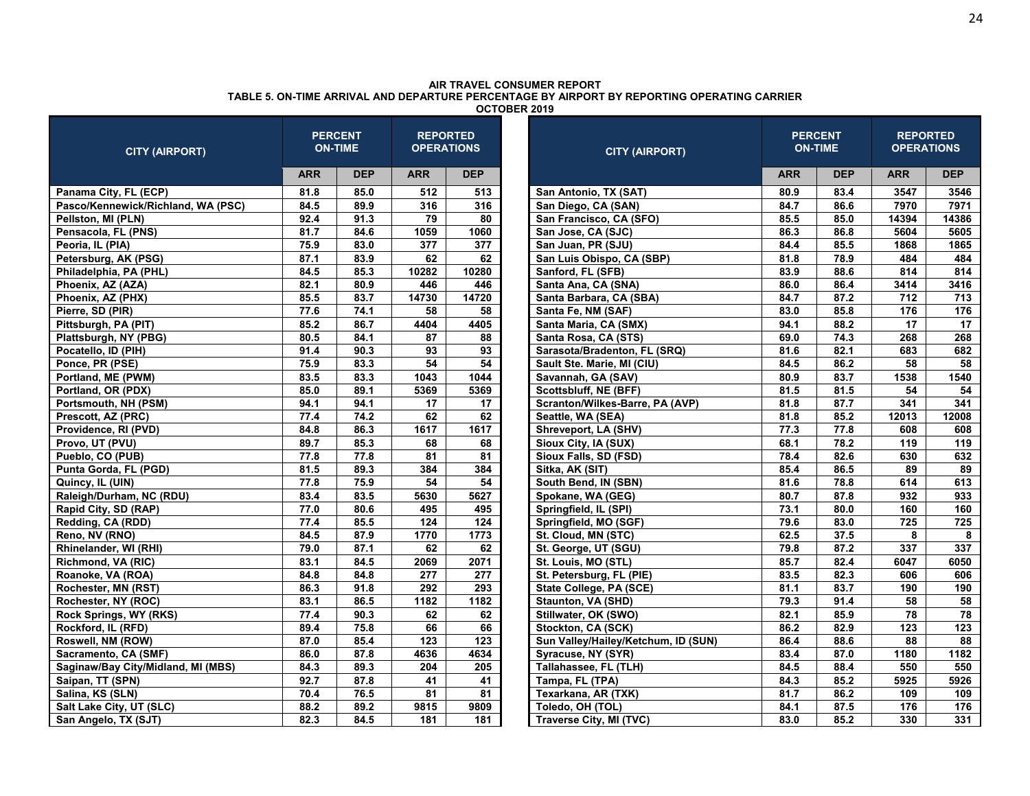**AIR TRAVEL CONSUMER REPORT**
**TABLE 5. ON-TIME ARRIVAL AND DEPARTURE PERCENTAGE BY AIRPORT BY REPORTING OPERATING CARRIER**
**OCTOBER 2019**

| CITY (AIRPORT) | PERCENT ON-TIME | | REPORTED OPERATIONS | |
|---|---|---|---|---|
| | ARR | DEP | ARR | DEP |
| Panama City, FL (ECP) | 81.8 | 85.0 | 512 | 513 |
| Pasco/Kennewick/Richland, WA (PSC) | 84.5 | 89.9 | 316 | 316 |
| Pellston, MI (PLN) | 92.4 | 91.3 | 79 | 80 |
| Pensacola, FL (PNS) | 81.7 | 84.6 | 1059 | 1060 |
| Peoria, IL (PIA) | 75.9 | 83.0 | 377 | 377 |
| Petersburg, AK (PSG) | 87.1 | 83.9 | 62 | 62 |
| Philadelphia, PA (PHL) | 84.5 | 85.3 | 10282 | 10280 |
| Phoenix, AZ (AZA) | 82.1 | 80.9 | 446 | 446 |
| Phoenix, AZ (PHX) | 85.5 | 83.7 | 14730 | 14720 |
| Pierre, SD (PIR) | 77.6 | 74.1 | 58 | 58 |
| Pittsburgh, PA (PIT) | 85.2 | 86.7 | 4404 | 4405 |
| Plattsburgh, NY (PBG) | 80.5 | 84.1 | 87 | 88 |
| Pocatello, ID (PIH) | 91.4 | 90.3 | 93 | 93 |
| Ponce, PR (PSE) | 75.9 | 83.3 | 54 | 54 |
| Portland, ME (PWM) | 83.5 | 83.3 | 1043 | 1044 |
| Portland, OR (PDX) | 85.0 | 89.1 | 5369 | 5369 |
| Portsmouth, NH (PSM) | 94.1 | 94.1 | 17 | 17 |
| Prescott, AZ (PRC) | 77.4 | 74.2 | 62 | 62 |
| Providence, RI (PVD) | 84.8 | 86.3 | 1617 | 1617 |
| Provo, UT (PVU) | 89.7 | 85.3 | 68 | 68 |
| Pueblo, CO (PUB) | 77.8 | 77.8 | 81 | 81 |
| Punta Gorda, FL (PGD) | 81.5 | 89.3 | 384 | 384 |
| Quincy, IL (UIN) | 77.8 | 75.9 | 54 | 54 |
| Raleigh/Durham, NC (RDU) | 83.4 | 83.5 | 5630 | 5627 |
| Rapid City, SD (RAP) | 77.0 | 80.6 | 495 | 495 |
| Redding, CA (RDD) | 77.4 | 85.5 | 124 | 124 |
| Reno, NV (RNO) | 84.5 | 87.9 | 1770 | 1773 |
| Rhinelander, WI (RHI) | 79.0 | 87.1 | 62 | 62 |
| Richmond, VA (RIC) | 83.1 | 84.5 | 2069 | 2071 |
| Roanoke, VA (ROA) | 84.8 | 84.8 | 277 | 277 |
| Rochester, MN (RST) | 86.3 | 91.8 | 292 | 293 |
| Rochester, NY (ROC) | 83.1 | 86.5 | 1182 | 1182 |
| Rock Springs, WY (RKS) | 77.4 | 90.3 | 62 | 62 |
| Rockford, IL (RFD) | 89.4 | 75.8 | 66 | 66 |
| Roswell, NM (ROW) | 87.0 | 85.4 | 123 | 123 |
| Sacramento, CA (SMF) | 86.0 | 87.8 | 4636 | 4634 |
| Saginaw/Bay City/Midland, MI (MBS) | 84.3 | 89.3 | 204 | 205 |
| Saipan, TT (SPN) | 92.7 | 87.8 | 41 | 41 |
| Salina, KS (SLN) | 70.4 | 76.5 | 81 | 81 |
| Salt Lake City, UT (SLC) | 88.2 | 89.2 | 9815 | 9809 |
| San Angelo, TX (SJT) | 82.3 | 84.5 | 181 | 181 |
| San Antonio, TX (SAT) | 80.9 | 83.4 | 3547 | 3546 |
| San Diego, CA (SAN) | 84.7 | 86.6 | 7970 | 7971 |
| San Francisco, CA (SFO) | 85.5 | 85.0 | 14394 | 14386 |
| San Jose, CA (SJC) | 86.3 | 86.8 | 5604 | 5605 |
| San Juan, PR (SJU) | 84.4 | 85.5 | 1868 | 1865 |
| San Luis Obispo, CA (SBP) | 81.8 | 78.9 | 484 | 484 |
| Sanford, FL (SFB) | 83.9 | 88.6 | 814 | 814 |
| Santa Ana, CA (SNA) | 86.0 | 86.4 | 3414 | 3416 |
| Santa Barbara, CA (SBA) | 84.7 | 87.2 | 712 | 713 |
| Santa Fe, NM (SAF) | 83.0 | 85.8 | 176 | 176 |
| Santa Maria, CA (SMX) | 94.1 | 88.2 | 17 | 17 |
| Santa Rosa, CA (STS) | 69.0 | 74.3 | 268 | 268 |
| Sarasota/Bradenton, FL (SRQ) | 81.6 | 82.1 | 683 | 682 |
| Sault Ste. Marie, MI (CIU) | 84.5 | 86.2 | 58 | 58 |
| Savannah, GA (SAV) | 80.9 | 83.7 | 1538 | 1540 |
| Scottsbluff, NE (BFF) | 81.5 | 81.5 | 54 | 54 |
| Scranton/Wilkes-Barre, PA (AVP) | 81.8 | 87.7 | 341 | 341 |
| Seattle, WA (SEA) | 81.8 | 85.2 | 12013 | 12008 |
| Shreveport, LA (SHV) | 77.3 | 77.8 | 608 | 608 |
| Sioux City, IA (SUX) | 68.1 | 78.2 | 119 | 119 |
| Sioux Falls, SD (FSD) | 78.4 | 82.6 | 630 | 632 |
| Sitka, AK (SIT) | 85.4 | 86.5 | 89 | 89 |
| South Bend, IN (SBN) | 81.6 | 78.8 | 614 | 613 |
| Spokane, WA (GEG) | 80.7 | 87.8 | 932 | 933 |
| Springfield, IL (SPI) | 73.1 | 80.0 | 160 | 160 |
| Springfield, MO (SGF) | 79.6 | 83.0 | 725 | 725 |
| St. Cloud, MN (STC) | 62.5 | 37.5 | 8 | 8 |
| St. George, UT (SGU) | 79.8 | 87.2 | 337 | 337 |
| St. Louis, MO (STL) | 85.7 | 82.4 | 6047 | 6050 |
| St. Petersburg, FL (PIE) | 83.5 | 82.3 | 606 | 606 |
| State College, PA (SCE) | 81.1 | 83.7 | 190 | 190 |
| Staunton, VA (SHD) | 79.3 | 91.4 | 58 | 58 |
| Stillwater, OK (SWO) | 82.1 | 85.9 | 78 | 78 |
| Stockton, CA (SCK) | 86.2 | 82.9 | 123 | 123 |
| Sun Valley/Hailey/Ketchum, ID (SUN) | 86.4 | 88.6 | 88 | 88 |
| Syracuse, NY (SYR) | 83.4 | 87.0 | 1180 | 1182 |
| Tallahassee, FL (TLH) | 84.5 | 88.4 | 550 | 550 |
| Tampa, FL (TPA) | 84.3 | 85.2 | 5925 | 5926 |
| Texarkana, AR (TXK) | 81.7 | 86.2 | 109 | 109 |
| Toledo, OH (TOL) | 84.1 | 87.5 | 176 | 176 |
| Traverse City, MI (TVC) | 83.0 | 85.2 | 330 | 331 |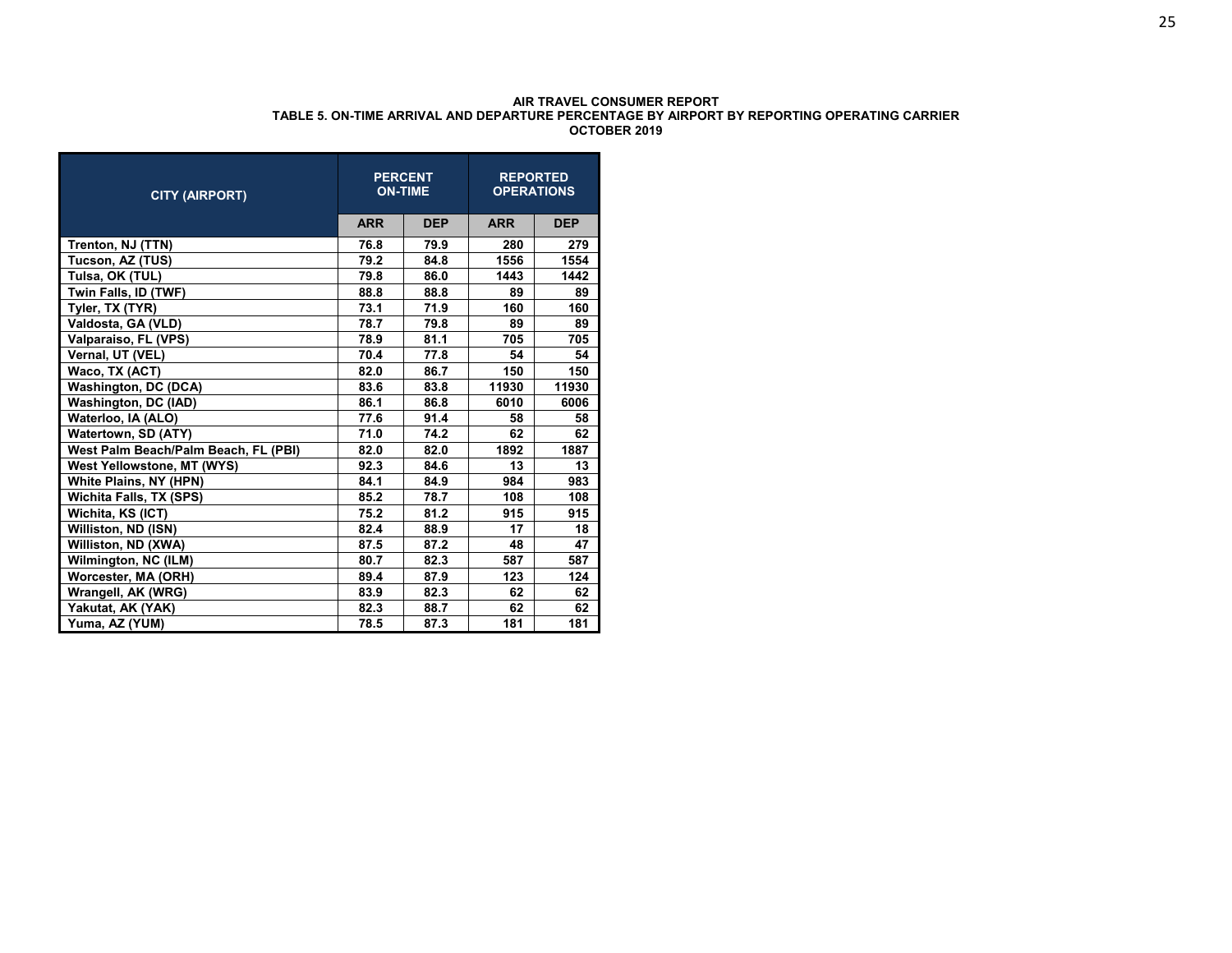**AIR TRAVEL CONSUMER REPORT**
**TABLE 5. ON-TIME ARRIVAL AND DEPARTURE PERCENTAGE BY AIRPORT BY REPORTING OPERATING CARRIER**
**OCTOBER 2019**

| CITY (AIRPORT) | PERCENT ON-TIME | | REPORTED OPERATIONS | |
|---|---|---|---|---|
| | ARR | DEP | ARR | DEP |
| Trenton, NJ (TTN) | 76.8 | 79.9 | 280 | 279 |
| Tucson, AZ (TUS) | 79.2 | 84.8 | 1556 | 1554 |
| Tulsa, OK (TUL) | 79.8 | 86.0 | 1443 | 1442 |
| Twin Falls, ID (TWF) | 88.8 | 88.8 | 89 | 89 |
| Tyler, TX (TYR) | 73.1 | 71.9 | 160 | 160 |
| Valdosta, GA (VLD) | 78.7 | 79.8 | 89 | 89 |
| Valparaiso, FL (VPS) | 78.9 | 81.1 | 705 | 705 |
| Vernal, UT (VEL) | 70.4 | 77.8 | 54 | 54 |
| Waco, TX (ACT) | 82.0 | 86.7 | 150 | 150 |
| Washington, DC (DCA) | 83.6 | 83.8 | 11930 | 11930 |
| Washington, DC (IAD) | 86.1 | 86.8 | 6010 | 6006 |
| Waterloo, IA (ALO) | 77.6 | 91.4 | 58 | 58 |
| Watertown, SD (ATY) | 71.0 | 74.2 | 62 | 62 |
| West Palm Beach/Palm Beach, FL (PBI) | 82.0 | 82.0 | 1892 | 1887 |
| West Yellowstone, MT (WYS) | 92.3 | 84.6 | 13 | 13 |
| White Plains, NY (HPN) | 84.1 | 84.9 | 984 | 983 |
| Wichita Falls, TX (SPS) | 85.2 | 78.7 | 108 | 108 |
| Wichita, KS (ICT) | 75.2 | 81.2 | 915 | 915 |
| Williston, ND (ISN) | 82.4 | 88.9 | 17 | 18 |
| Williston, ND (XWA) | 87.5 | 87.2 | 48 | 47 |
| Wilmington, NC (ILM) | 80.7 | 82.3 | 587 | 587 |
| Worcester, MA (ORH) | 89.4 | 87.9 | 123 | 124 |
| Wrangell, AK (WRG) | 83.9 | 82.3 | 62 | 62 |
| Yakutat, AK (YAK) | 82.3 | 88.7 | 62 | 62 |
| Yuma, AZ (YUM) | 78.5 | 87.3 | 181 | 181 |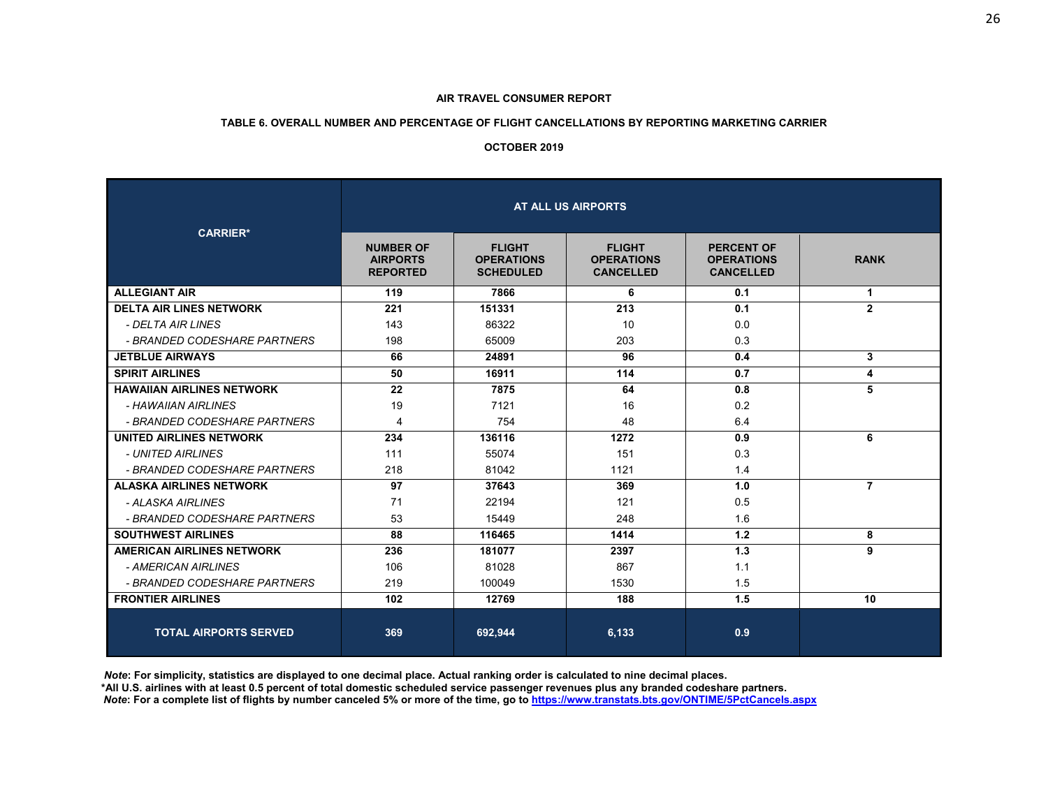**AIR TRAVEL CONSUMER REPORT**

**TABLE 6. OVERALL NUMBER AND PERCENTAGE OF FLIGHT CANCELLATIONS BY REPORTING MARKETING CARRIER**

**OCTOBER 2019**

| CARRIER* | AT ALL US AIRPORTS | | | | |
|---|---|---|---|---|---|
| | NUMBER OF AIRPORTS REPORTED | FLIGHT OPERATIONS SCHEDULED | FLIGHT OPERATIONS CANCELLED | PERCENT OF OPERATIONS CANCELLED | RANK |
| **ALLEGIANT AIR** | **119** | **7866** | **6** | **0.1** | **1** |
| **DELTA AIR LINES NETWORK** | **221** | **151331** | **213** | **0.1** | **2** |
| *- DELTA AIR LINES* | 143 | 86322 | 10 | 0.0 | |
| *- BRANDED CODESHARE PARTNERS* | 198 | 65009 | 203 | 0.3 | |
| **JETBLUE AIRWAYS** | **66** | **24891** | **96** | **0.4** | **3** |
| **SPIRIT AIRLINES** | **50** | **16911** | **114** | **0.7** | **4** |
| **HAWAIIAN AIRLINES NETWORK** | **22** | **7875** | **64** | **0.8** | **5** |
| *- HAWAIIAN AIRLINES* | 19 | 7121 | 16 | 0.2 | |
| *- BRANDED CODESHARE PARTNERS* | 4 | 754 | 48 | 6.4 | |
| **UNITED AIRLINES NETWORK** | **234** | **136116** | **1272** | **0.9** | **6** |
| *- UNITED AIRLINES* | 111 | 55074 | 151 | 0.3 | |
| *- BRANDED CODESHARE PARTNERS* | 218 | 81042 | 1121 | 1.4 | |
| **ALASKA AIRLINES NETWORK** | **97** | **37643** | **369** | **1.0** | **7** |
| *- ALASKA AIRLINES* | 71 | 22194 | 121 | 0.5 | |
| *- BRANDED CODESHARE PARTNERS* | 53 | 15449 | 248 | 1.6 | |
| **SOUTHWEST AIRLINES** | **88** | **116465** | **1414** | **1.2** | **8** |
| **AMERICAN AIRLINES NETWORK** | **236** | **181077** | **2397** | **1.3** | **9** |
| *- AMERICAN AIRLINES* | 106 | 81028 | 867 | 1.1 | |
| *- BRANDED CODESHARE PARTNERS* | 219 | 100049 | 1530 | 1.5 | |
| **FRONTIER AIRLINES** | **102** | **12769** | **188** | **1.5** | **10** |
| **TOTAL AIRPORTS SERVED** | **369** | **692,944** | **6,133** | **0.9** | |

***Note*: For simplicity, statistics are displayed to one decimal place. Actual ranking order is calculated to nine decimal places.**

**\*All U.S. airlines with at least 0.5 percent of total domestic scheduled service passenger revenues plus any branded codeshare partners.**

***Note*: For a complete list of flights by number canceled 5% or more of the time, go to https://www.transtats.bts.gov/ONTIME/5PctCancels.aspx**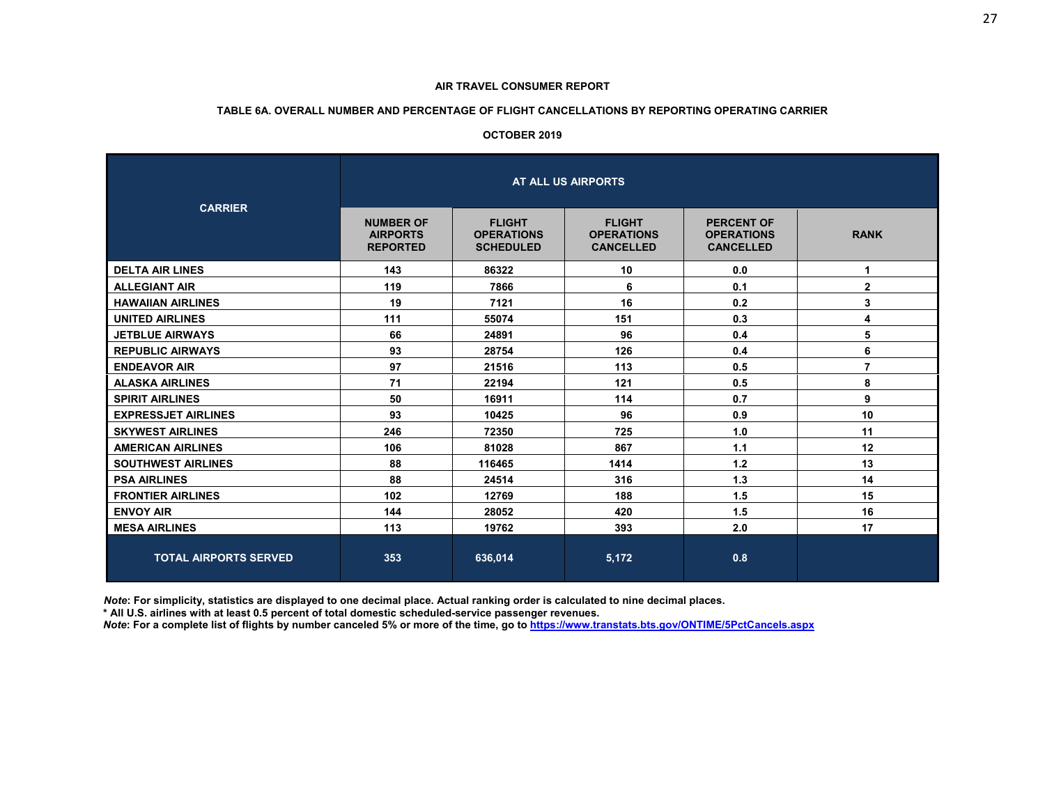**AIR TRAVEL CONSUMER REPORT**

**TABLE 6A. OVERALL NUMBER AND PERCENTAGE OF FLIGHT CANCELLATIONS BY REPORTING OPERATING CARRIER**

**OCTOBER 2019**

| CARRIER | AT ALL US AIRPORTS | | | | |
|---|---|---|---|---|---|
| | NUMBER OF AIRPORTS REPORTED | FLIGHT OPERATIONS SCHEDULED | FLIGHT OPERATIONS CANCELLED | PERCENT OF OPERATIONS CANCELLED | RANK |
| DELTA AIR LINES | 143 | 86322 | 10 | 0.0 | 1 |
| ALLEGIANT AIR | 119 | 7866 | 6 | 0.1 | 2 |
| HAWAIIAN AIRLINES | 19 | 7121 | 16 | 0.2 | 3 |
| UNITED AIRLINES | 111 | 55074 | 151 | 0.3 | 4 |
| JETBLUE AIRWAYS | 66 | 24891 | 96 | 0.4 | 5 |
| REPUBLIC AIRWAYS | 93 | 28754 | 126 | 0.4 | 6 |
| ENDEAVOR AIR | 97 | 21516 | 113 | 0.5 | 7 |
| ALASKA AIRLINES | 71 | 22194 | 121 | 0.5 | 8 |
| SPIRIT AIRLINES | 50 | 16911 | 114 | 0.7 | 9 |
| EXPRESSJET AIRLINES | 93 | 10425 | 96 | 0.9 | 10 |
| SKYWEST AIRLINES | 246 | 72350 | 725 | 1.0 | 11 |
| AMERICAN AIRLINES | 106 | 81028 | 867 | 1.1 | 12 |
| SOUTHWEST AIRLINES | 88 | 116465 | 1414 | 1.2 | 13 |
| PSA AIRLINES | 88 | 24514 | 316 | 1.3 | 14 |
| FRONTIER AIRLINES | 102 | 12769 | 188 | 1.5 | 15 |
| ENVOY AIR | 144 | 28052 | 420 | 1.5 | 16 |
| MESA AIRLINES | 113 | 19762 | 393 | 2.0 | 17 |
| TOTAL AIRPORTS SERVED | 353 | 636,014 | 5,172 | 0.8 | |

***Note*: For simplicity, statistics are displayed to one decimal place. Actual ranking order is calculated to nine decimal places.**
**\* All U.S. airlines with at least 0.5 percent of total domestic scheduled-service passenger revenues.**
***Note*: For a complete list of flights by number canceled 5% or more of the time, go to https://www.transtats.bts.gov/ONTIME/5PctCancels.aspx**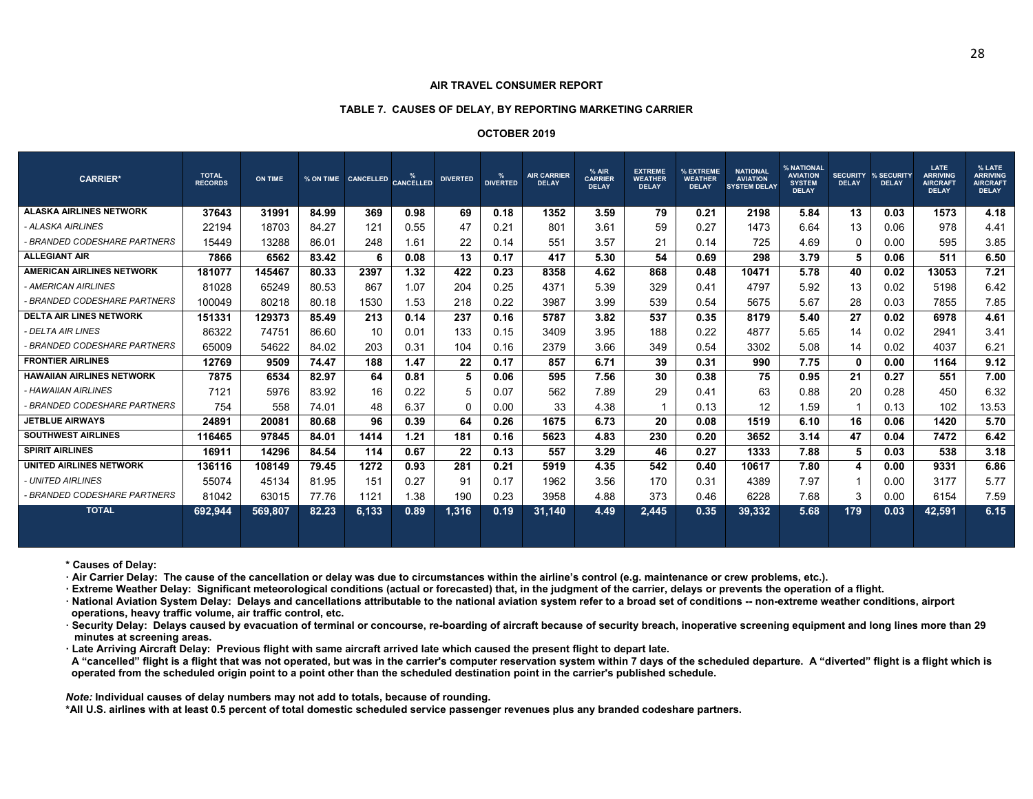**AIR TRAVEL CONSUMER REPORT**

**TABLE 7. CAUSES OF DELAY, BY REPORTING MARKETING CARRIER**

**OCTOBER 2019**

| CARRIER* | TOTAL RECORDS | ON TIME | % ON TIME | CANCELLED | % CANCELLED | DIVERTED | % DIVERTED | AIR CARRIER DELAY | % AIR CARRIER DELAY | EXTREME WEATHER DELAY | % EXTREME WEATHER DELAY | NATIONAL AVIATION SYSTEM DELAY | % NATIONAL AVIATION SYSTEM DELAY | SECURITY DELAY | % SECURITY DELAY | LATE ARRIVING AIRCRAFT DELAY | % LATE ARRIVING AIRCRAFT DELAY |
|---|---|---|---|---|---|---|---|---|---|---|---|---|---|---|---|---|---|
| **ALASKA AIRLINES NETWORK** | **37643** | **31991** | **84.99** | **369** | **0.98** | **69** | **0.18** | **1352** | **3.59** | **79** | **0.21** | **2198** | **5.84** | **13** | **0.03** | **1573** | **4.18** |
| *- ALASKA AIRLINES* | 22194 | 18703 | 84.27 | 121 | 0.55 | 47 | 0.21 | 801 | 3.61 | 59 | 0.27 | 1473 | 6.64 | 13 | 0.06 | 978 | 4.41 |
| *- BRANDED CODESHARE PARTNERS* | 15449 | 13288 | 86.01 | 248 | 1.61 | 22 | 0.14 | 551 | 3.57 | 21 | 0.14 | 725 | 4.69 | 0 | 0.00 | 595 | 3.85 |
| **ALLEGIANT AIR** | **7866** | **6562** | **83.42** | **6** | **0.08** | **13** | **0.17** | **417** | **5.30** | **54** | **0.69** | **298** | **3.79** | **5** | **0.06** | **511** | **6.50** |
| **AMERICAN AIRLINES NETWORK** | **181077** | **145467** | **80.33** | **2397** | **1.32** | **422** | **0.23** | **8358** | **4.62** | **868** | **0.48** | **10471** | **5.78** | **40** | **0.02** | **13053** | **7.21** |
| *- AMERICAN AIRLINES* | 81028 | 65249 | 80.53 | 867 | 1.07 | 204 | 0.25 | 4371 | 5.39 | 329 | 0.41 | 4797 | 5.92 | 13 | 0.02 | 5198 | 6.42 |
| *- BRANDED CODESHARE PARTNERS* | 100049 | 80218 | 80.18 | 1530 | 1.53 | 218 | 0.22 | 3987 | 3.99 | 539 | 0.54 | 5675 | 5.67 | 28 | 0.03 | 7855 | 7.85 |
| **DELTA AIR LINES NETWORK** | **151331** | **129373** | **85.49** | **213** | **0.14** | **237** | **0.16** | **5787** | **3.82** | **537** | **0.35** | **8179** | **5.40** | **27** | **0.02** | **6978** | **4.61** |
| *- DELTA AIR LINES* | 86322 | 74751 | 86.60 | 10 | 0.01 | 133 | 0.15 | 3409 | 3.95 | 188 | 0.22 | 4877 | 5.65 | 14 | 0.02 | 2941 | 3.41 |
| *- BRANDED CODESHARE PARTNERS* | 65009 | 54622 | 84.02 | 203 | 0.31 | 104 | 0.16 | 2379 | 3.66 | 349 | 0.54 | 3302 | 5.08 | 14 | 0.02 | 4037 | 6.21 |
| **FRONTIER AIRLINES** | **12769** | **9509** | **74.47** | **188** | **1.47** | **22** | **0.17** | **857** | **6.71** | **39** | **0.31** | **990** | **7.75** | **0** | **0.00** | **1164** | **9.12** |
| **HAWAIIAN AIRLINES NETWORK** | **7875** | **6534** | **82.97** | **64** | **0.81** | **5** | **0.06** | **595** | **7.56** | **30** | **0.38** | **75** | **0.95** | **21** | **0.27** | **551** | **7.00** |
| *- HAWAIIAN AIRLINES* | 7121 | 5976 | 83.92 | 16 | 0.22 | 5 | 0.07 | 562 | 7.89 | 29 | 0.41 | 63 | 0.88 | 20 | 0.28 | 450 | 6.32 |
| *- BRANDED CODESHARE PARTNERS* | 754 | 558 | 74.01 | 48 | 6.37 | 0 | 0.00 | 33 | 4.38 | 1 | 0.13 | 12 | 1.59 | 1 | 0.13 | 102 | 13.53 |
| **JETBLUE AIRWAYS** | **24891** | **20081** | **80.68** | **96** | **0.39** | **64** | **0.26** | **1675** | **6.73** | **20** | **0.08** | **1519** | **6.10** | **16** | **0.06** | **1420** | **5.70** |
| **SOUTHWEST AIRLINES** | **116465** | **97845** | **84.01** | **1414** | **1.21** | **181** | **0.16** | **5623** | **4.83** | **230** | **0.20** | **3652** | **3.14** | **47** | **0.04** | **7472** | **6.42** |
| **SPIRIT AIRLINES** | **16911** | **14296** | **84.54** | **114** | **0.67** | **22** | **0.13** | **557** | **3.29** | **46** | **0.27** | **1333** | **7.88** | **5** | **0.03** | **538** | **3.18** |
| **UNITED AIRLINES NETWORK** | **136116** | **108149** | **79.45** | **1272** | **0.93** | **281** | **0.21** | **5919** | **4.35** | **542** | **0.40** | **10617** | **7.80** | **4** | **0.00** | **9331** | **6.86** |
| *- UNITED AIRLINES* | 55074 | 45134 | 81.95 | 151 | 0.27 | 91 | 0.17 | 1962 | 3.56 | 170 | 0.31 | 4389 | 7.97 | 1 | 0.00 | 3177 | 5.77 |
| *- BRANDED CODESHARE PARTNERS* | 81042 | 63015 | 77.76 | 1121 | 1.38 | 190 | 0.23 | 3958 | 4.88 | 373 | 0.46 | 6228 | 7.68 | 3 | 0.00 | 6154 | 7.59 |
| **TOTAL** | **692,944** | **569,807** | **82.23** | **6,133** | **0.89** | **1,316** | **0.19** | **31,140** | **4.49** | **2,445** | **0.35** | **39,332** | **5.68** | **179** | **0.03** | **42,591** | **6.15** |

**\* Causes of Delay:**

**· Air Carrier Delay: The cause of the cancellation or delay was due to circumstances within the airline's control (e.g. maintenance or crew problems, etc.).**

**· Extreme Weather Delay: Significant meteorological conditions (actual or forecasted) that, in the judgment of the carrier, delays or prevents the operation of a flight.**

**· National Aviation System Delay: Delays and cancellations attributable to the national aviation system refer to a broad set of conditions -- non-extreme weather conditions, airport operations, heavy traffic volume, air traffic control, etc.**

**· Security Delay: Delays caused by evacuation of terminal or concourse, re-boarding of aircraft because of security breach, inoperative screening equipment and long lines more than 29 minutes at screening areas.**

**· Late Arriving Aircraft Delay: Previous flight with same aircraft arrived late which caused the present flight to depart late.**

**A "cancelled" flight is a flight that was not operated, but was in the carrier's computer reservation system within 7 days of the scheduled departure. A "diverted" flight is a flight which is operated from the scheduled origin point to a point other than the scheduled destination point in the carrier's published schedule.**

***Note:* Individual causes of delay numbers may not add to totals, because of rounding.**

**\*All U.S. airlines with at least 0.5 percent of total domestic scheduled service passenger revenues plus any branded codeshare partners.**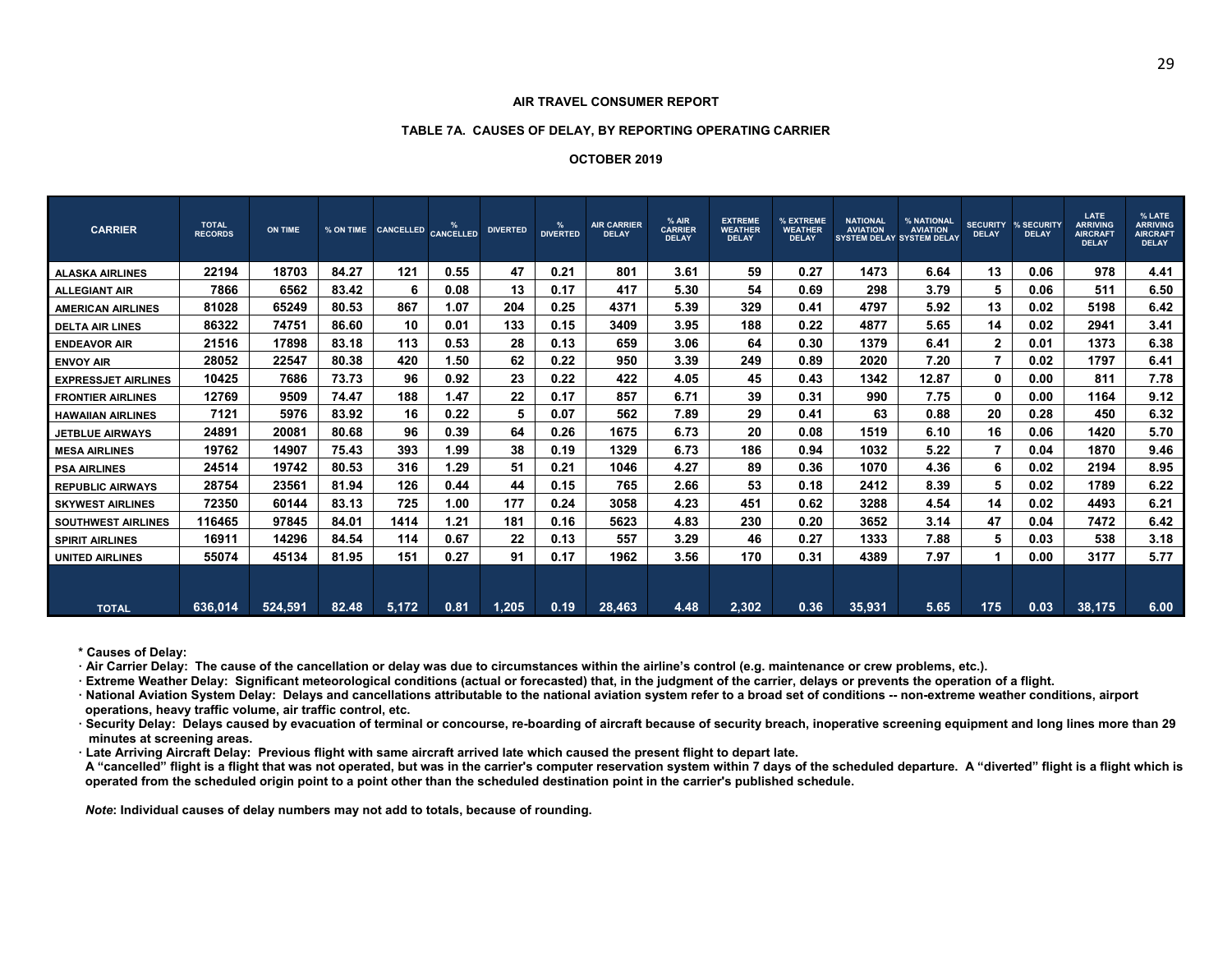**AIR TRAVEL CONSUMER REPORT**

**TABLE 7A. CAUSES OF DELAY, BY REPORTING OPERATING CARRIER**

**OCTOBER 2019**

| CARRIER | TOTAL RECORDS | ON TIME | % ON TIME | CANCELLED | % CANCELLED | DIVERTED | % DIVERTED | AIR CARRIER DELAY | % AIR CARRIER DELAY | EXTREME WEATHER DELAY | % EXTREME WEATHER DELAY | NATIONAL AVIATION SYSTEM DELAY | % NATIONAL AVIATION SYSTEM DELAY | SECURITY DELAY | % SECURITY DELAY | LATE ARRIVING AIRCRAFT DELAY | % LATE ARRIVING AIRCRAFT DELAY |
|---|---|---|---|---|---|---|---|---|---|---|---|---|---|---|---|---|---|
| ALASKA AIRLINES | 22194 | 18703 | 84.27 | 121 | 0.55 | 47 | 0.21 | 801 | 3.61 | 59 | 0.27 | 1473 | 6.64 | 13 | 0.06 | 978 | 4.41 |
| ALLEGIANT AIR | 7866 | 6562 | 83.42 | 6 | 0.08 | 13 | 0.17 | 417 | 5.30 | 54 | 0.69 | 298 | 3.79 | 5 | 0.06 | 511 | 6.50 |
| AMERICAN AIRLINES | 81028 | 65249 | 80.53 | 867 | 1.07 | 204 | 0.25 | 4371 | 5.39 | 329 | 0.41 | 4797 | 5.92 | 13 | 0.02 | 5198 | 6.42 |
| DELTA AIR LINES | 86322 | 74751 | 86.60 | 10 | 0.01 | 133 | 0.15 | 3409 | 3.95 | 188 | 0.22 | 4877 | 5.65 | 14 | 0.02 | 2941 | 3.41 |
| ENDEAVOR AIR | 21516 | 17898 | 83.18 | 113 | 0.53 | 28 | 0.13 | 659 | 3.06 | 64 | 0.30 | 1379 | 6.41 | 2 | 0.01 | 1373 | 6.38 |
| ENVOY AIR | 28052 | 22547 | 80.38 | 420 | 1.50 | 62 | 0.22 | 950 | 3.39 | 249 | 0.89 | 2020 | 7.20 | 7 | 0.02 | 1797 | 6.41 |
| EXPRESSJET AIRLINES | 10425 | 7686 | 73.73 | 96 | 0.92 | 23 | 0.22 | 422 | 4.05 | 45 | 0.43 | 1342 | 12.87 | 0 | 0.00 | 811 | 7.78 |
| FRONTIER AIRLINES | 12769 | 9509 | 74.47 | 188 | 1.47 | 22 | 0.17 | 857 | 6.71 | 39 | 0.31 | 990 | 7.75 | 0 | 0.00 | 1164 | 9.12 |
| HAWAIIAN AIRLINES | 7121 | 5976 | 83.92 | 16 | 0.22 | 5 | 0.07 | 562 | 7.89 | 29 | 0.41 | 63 | 0.88 | 20 | 0.28 | 450 | 6.32 |
| JETBLUE AIRWAYS | 24891 | 20081 | 80.68 | 96 | 0.39 | 64 | 0.26 | 1675 | 6.73 | 20 | 0.08 | 1519 | 6.10 | 16 | 0.06 | 1420 | 5.70 |
| MESA AIRLINES | 19762 | 14907 | 75.43 | 393 | 1.99 | 38 | 0.19 | 1329 | 6.73 | 186 | 0.94 | 1032 | 5.22 | 7 | 0.04 | 1870 | 9.46 |
| PSA AIRLINES | 24514 | 19742 | 80.53 | 316 | 1.29 | 51 | 0.21 | 1046 | 4.27 | 89 | 0.36 | 1070 | 4.36 | 6 | 0.02 | 2194 | 8.95 |
| REPUBLIC AIRWAYS | 28754 | 23561 | 81.94 | 126 | 0.44 | 44 | 0.15 | 765 | 2.66 | 53 | 0.18 | 2412 | 8.39 | 5 | 0.02 | 1789 | 6.22 |
| SKYWEST AIRLINES | 72350 | 60144 | 83.13 | 725 | 1.00 | 177 | 0.24 | 3058 | 4.23 | 451 | 0.62 | 3288 | 4.54 | 14 | 0.02 | 4493 | 6.21 |
| SOUTHWEST AIRLINES | 116465 | 97845 | 84.01 | 1414 | 1.21 | 181 | 0.16 | 5623 | 4.83 | 230 | 0.20 | 3652 | 3.14 | 47 | 0.04 | 7472 | 6.42 |
| SPIRIT AIRLINES | 16911 | 14296 | 84.54 | 114 | 0.67 | 22 | 0.13 | 557 | 3.29 | 46 | 0.27 | 1333 | 7.88 | 5 | 0.03 | 538 | 3.18 |
| UNITED AIRLINES | 55074 | 45134 | 81.95 | 151 | 0.27 | 91 | 0.17 | 1962 | 3.56 | 170 | 0.31 | 4389 | 7.97 | 1 | 0.00 | 3177 | 5.77 |
| TOTAL | 636,014 | 524,591 | 82.48 | 5,172 | 0.81 | 1,205 | 0.19 | 28,463 | 4.48 | 2,302 | 0.36 | 35,931 | 5.65 | 175 | 0.03 | 38,175 | 6.00 |

**\* Causes of Delay:**

**· Air Carrier Delay: The cause of the cancellation or delay was due to circumstances within the airline's control (e.g. maintenance or crew problems, etc.).**

**· Extreme Weather Delay: Significant meteorological conditions (actual or forecasted) that, in the judgment of the carrier, delays or prevents the operation of a flight.**

**· National Aviation System Delay: Delays and cancellations attributable to the national aviation system refer to a broad set of conditions -- non-extreme weather conditions, airport operations, heavy traffic volume, air traffic control, etc.**

**· Security Delay: Delays caused by evacuation of terminal or concourse, re-boarding of aircraft because of security breach, inoperative screening equipment and long lines more than 29 minutes at screening areas.**

**· Late Arriving Aircraft Delay: Previous flight with same aircraft arrived late which caused the present flight to depart late.**

**A "cancelled" flight is a flight that was not operated, but was in the carrier's computer reservation system within 7 days of the scheduled departure. A "diverted" flight is a flight which is operated from the scheduled origin point to a point other than the scheduled destination point in the carrier's published schedule.**

***Note*: Individual causes of delay numbers may not add to totals, because of rounding.**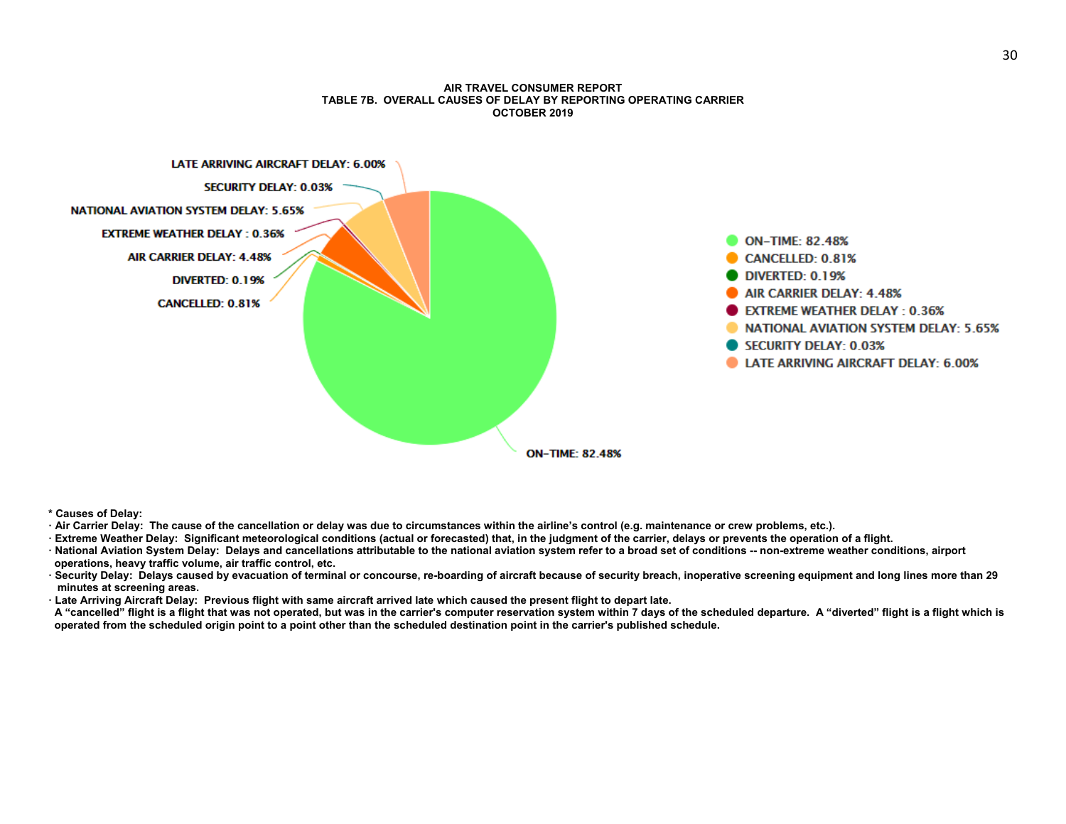**AIR TRAVEL CONSUMER REPORT**
**TABLE 7B. OVERALL CAUSES OF DELAY BY REPORTING OPERATING CARRIER**
**OCTOBER 2019**

LATE ARRIVING AIRCRAFT DELAY: 6.00%
SECURITY DELAY: 0.03%
NATIONAL AVIATION SYSTEM DELAY: 5.65%
EXTREME WEATHER DELAY : 0.36%
AIR CARRIER DELAY: 4.48%
DIVERTED: 0.19%
CANCELLED: 0.81%
ON-TIME: 82.48%

- ON-TIME: 82.48%
- CANCELLED: 0.81%
- DIVERTED: 0.19%
- AIR CARRIER DELAY: 4.48%
- EXTREME WEATHER DELAY : 0.36%
- NATIONAL AVIATION SYSTEM DELAY: 5.65%
- SECURITY DELAY: 0.03%
- LATE ARRIVING AIRCRAFT DELAY: 6.00%

**\* Causes of Delay:**

- **Air Carrier Delay:** The cause of the cancellation or delay was due to circumstances within the airline's control (e.g. maintenance or crew problems, etc.).
- **Extreme Weather Delay:** Significant meteorological conditions (actual or forecasted) that, in the judgment of the carrier, delays or prevents the operation of a flight.
- **National Aviation System Delay:** Delays and cancellations attributable to the national aviation system refer to a broad set of conditions -- non-extreme weather conditions, airport operations, heavy traffic volume, air traffic control, etc.
- **Security Delay:** Delays caused by evacuation of terminal or concourse, re-boarding of aircraft because of security breach, inoperative screening equipment and long lines more than 29 minutes at screening areas.
- **Late Arriving Aircraft Delay:** Previous flight with same aircraft arrived late which caused the present flight to depart late.

A "cancelled" flight is a flight that was not operated, but was in the carrier's computer reservation system within 7 days of the scheduled departure. A "diverted" flight is a flight which is operated from the scheduled origin point to a point other than the scheduled destination point in the carrier's published schedule.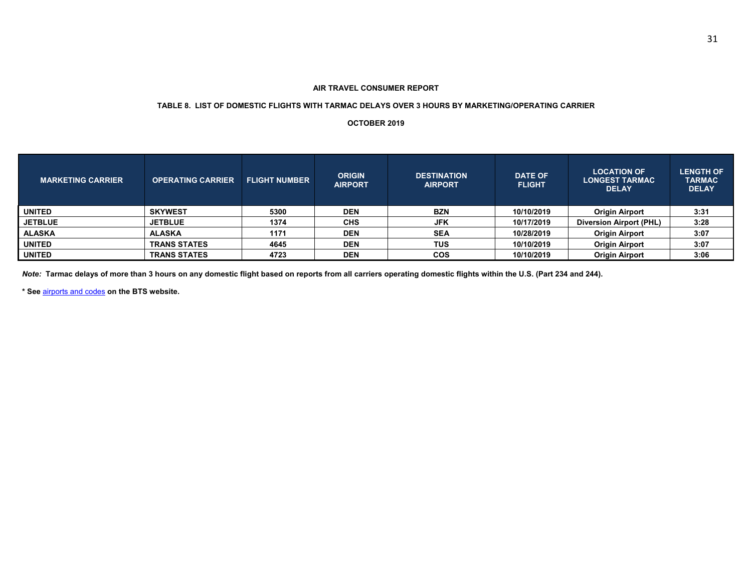**AIR TRAVEL CONSUMER REPORT**

**TABLE 8. LIST OF DOMESTIC FLIGHTS WITH TARMAC DELAYS OVER 3 HOURS BY MARKETING/OPERATING CARRIER**

**OCTOBER 2019**

| MARKETING CARRIER | OPERATING CARRIER | FLIGHT NUMBER | ORIGIN AIRPORT | DESTINATION AIRPORT | DATE OF FLIGHT | LOCATION OF LONGEST TARMAC DELAY | LENGTH OF TARMAC DELAY |
|---|---|---|---|---|---|---|---|
| UNITED | SKYWEST | 5300 | DEN | BZN | 10/10/2019 | Origin Airport | 3:31 |
| JETBLUE | JETBLUE | 1374 | CHS | JFK | 10/17/2019 | Diversion Airport (PHL) | 3:28 |
| ALASKA | ALASKA | 1171 | DEN | SEA | 10/28/2019 | Origin Airport | 3:07 |
| UNITED | TRANS STATES | 4645 | DEN | TUS | 10/10/2019 | Origin Airport | 3:07 |
| UNITED | TRANS STATES | 4723 | DEN | COS | 10/10/2019 | Origin Airport | 3:06 |

***Note:*** **Tarmac delays of more than 3 hours on any domestic flight based on reports from all carriers operating domestic flights within the U.S. (Part 234 and 244).**

**\* See airports and codes on the BTS website.**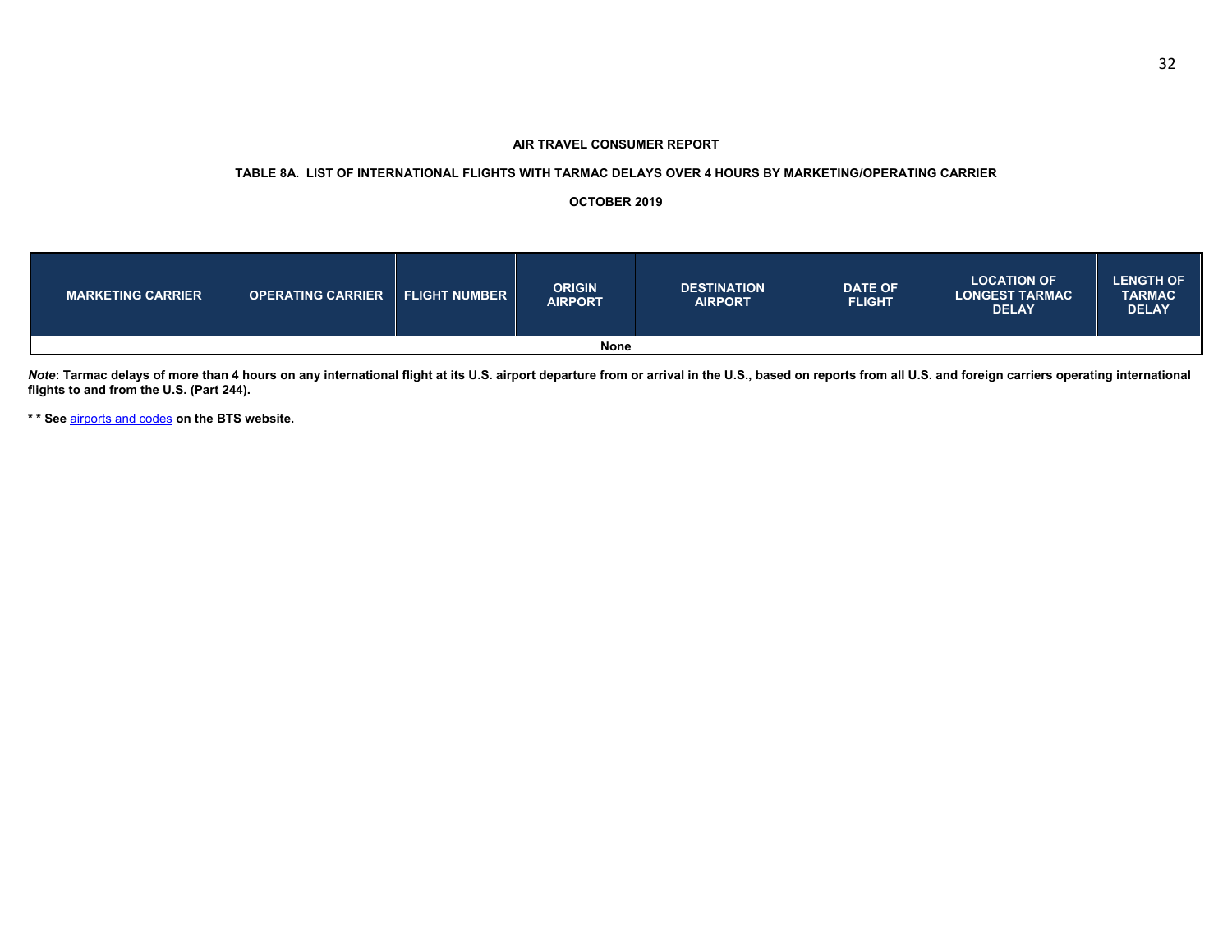**AIR TRAVEL CONSUMER REPORT**

**TABLE 8A. LIST OF INTERNATIONAL FLIGHTS WITH TARMAC DELAYS OVER 4 HOURS BY MARKETING/OPERATING CARRIER**

**OCTOBER 2019**

| MARKETING CARRIER | OPERATING CARRIER | FLIGHT NUMBER | ORIGIN AIRPORT | DESTINATION AIRPORT | DATE OF FLIGHT | LOCATION OF LONGEST TARMAC DELAY | LENGTH OF TARMAC DELAY |
|---|---|---|---|---|---|---|---|
| None | | | | | | | |

***Note*: Tarmac delays of more than 4 hours on any international flight at its U.S. airport departure from or arrival in the U.S., based on reports from all U.S. and foreign carriers operating international flights to and from the U.S. (Part 244).**

**\* \* See airports and codes on the BTS website.**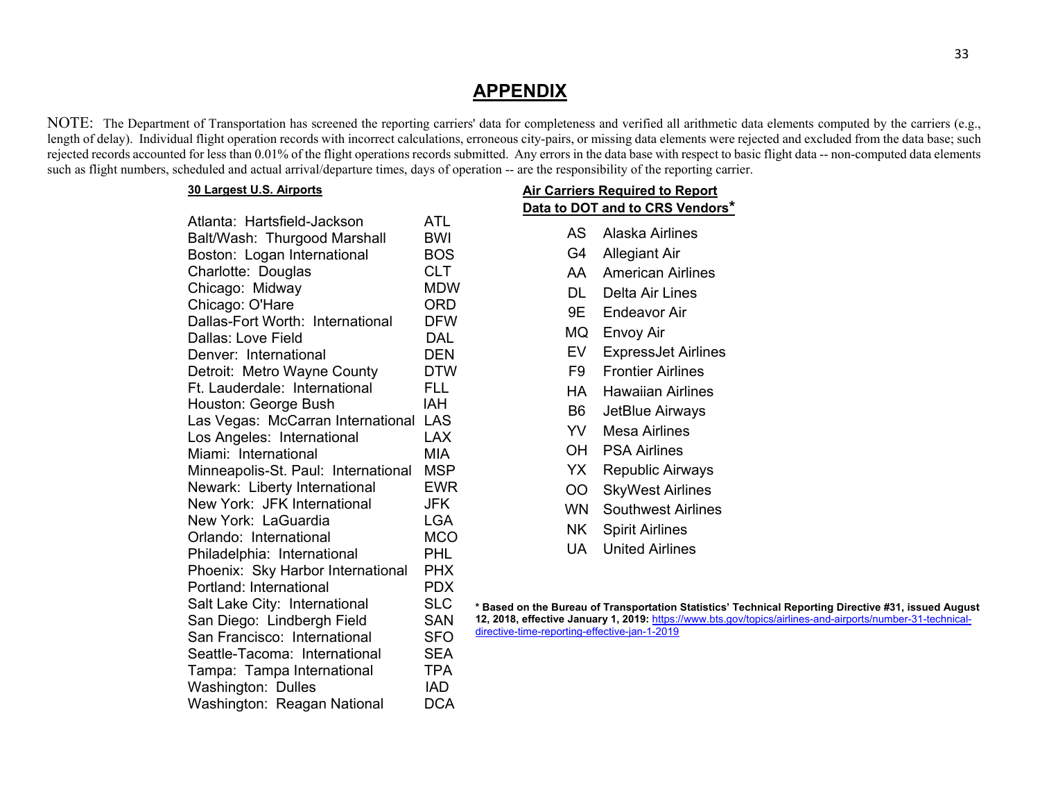# APPENDIX

NOTE: The Department of Transportation has screened the reporting carriers' data for completeness and verified all arithmetic data elements computed by the carriers (e.g., length of delay). Individual flight operation records with incorrect calculations, erroneous city-pairs, or missing data elements were rejected and excluded from the data base; such rejected records accounted for less than 0.01% of the flight operations records submitted. Any errors in the data base with respect to basic flight data -- non-computed data elements such as flight numbers, scheduled and actual arrival/departure times, days of operation -- are the responsibility of the reporting carrier.

**30 Largest U.S. Airports**

| Airport | Code |
|---|---|
| Atlanta: Hartsfield-Jackson | ATL |
| Balt/Wash: Thurgood Marshall | BWI |
| Boston: Logan International | BOS |
| Charlotte: Douglas | CLT |
| Chicago: Midway | MDW |
| Chicago: O'Hare | ORD |
| Dallas-Fort Worth: International | DFW |
| Dallas: Love Field | DAL |
| Denver: International | DEN |
| Detroit: Metro Wayne County | DTW |
| Ft. Lauderdale: International | FLL |
| Houston: George Bush | IAH |
| Las Vegas: McCarran International | LAS |
| Los Angeles: International | LAX |
| Miami: International | MIA |
| Minneapolis-St. Paul: International | MSP |
| Newark: Liberty International | EWR |
| New York: JFK International | JFK |
| New York: LaGuardia | LGA |
| Orlando: International | MCO |
| Philadelphia: International | PHL |
| Phoenix: Sky Harbor International | PHX |
| Portland: International | PDX |
| Salt Lake City: International | SLC |
| San Diego: Lindbergh Field | SAN |
| San Francisco: International | SFO |
| Seattle-Tacoma: International | SEA |
| Tampa: Tampa International | TPA |
| Washington: Dulles | IAD |
| Washington: Reagan National | DCA |

**Air Carriers Required to Report Data to DOT and to CRS Vendors***

| Code | Carrier |
|---|---|
| AS | Alaska Airlines |
| G4 | Allegiant Air |
| AA | American Airlines |
| DL | Delta Air Lines |
| 9E | Endeavor Air |
| MQ | Envoy Air |
| EV | ExpressJet Airlines |
| F9 | Frontier Airlines |
| HA | Hawaiian Airlines |
| B6 | JetBlue Airways |
| YV | Mesa Airlines |
| OH | PSA Airlines |
| YX | Republic Airways |
| OO | SkyWest Airlines |
| WN | Southwest Airlines |
| NK | Spirit Airlines |
| UA | United Airlines |

**\* Based on the Bureau of Transportation Statistics' Technical Reporting Directive #31, issued August 12, 2018, effective January 1, 2019:** https://www.bts.gov/topics/airlines-and-airports/number-31-technical-directive-time-reporting-effective-jan-1-2019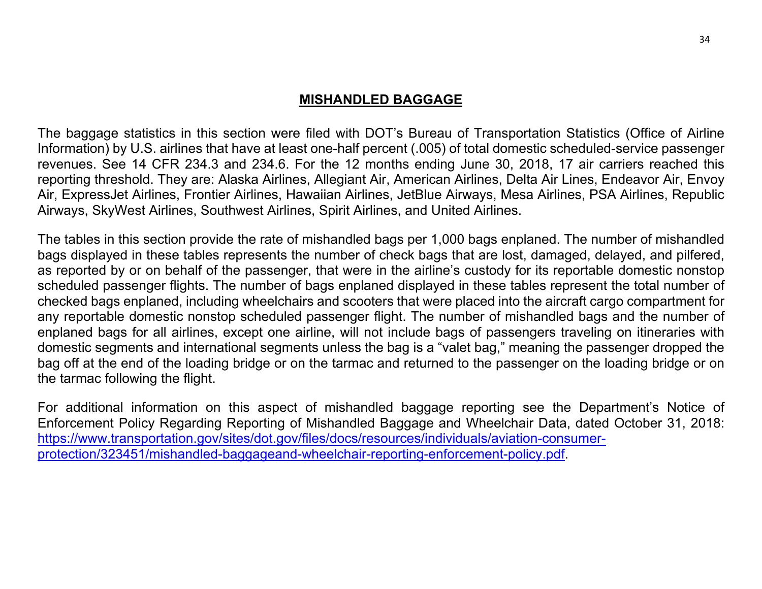## MISHANDLED BAGGAGE

The baggage statistics in this section were filed with DOT's Bureau of Transportation Statistics (Office of Airline Information) by U.S. airlines that have at least one-half percent (.005) of total domestic scheduled-service passenger revenues. See 14 CFR 234.3 and 234.6. For the 12 months ending June 30, 2018, 17 air carriers reached this reporting threshold. They are: Alaska Airlines, Allegiant Air, American Airlines, Delta Air Lines, Endeavor Air, Envoy Air, ExpressJet Airlines, Frontier Airlines, Hawaiian Airlines, JetBlue Airways, Mesa Airlines, PSA Airlines, Republic Airways, SkyWest Airlines, Southwest Airlines, Spirit Airlines, and United Airlines.

The tables in this section provide the rate of mishandled bags per 1,000 bags enplaned. The number of mishandled bags displayed in these tables represents the number of check bags that are lost, damaged, delayed, and pilfered, as reported by or on behalf of the passenger, that were in the airline's custody for its reportable domestic nonstop scheduled passenger flights. The number of bags enplaned displayed in these tables represent the total number of checked bags enplaned, including wheelchairs and scooters that were placed into the aircraft cargo compartment for any reportable domestic nonstop scheduled passenger flight. The number of mishandled bags and the number of enplaned bags for all airlines, except one airline, will not include bags of passengers traveling on itineraries with domestic segments and international segments unless the bag is a "valet bag," meaning the passenger dropped the bag off at the end of the loading bridge or on the tarmac and returned to the passenger on the loading bridge or on the tarmac following the flight.

For additional information on this aspect of mishandled baggage reporting see the Department's Notice of Enforcement Policy Regarding Reporting of Mishandled Baggage and Wheelchair Data, dated October 31, 2018: [https://www.transportation.gov/sites/dot.gov/files/docs/resources/individuals/aviation-consumer-protection/323451/mishandled-baggageand-wheelchair-reporting-enforcement-policy.pdf](https://www.transportation.gov/sites/dot.gov/files/docs/resources/individuals/aviation-consumer-protection/323451/mishandled-baggageand-wheelchair-reporting-enforcement-policy.pdf).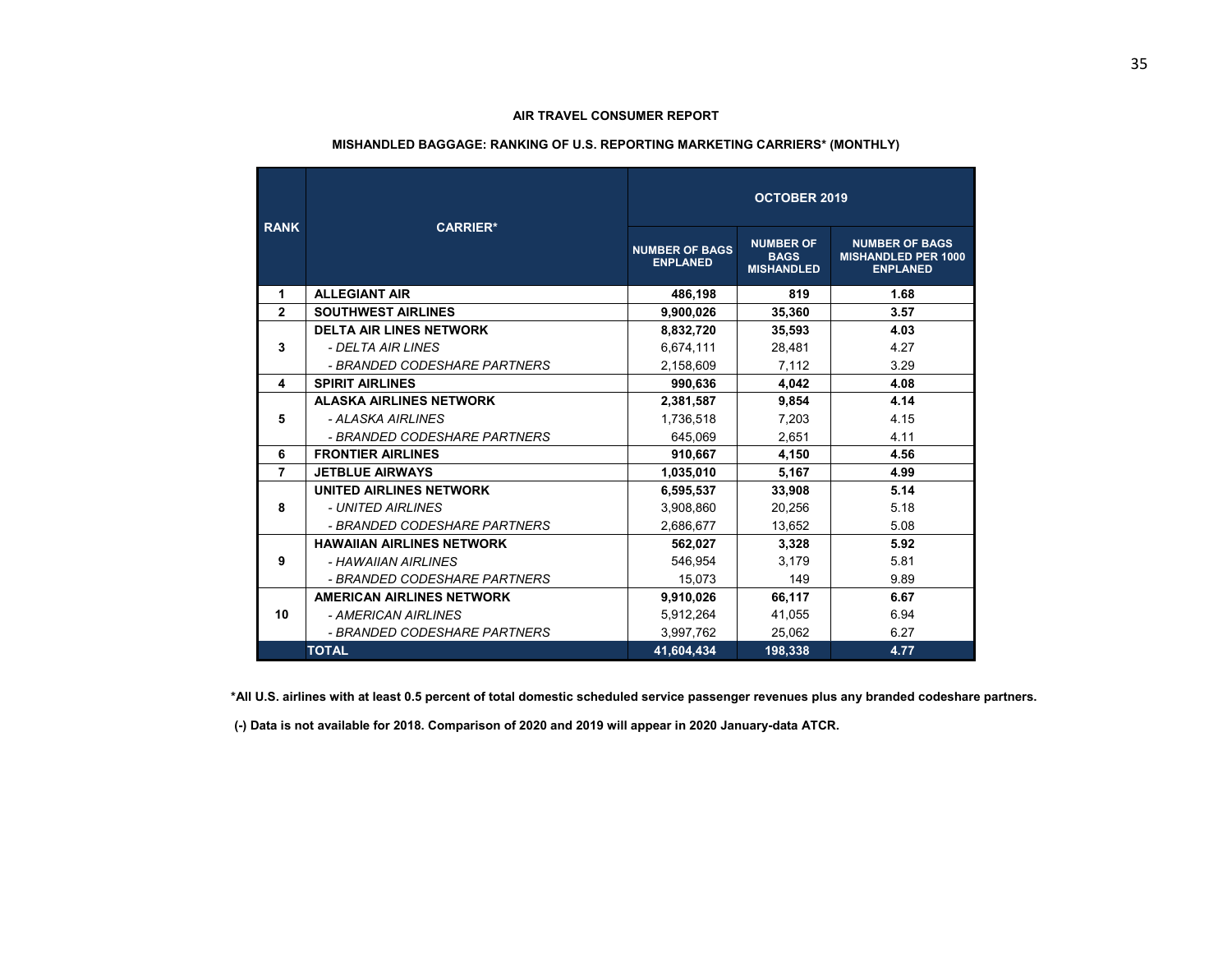**AIR TRAVEL CONSUMER REPORT**

**MISHANDLED BAGGAGE: RANKING OF U.S. REPORTING MARKETING CARRIERS* (MONTHLY)**

| RANK | CARRIER* | OCTOBER 2019 | | |
|---|---|---|---|---|
| | | NUMBER OF BAGS ENPLANED | NUMBER OF BAGS MISHANDLED | NUMBER OF BAGS MISHANDLED PER 1000 ENPLANED |
| 1 | **ALLEGIANT AIR** | **486,198** | **819** | **1.68** |
| 2 | **SOUTHWEST AIRLINES** | **9,900,026** | **35,360** | **3.57** |
| 3 | **DELTA AIR LINES NETWORK** | **8,832,720** | **35,593** | **4.03** |
| | *- DELTA AIR LINES* | 6,674,111 | 28,481 | 4.27 |
| | *- BRANDED CODESHARE PARTNERS* | 2,158,609 | 7,112 | 3.29 |
| 4 | **SPIRIT AIRLINES** | **990,636** | **4,042** | **4.08** |
| 5 | **ALASKA AIRLINES NETWORK** | **2,381,587** | **9,854** | **4.14** |
| | *- ALASKA AIRLINES* | 1,736,518 | 7,203 | 4.15 |
| | *- BRANDED CODESHARE PARTNERS* | 645,069 | 2,651 | 4.11 |
| 6 | **FRONTIER AIRLINES** | **910,667** | **4,150** | **4.56** |
| 7 | **JETBLUE AIRWAYS** | **1,035,010** | **5,167** | **4.99** |
| 8 | **UNITED AIRLINES NETWORK** | **6,595,537** | **33,908** | **5.14** |
| | *- UNITED AIRLINES* | 3,908,860 | 20,256 | 5.18 |
| | *- BRANDED CODESHARE PARTNERS* | 2,686,677 | 13,652 | 5.08 |
| 9 | **HAWAIIAN AIRLINES NETWORK** | **562,027** | **3,328** | **5.92** |
| | *- HAWAIIAN AIRLINES* | 546,954 | 3,179 | 5.81 |
| | *- BRANDED CODESHARE PARTNERS* | 15,073 | 149 | 9.89 |
| 10 | **AMERICAN AIRLINES NETWORK** | **9,910,026** | **66,117** | **6.67** |
| | *- AMERICAN AIRLINES* | 5,912,264 | 41,055 | 6.94 |
| | *- BRANDED CODESHARE PARTNERS* | 3,997,762 | 25,062 | 6.27 |
| | **TOTAL** | **41,604,434** | **198,338** | **4.77** |

**\*All U.S. airlines with at least 0.5 percent of total domestic scheduled service passenger revenues plus any branded codeshare partners.**

**(-) Data is not available for 2018. Comparison of 2020 and 2019 will appear in 2020 January-data ATCR.**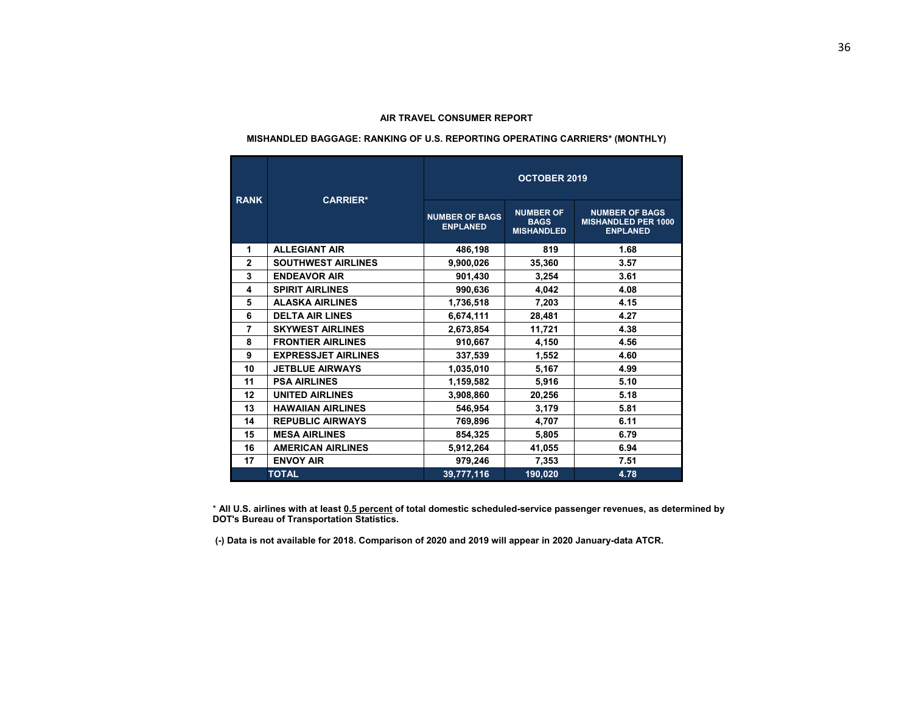**AIR TRAVEL CONSUMER REPORT**

**MISHANDLED BAGGAGE: RANKING OF U.S. REPORTING OPERATING CARRIERS* (MONTHLY)**

| RANK | CARRIER* | OCTOBER 2019 | | |
|---|---|---|---|---|
| | | NUMBER OF BAGS ENPLANED | NUMBER OF BAGS MISHANDLED | NUMBER OF BAGS MISHANDLED PER 1000 ENPLANED |
| 1 | ALLEGIANT AIR | 486,198 | 819 | 1.68 |
| 2 | SOUTHWEST AIRLINES | 9,900,026 | 35,360 | 3.57 |
| 3 | ENDEAVOR AIR | 901,430 | 3,254 | 3.61 |
| 4 | SPIRIT AIRLINES | 990,636 | 4,042 | 4.08 |
| 5 | ALASKA AIRLINES | 1,736,518 | 7,203 | 4.15 |
| 6 | DELTA AIR LINES | 6,674,111 | 28,481 | 4.27 |
| 7 | SKYWEST AIRLINES | 2,673,854 | 11,721 | 4.38 |
| 8 | FRONTIER AIRLINES | 910,667 | 4,150 | 4.56 |
| 9 | EXPRESSJET AIRLINES | 337,539 | 1,552 | 4.60 |
| 10 | JETBLUE AIRWAYS | 1,035,010 | 5,167 | 4.99 |
| 11 | PSA AIRLINES | 1,159,582 | 5,916 | 5.10 |
| 12 | UNITED AIRLINES | 3,908,860 | 20,256 | 5.18 |
| 13 | HAWAIIAN AIRLINES | 546,954 | 3,179 | 5.81 |
| 14 | REPUBLIC AIRWAYS | 769,896 | 4,707 | 6.11 |
| 15 | MESA AIRLINES | 854,325 | 5,805 | 6.79 |
| 16 | AMERICAN AIRLINES | 5,912,264 | 41,055 | 6.94 |
| 17 | ENVOY AIR | 979,246 | 7,353 | 7.51 |
| | TOTAL | 39,777,116 | 190,020 | 4.78 |

* **All U.S. airlines with at least 0.5 percent of total domestic scheduled-service passenger revenues, as determined by DOT's Bureau of Transportation Statistics.**

**(-) Data is not available for 2018. Comparison of 2020 and 2019 will appear in 2020 January-data ATCR.**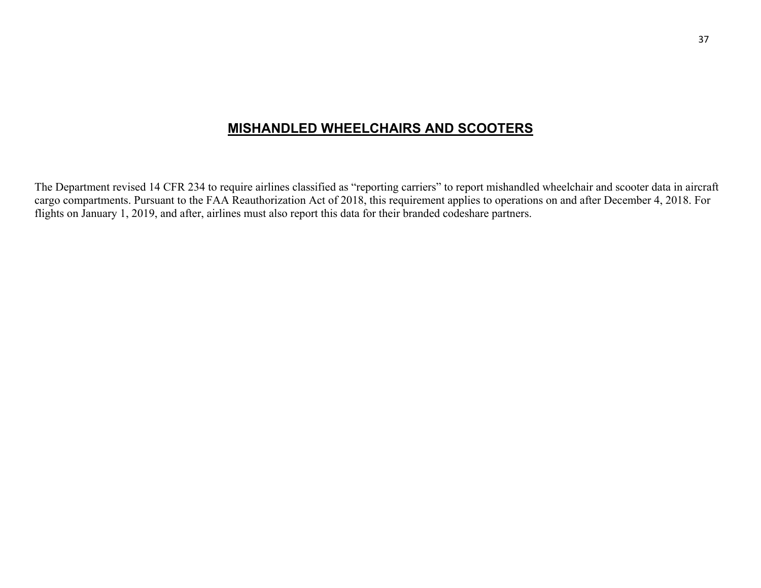# MISHANDLED WHEELCHAIRS AND SCOOTERS

The Department revised 14 CFR 234 to require airlines classified as "reporting carriers" to report mishandled wheelchair and scooter data in aircraft cargo compartments. Pursuant to the FAA Reauthorization Act of 2018, this requirement applies to operations on and after December 4, 2018. For flights on January 1, 2019, and after, airlines must also report this data for their branded codeshare partners.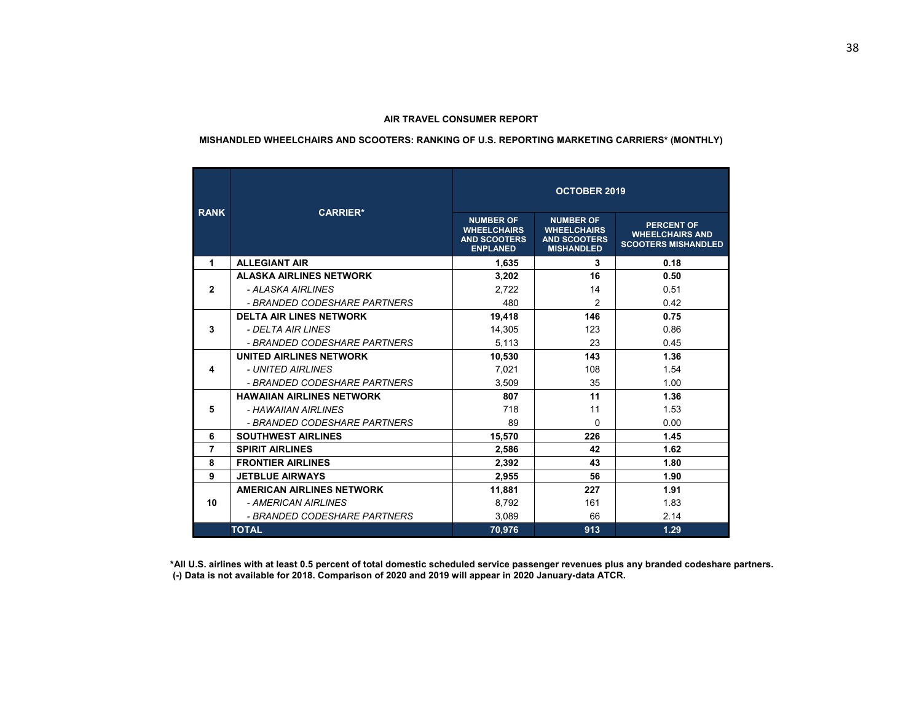**AIR TRAVEL CONSUMER REPORT**

**MISHANDLED WHEELCHAIRS AND SCOOTERS: RANKING OF U.S. REPORTING MARKETING CARRIERS* (MONTHLY)**

| RANK | CARRIER* | OCTOBER 2019 | | |
|---|---|---|---|---|
| | | NUMBER OF WHEELCHAIRS AND SCOOTERS ENPLANED | NUMBER OF WHEELCHAIRS AND SCOOTERS MISHANDLED | PERCENT OF WHEELCHAIRS AND SCOOTERS MISHANDLED |
| 1 | **ALLEGIANT AIR** | **1,635** | **3** | **0.18** |
| 2 | **ALASKA AIRLINES NETWORK** | **3,202** | **16** | **0.50** |
| | *- ALASKA AIRLINES* | 2,722 | 14 | 0.51 |
| | *- BRANDED CODESHARE PARTNERS* | 480 | 2 | 0.42 |
| 3 | **DELTA AIR LINES NETWORK** | **19,418** | **146** | **0.75** |
| | *- DELTA AIR LINES* | 14,305 | 123 | 0.86 |
| | *- BRANDED CODESHARE PARTNERS* | 5,113 | 23 | 0.45 |
| 4 | **UNITED AIRLINES NETWORK** | **10,530** | **143** | **1.36** |
| | *- UNITED AIRLINES* | 7,021 | 108 | 1.54 |
| | *- BRANDED CODESHARE PARTNERS* | 3,509 | 35 | 1.00 |
| 5 | **HAWAIIAN AIRLINES NETWORK** | **807** | **11** | **1.36** |
| | *- HAWAIIAN AIRLINES* | 718 | 11 | 1.53 |
| | *- BRANDED CODESHARE PARTNERS* | 89 | 0 | 0.00 |
| 6 | **SOUTHWEST AIRLINES** | **15,570** | **226** | **1.45** |
| 7 | **SPIRIT AIRLINES** | **2,586** | **42** | **1.62** |
| 8 | **FRONTIER AIRLINES** | **2,392** | **43** | **1.80** |
| 9 | **JETBLUE AIRWAYS** | **2,955** | **56** | **1.90** |
| 10 | **AMERICAN AIRLINES NETWORK** | **11,881** | **227** | **1.91** |
| | *- AMERICAN AIRLINES* | 8,792 | 161 | 1.83 |
| | *- BRANDED CODESHARE PARTNERS* | 3,089 | 66 | 2.14 |
| | **TOTAL** | **70,976** | **913** | **1.29** |

**\*All U.S. airlines with at least 0.5 percent of total domestic scheduled service passenger revenues plus any branded codeshare partners.**
**(-) Data is not available for 2018. Comparison of 2020 and 2019 will appear in 2020 January-data ATCR.**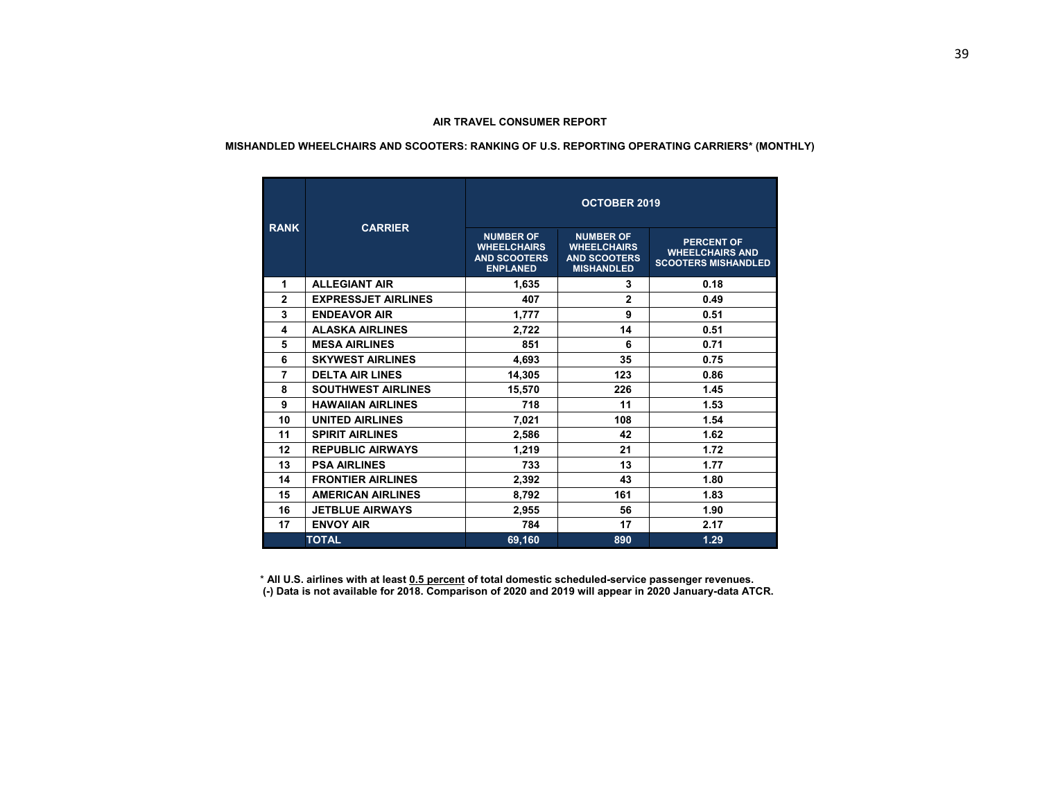**AIR TRAVEL CONSUMER REPORT**

**MISHANDLED WHEELCHAIRS AND SCOOTERS: RANKING OF U.S. REPORTING OPERATING CARRIERS* (MONTHLY)**

| RANK | CARRIER | OCTOBER 2019 | | |
|---|---|---|---|---|
| | | NUMBER OF WHEELCHAIRS AND SCOOTERS ENPLANED | NUMBER OF WHEELCHAIRS AND SCOOTERS MISHANDLED | PERCENT OF WHEELCHAIRS AND SCOOTERS MISHANDLED |
| 1 | ALLEGIANT AIR | 1,635 | 3 | 0.18 |
| 2 | EXPRESSJET AIRLINES | 407 | 2 | 0.49 |
| 3 | ENDEAVOR AIR | 1,777 | 9 | 0.51 |
| 4 | ALASKA AIRLINES | 2,722 | 14 | 0.51 |
| 5 | MESA AIRLINES | 851 | 6 | 0.71 |
| 6 | SKYWEST AIRLINES | 4,693 | 35 | 0.75 |
| 7 | DELTA AIR LINES | 14,305 | 123 | 0.86 |
| 8 | SOUTHWEST AIRLINES | 15,570 | 226 | 1.45 |
| 9 | HAWAIIAN AIRLINES | 718 | 11 | 1.53 |
| 10 | UNITED AIRLINES | 7,021 | 108 | 1.54 |
| 11 | SPIRIT AIRLINES | 2,586 | 42 | 1.62 |
| 12 | REPUBLIC AIRWAYS | 1,219 | 21 | 1.72 |
| 13 | PSA AIRLINES | 733 | 13 | 1.77 |
| 14 | FRONTIER AIRLINES | 2,392 | 43 | 1.80 |
| 15 | AMERICAN AIRLINES | 8,792 | 161 | 1.83 |
| 16 | JETBLUE AIRWAYS | 2,955 | 56 | 1.90 |
| 17 | ENVOY AIR | 784 | 17 | 2.17 |
| | TOTAL | 69,160 | 890 | 1.29 |

\* All U.S. airlines with at least 0.5 percent of total domestic scheduled-service passenger revenues.
(-) Data is not available for 2018. Comparison of 2020 and 2019 will appear in 2020 January-data ATCR.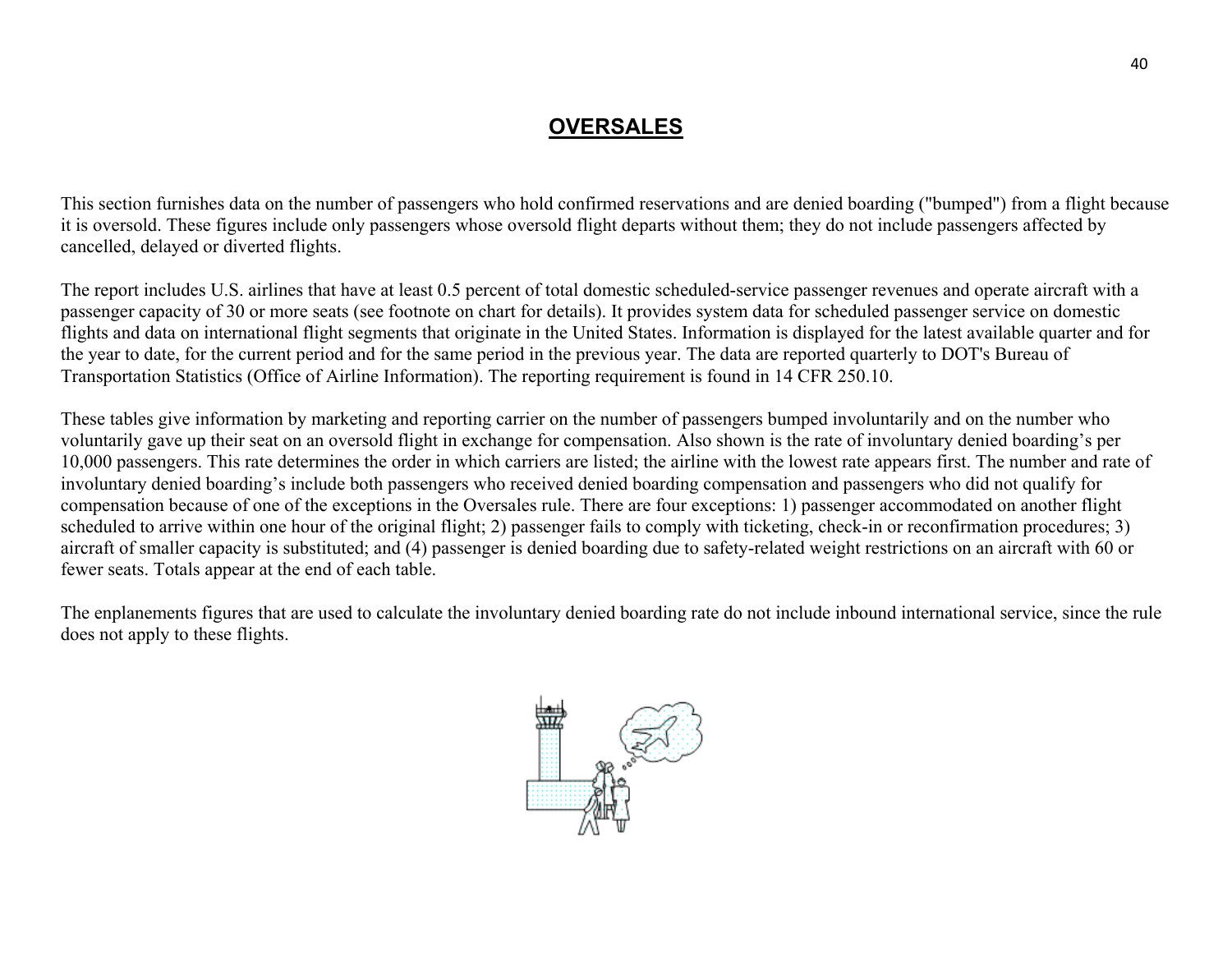# OVERSALES

This section furnishes data on the number of passengers who hold confirmed reservations and are denied boarding ("bumped") from a flight because it is oversold. These figures include only passengers whose oversold flight departs without them; they do not include passengers affected by cancelled, delayed or diverted flights.

The report includes U.S. airlines that have at least 0.5 percent of total domestic scheduled-service passenger revenues and operate aircraft with a passenger capacity of 30 or more seats (see footnote on chart for details). It provides system data for scheduled passenger service on domestic flights and data on international flight segments that originate in the United States. Information is displayed for the latest available quarter and for the year to date, for the current period and for the same period in the previous year. The data are reported quarterly to DOT's Bureau of Transportation Statistics (Office of Airline Information). The reporting requirement is found in 14 CFR 250.10.

These tables give information by marketing and reporting carrier on the number of passengers bumped involuntarily and on the number who voluntarily gave up their seat on an oversold flight in exchange for compensation. Also shown is the rate of involuntary denied boarding's per 10,000 passengers. This rate determines the order in which carriers are listed; the airline with the lowest rate appears first. The number and rate of involuntary denied boarding's include both passengers who received denied boarding compensation and passengers who did not qualify for compensation because of one of the exceptions in the Oversales rule. There are four exceptions: 1) passenger accommodated on another flight scheduled to arrive within one hour of the original flight; 2) passenger fails to comply with ticketing, check-in or reconfirmation procedures; 3) aircraft of smaller capacity is substituted; and (4) passenger is denied boarding due to safety-related weight restrictions on an aircraft with 60 or fewer seats. Totals appear at the end of each table.

The enplanements figures that are used to calculate the involuntary denied boarding rate do not include inbound international service, since the rule does not apply to these flights.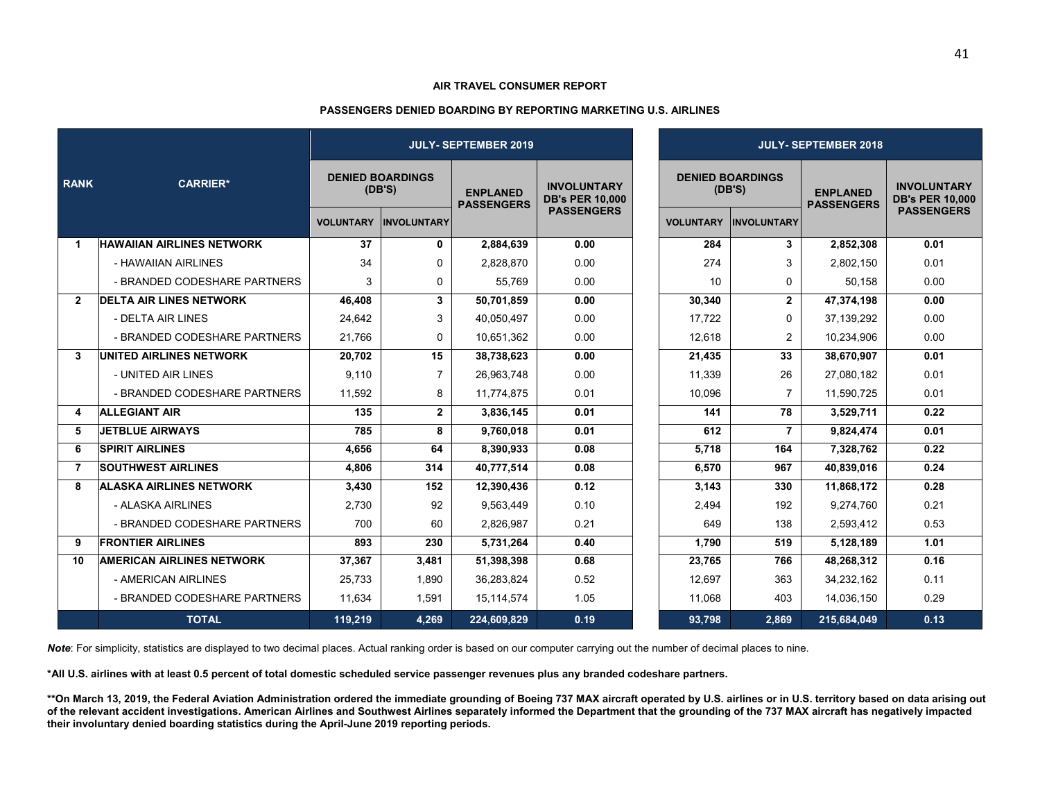**AIR TRAVEL CONSUMER REPORT**

**PASSENGERS DENIED BOARDING BY REPORTING MARKETING U.S. AIRLINES**

| RANK | CARRIER* | JULY- SEPTEMBER 2019 | | | | JULY- SEPTEMBER 2018 | | | |
|---|---|---|---|---|---|---|---|---|---|
| | | DENIED BOARDINGS (DB'S) | | ENPLANED PASSENGERS | INVOLUNTARY DB's PER 10,000 PASSENGERS | DENIED BOARDINGS (DB'S) | | ENPLANED PASSENGERS | INVOLUNTARY DB's PER 10,000 PASSENGERS |
| | | VOLUNTARY | INVOLUNTARY | | | VOLUNTARY | INVOLUNTARY | | |
| **1** | **HAWAIIAN AIRLINES NETWORK** | **37** | **0** | **2,884,639** | **0.00** | **284** | **3** | **2,852,308** | **0.01** |
| | - HAWAIIAN AIRLINES | 34 | 0 | 2,828,870 | 0.00 | 274 | 3 | 2,802,150 | 0.01 |
| | - BRANDED CODESHARE PARTNERS | 3 | 0 | 55,769 | 0.00 | 10 | 0 | 50,158 | 0.00 |
| **2** | **DELTA AIR LINES NETWORK** | **46,408** | **3** | **50,701,859** | **0.00** | **30,340** | **2** | **47,374,198** | **0.00** |
| | - DELTA AIR LINES | 24,642 | 3 | 40,050,497 | 0.00 | 17,722 | 0 | 37,139,292 | 0.00 |
| | - BRANDED CODESHARE PARTNERS | 21,766 | 0 | 10,651,362 | 0.00 | 12,618 | 2 | 10,234,906 | 0.00 |
| **3** | **UNITED AIRLINES NETWORK** | **20,702** | **15** | **38,738,623** | **0.00** | **21,435** | **33** | **38,670,907** | **0.01** |
| | - UNITED AIR LINES | 9,110 | 7 | 26,963,748 | 0.00 | 11,339 | 26 | 27,080,182 | 0.01 |
| | - BRANDED CODESHARE PARTNERS | 11,592 | 8 | 11,774,875 | 0.01 | 10,096 | 7 | 11,590,725 | 0.01 |
| **4** | **ALLEGIANT AIR** | **135** | **2** | **3,836,145** | **0.01** | **141** | **78** | **3,529,711** | **0.22** |
| **5** | **JETBLUE AIRWAYS** | **785** | **8** | **9,760,018** | **0.01** | **612** | **7** | **9,824,474** | **0.01** |
| **6** | **SPIRIT AIRLINES** | **4,656** | **64** | **8,390,933** | **0.08** | **5,718** | **164** | **7,328,762** | **0.22** |
| **7** | **SOUTHWEST AIRLINES** | **4,806** | **314** | **40,777,514** | **0.08** | **6,570** | **967** | **40,839,016** | **0.24** |
| **8** | **ALASKA AIRLINES NETWORK** | **3,430** | **152** | **12,390,436** | **0.12** | **3,143** | **330** | **11,868,172** | **0.28** |
| | - ALASKA AIRLINES | 2,730 | 92 | 9,563,449 | 0.10 | 2,494 | 192 | 9,274,760 | 0.21 |
| | - BRANDED CODESHARE PARTNERS | 700 | 60 | 2,826,987 | 0.21 | 649 | 138 | 2,593,412 | 0.53 |
| **9** | **FRONTIER AIRLINES** | **893** | **230** | **5,731,264** | **0.40** | **1,790** | **519** | **5,128,189** | **1.01** |
| **10** | **AMERICAN AIRLINES NETWORK** | **37,367** | **3,481** | **51,398,398** | **0.68** | **23,765** | **766** | **48,268,312** | **0.16** |
| | - AMERICAN AIRLINES | 25,733 | 1,890 | 36,283,824 | 0.52 | 12,697 | 363 | 34,232,162 | 0.11 |
| | - BRANDED CODESHARE PARTNERS | 11,634 | 1,591 | 15,114,574 | 1.05 | 11,068 | 403 | 14,036,150 | 0.29 |
| | **TOTAL** | **119,219** | **4,269** | **224,609,829** | **0.19** | **93,798** | **2,869** | **215,684,049** | **0.13** |

***Note***: For simplicity, statistics are displayed to two decimal places. Actual ranking order is based on our computer carrying out the number of decimal places to nine.

**\*All U.S. airlines with at least 0.5 percent of total domestic scheduled service passenger revenues plus any branded codeshare partners.**

**\*\*On March 13, 2019, the Federal Aviation Administration ordered the immediate grounding of Boeing 737 MAX aircraft operated by U.S. airlines or in U.S. territory based on data arising out of the relevant accident investigations. American Airlines and Southwest Airlines separately informed the Department that the grounding of the 737 MAX aircraft has negatively impacted their involuntary denied boarding statistics during the April-June 2019 reporting periods.**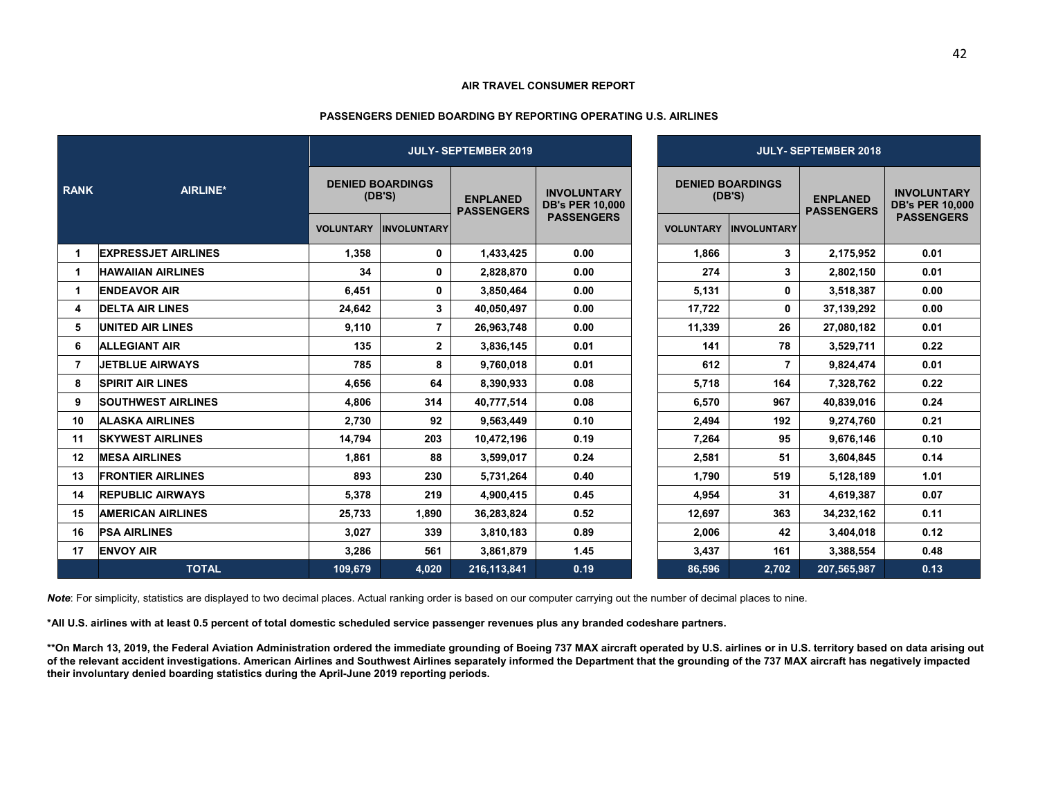**AIR TRAVEL CONSUMER REPORT**

**PASSENGERS DENIED BOARDING BY REPORTING OPERATING U.S. AIRLINES**

| RANK | AIRLINE* | JULY- SEPTEMBER 2019 | | | | JULY- SEPTEMBER 2018 | | | |
|---|---|---|---|---|---|---|---|---|---|
| | | DENIED BOARDINGS (DB'S) | | ENPLANED PASSENGERS | INVOLUNTARY DB's PER 10,000 PASSENGERS | DENIED BOARDINGS (DB'S) | | ENPLANED PASSENGERS | INVOLUNTARY DB's PER 10,000 PASSENGERS |
| | | VOLUNTARY | INVOLUNTARY | | | VOLUNTARY | INVOLUNTARY | | |
| 1 | EXPRESSJET AIRLINES | 1,358 | 0 | 1,433,425 | 0.00 | 1,866 | 3 | 2,175,952 | 0.01 |
| 1 | HAWAIIAN AIRLINES | 34 | 0 | 2,828,870 | 0.00 | 274 | 3 | 2,802,150 | 0.01 |
| 1 | ENDEAVOR AIR | 6,451 | 0 | 3,850,464 | 0.00 | 5,131 | 0 | 3,518,387 | 0.00 |
| 4 | DELTA AIR LINES | 24,642 | 3 | 40,050,497 | 0.00 | 17,722 | 0 | 37,139,292 | 0.00 |
| 5 | UNITED AIR LINES | 9,110 | 7 | 26,963,748 | 0.00 | 11,339 | 26 | 27,080,182 | 0.01 |
| 6 | ALLEGIANT AIR | 135 | 2 | 3,836,145 | 0.01 | 141 | 78 | 3,529,711 | 0.22 |
| 7 | JETBLUE AIRWAYS | 785 | 8 | 9,760,018 | 0.01 | 612 | 7 | 9,824,474 | 0.01 |
| 8 | SPIRIT AIR LINES | 4,656 | 64 | 8,390,933 | 0.08 | 5,718 | 164 | 7,328,762 | 0.22 |
| 9 | SOUTHWEST AIRLINES | 4,806 | 314 | 40,777,514 | 0.08 | 6,570 | 967 | 40,839,016 | 0.24 |
| 10 | ALASKA AIRLINES | 2,730 | 92 | 9,563,449 | 0.10 | 2,494 | 192 | 9,274,760 | 0.21 |
| 11 | SKYWEST AIRLINES | 14,794 | 203 | 10,472,196 | 0.19 | 7,264 | 95 | 9,676,146 | 0.10 |
| 12 | MESA AIRLINES | 1,861 | 88 | 3,599,017 | 0.24 | 2,581 | 51 | 3,604,845 | 0.14 |
| 13 | FRONTIER AIRLINES | 893 | 230 | 5,731,264 | 0.40 | 1,790 | 519 | 5,128,189 | 1.01 |
| 14 | REPUBLIC AIRWAYS | 5,378 | 219 | 4,900,415 | 0.45 | 4,954 | 31 | 4,619,387 | 0.07 |
| 15 | AMERICAN AIRLINES | 25,733 | 1,890 | 36,283,824 | 0.52 | 12,697 | 363 | 34,232,162 | 0.11 |
| 16 | PSA AIRLINES | 3,027 | 339 | 3,810,183 | 0.89 | 2,006 | 42 | 3,404,018 | 0.12 |
| 17 | ENVOY AIR | 3,286 | 561 | 3,861,879 | 1.45 | 3,437 | 161 | 3,388,554 | 0.48 |
| | TOTAL | 109,679 | 4,020 | 216,113,841 | 0.19 | 86,596 | 2,702 | 207,565,987 | 0.13 |

***Note***: For simplicity, statistics are displayed to two decimal places. Actual ranking order is based on our computer carrying out the number of decimal places to nine.

**\*All U.S. airlines with at least 0.5 percent of total domestic scheduled service passenger revenues plus any branded codeshare partners.**

**\*\*On March 13, 2019, the Federal Aviation Administration ordered the immediate grounding of Boeing 737 MAX aircraft operated by U.S. airlines or in U.S. territory based on data arising out of the relevant accident investigations. American Airlines and Southwest Airlines separately informed the Department that the grounding of the 737 MAX aircraft has negatively impacted their involuntary denied boarding statistics during the April-June 2019 reporting periods.**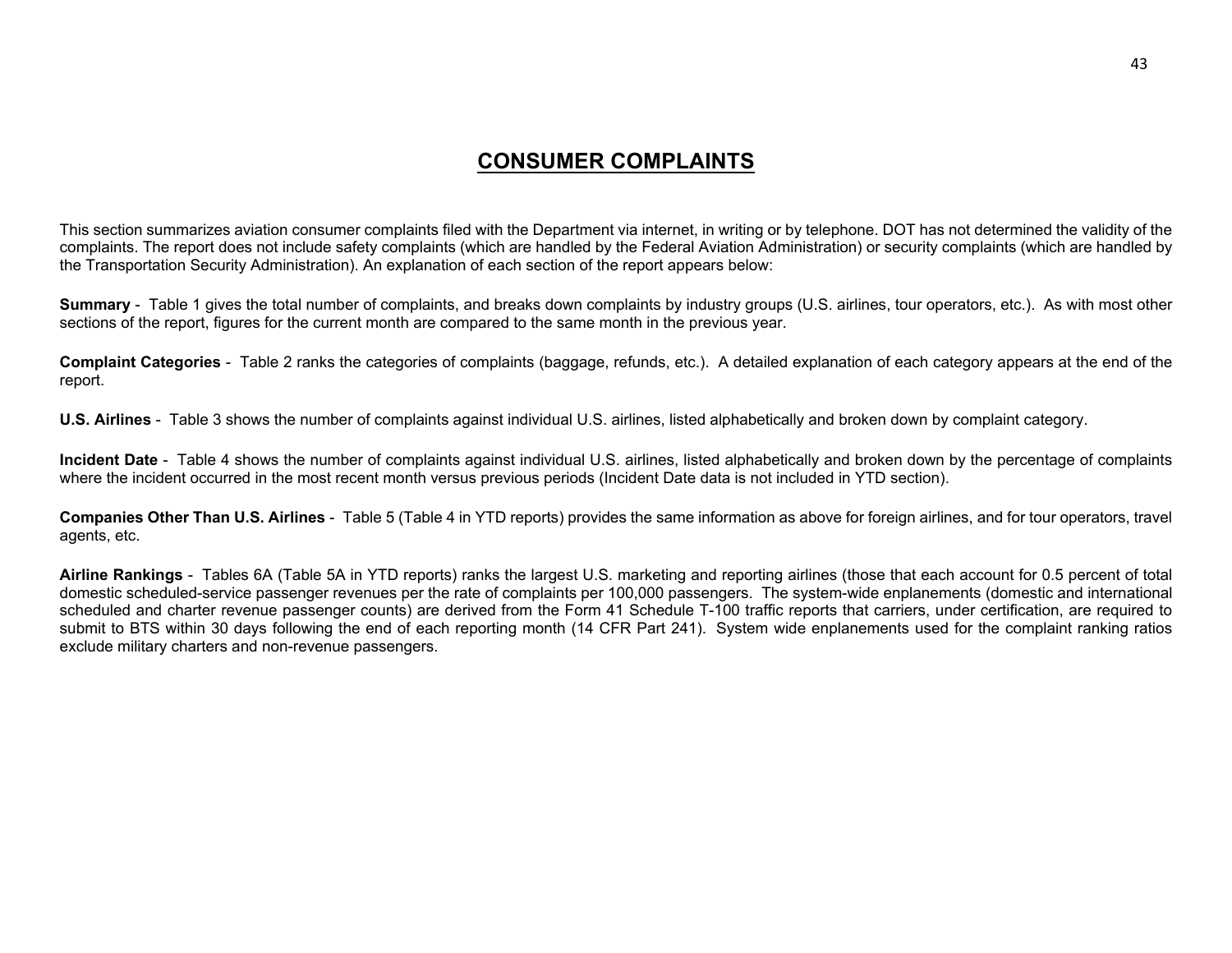# CONSUMER COMPLAINTS

This section summarizes aviation consumer complaints filed with the Department via internet, in writing or by telephone. DOT has not determined the validity of the complaints. The report does not include safety complaints (which are handled by the Federal Aviation Administration) or security complaints (which are handled by the Transportation Security Administration). An explanation of each section of the report appears below:

**Summary** - Table 1 gives the total number of complaints, and breaks down complaints by industry groups (U.S. airlines, tour operators, etc.). As with most other sections of the report, figures for the current month are compared to the same month in the previous year.

**Complaint Categories** - Table 2 ranks the categories of complaints (baggage, refunds, etc.). A detailed explanation of each category appears at the end of the report.

**U.S. Airlines** - Table 3 shows the number of complaints against individual U.S. airlines, listed alphabetically and broken down by complaint category.

**Incident Date** - Table 4 shows the number of complaints against individual U.S. airlines, listed alphabetically and broken down by the percentage of complaints where the incident occurred in the most recent month versus previous periods (Incident Date data is not included in YTD section).

**Companies Other Than U.S. Airlines** - Table 5 (Table 4 in YTD reports) provides the same information as above for foreign airlines, and for tour operators, travel agents, etc.

**Airline Rankings** - Tables 6A (Table 5A in YTD reports) ranks the largest U.S. marketing and reporting airlines (those that each account for 0.5 percent of total domestic scheduled-service passenger revenues per the rate of complaints per 100,000 passengers. The system-wide enplanements (domestic and international scheduled and charter revenue passenger counts) are derived from the Form 41 Schedule T-100 traffic reports that carriers, under certification, are required to submit to BTS within 30 days following the end of each reporting month (14 CFR Part 241). System wide enplanements used for the complaint ranking ratios exclude military charters and non-revenue passengers.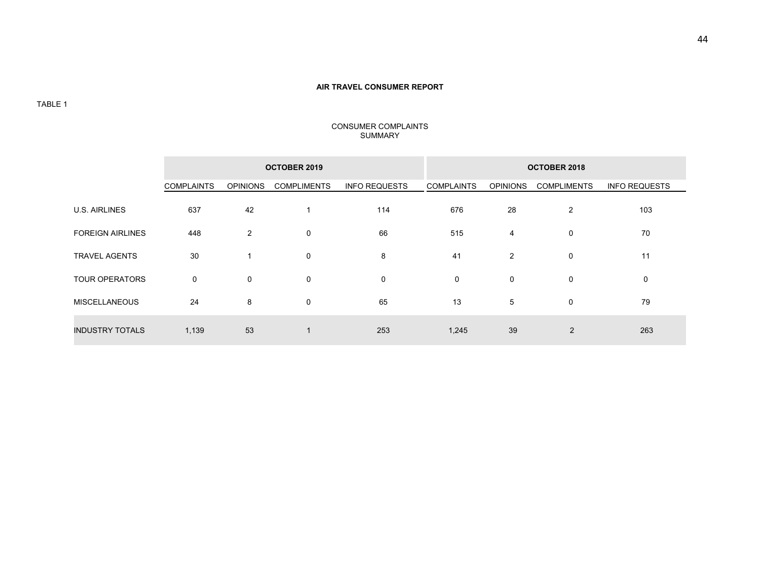**AIR TRAVEL CONSUMER REPORT**

TABLE 1

CONSUMER COMPLAINTS
SUMMARY

| | OCTOBER 2019 | | | | OCTOBER 2018 | | | |
|---|---|---|---|---|---|---|---|---|
| | COMPLAINTS | OPINIONS | COMPLIMENTS | INFO REQUESTS | COMPLAINTS | OPINIONS | COMPLIMENTS | INFO REQUESTS |
| U.S. AIRLINES | 637 | 42 | 1 | 114 | 676 | 28 | 2 | 103 |
| FOREIGN AIRLINES | 448 | 2 | 0 | 66 | 515 | 4 | 0 | 70 |
| TRAVEL AGENTS | 30 | 1 | 0 | 8 | 41 | 2 | 0 | 11 |
| TOUR OPERATORS | 0 | 0 | 0 | 0 | 0 | 0 | 0 | 0 |
| MISCELLANEOUS | 24 | 8 | 0 | 65 | 13 | 5 | 0 | 79 |
| INDUSTRY TOTALS | 1,139 | 53 | 1 | 253 | 1,245 | 39 | 2 | 263 |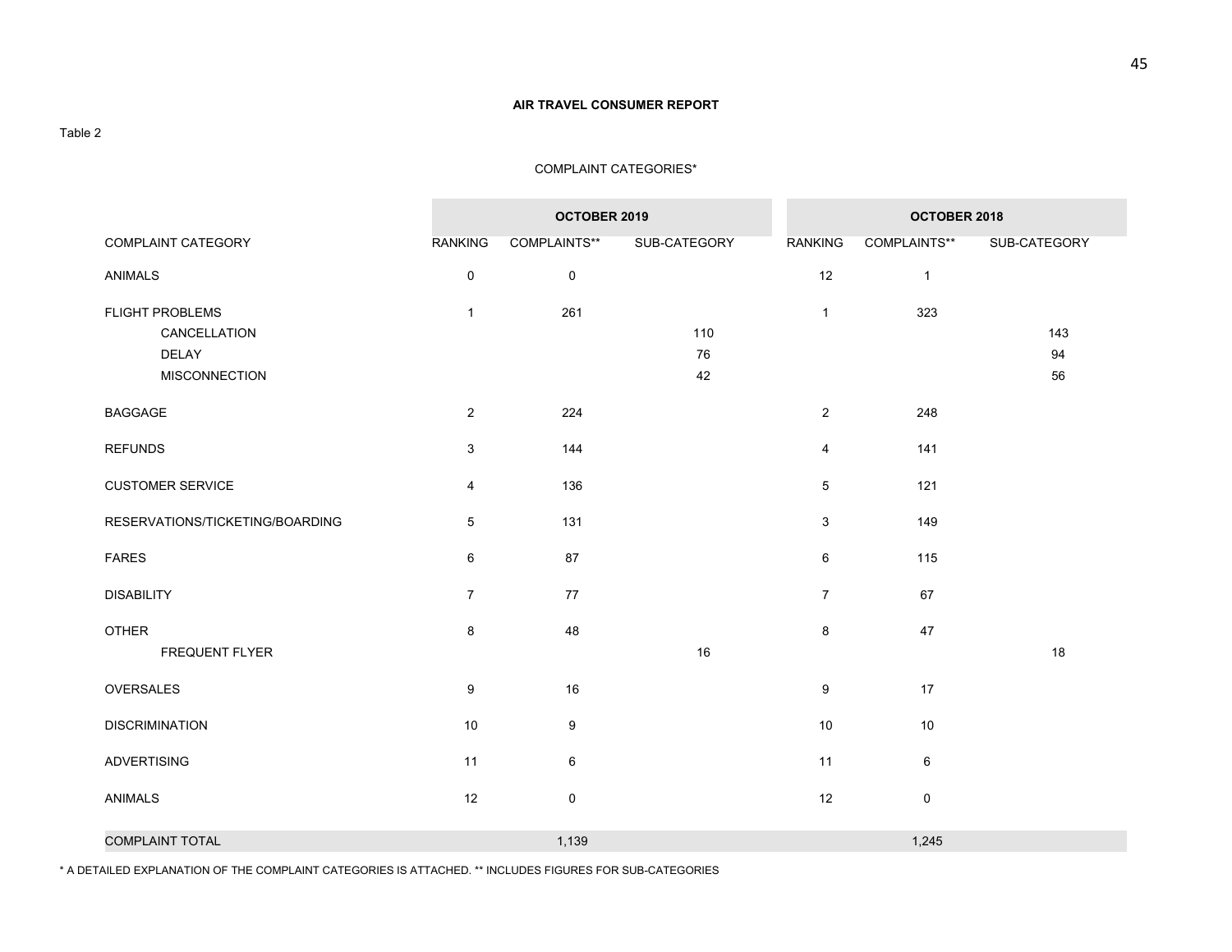**AIR TRAVEL CONSUMER REPORT**

Table 2

COMPLAINT CATEGORIES*

| | OCTOBER 2019 | | | OCTOBER 2018 | | |
|---|---|---|---|---|---|---|
| COMPLAINT CATEGORY | RANKING | COMPLAINTS** | SUB-CATEGORY | RANKING | COMPLAINTS** | SUB-CATEGORY |
| ANIMALS | 0 | 0 | | 12 | 1 | |
| FLIGHT PROBLEMS | 1 | 261 | | 1 | 323 | |
| CANCELLATION | | | 110 | | | 143 |
| DELAY | | | 76 | | | 94 |
| MISCONNECTION | | | 42 | | | 56 |
| BAGGAGE | 2 | 224 | | 2 | 248 | |
| REFUNDS | 3 | 144 | | 4 | 141 | |
| CUSTOMER SERVICE | 4 | 136 | | 5 | 121 | |
| RESERVATIONS/TICKETING/BOARDING | 5 | 131 | | 3 | 149 | |
| FARES | 6 | 87 | | 6 | 115 | |
| DISABILITY | 7 | 77 | | 7 | 67 | |
| OTHER | 8 | 48 | | 8 | 47 | |
| FREQUENT FLYER | | | 16 | | | 18 |
| OVERSALES | 9 | 16 | | 9 | 17 | |
| DISCRIMINATION | 10 | 9 | | 10 | 10 | |
| ADVERTISING | 11 | 6 | | 11 | 6 | |
| ANIMALS | 12 | 0 | | 12 | 0 | |
| COMPLAINT TOTAL | | 1,139 | | | 1,245 | |

\* A DETAILED EXPLANATION OF THE COMPLAINT CATEGORIES IS ATTACHED. ** INCLUDES FIGURES FOR SUB-CATEGORIES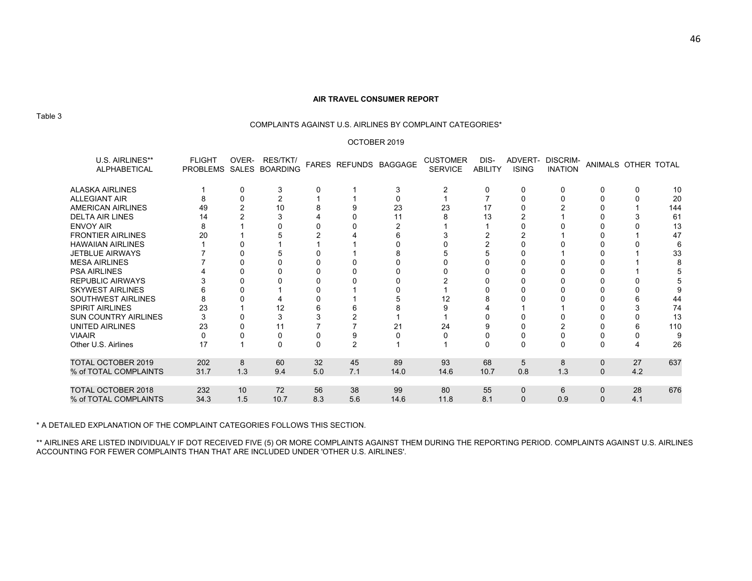**AIR TRAVEL CONSUMER REPORT**

Table 3

COMPLAINTS AGAINST U.S. AIRLINES BY COMPLAINT CATEGORIES*

OCTOBER 2019

| U.S. AIRLINES** ALPHABETICAL | FLIGHT PROBLEMS | OVER-SALES | RES/TKT/ BOARDING | FARES | REFUNDS | BAGGAGE | CUSTOMER SERVICE | DIS-ABILITY | ADVERT-ISING | DISCRIM-INATION | ANIMALS | OTHER | TOTAL |
|---|---|---|---|---|---|---|---|---|---|---|---|---|---|
| ALASKA AIRLINES | 1 | 0 | 3 | 0 | 1 | 3 | 2 | 0 | 0 | 0 | 0 | 0 | 10 |
| ALLEGIANT AIR | 8 | 0 | 2 | 1 | 1 | 0 | 1 | 7 | 0 | 0 | 0 | 0 | 20 |
| AMERICAN AIRLINES | 49 | 2 | 10 | 8 | 9 | 23 | 23 | 17 | 0 | 2 | 0 | 1 | 144 |
| DELTA AIR LINES | 14 | 2 | 3 | 4 | 0 | 11 | 8 | 13 | 2 | 1 | 0 | 3 | 61 |
| ENVOY AIR | 8 | 1 | 0 | 0 | 0 | 2 | 1 | 1 | 0 | 0 | 0 | 0 | 13 |
| FRONTIER AIRLINES | 20 | 1 | 5 | 2 | 4 | 6 | 3 | 2 | 2 | 1 | 0 | 1 | 47 |
| HAWAIIAN AIRLINES | 1 | 0 | 1 | 1 | 1 | 0 | 0 | 2 | 0 | 0 | 0 | 0 | 6 |
| JETBLUE AIRWAYS | 7 | 0 | 5 | 0 | 1 | 8 | 5 | 5 | 0 | 1 | 0 | 1 | 33 |
| MESA AIRLINES | 7 | 0 | 0 | 0 | 0 | 0 | 0 | 0 | 0 | 0 | 0 | 1 | 8 |
| PSA AIRLINES | 4 | 0 | 0 | 0 | 0 | 0 | 0 | 0 | 0 | 0 | 0 | 1 | 5 |
| REPUBLIC AIRWAYS | 3 | 0 | 0 | 0 | 0 | 0 | 2 | 0 | 0 | 0 | 0 | 0 | 5 |
| SKYWEST AIRLINES | 6 | 0 | 1 | 0 | 1 | 0 | 1 | 0 | 0 | 0 | 0 | 0 | 9 |
| SOUTHWEST AIRLINES | 8 | 0 | 4 | 0 | 1 | 5 | 12 | 8 | 0 | 0 | 0 | 6 | 44 |
| SPIRIT AIRLINES | 23 | 1 | 12 | 6 | 6 | 8 | 9 | 4 | 1 | 1 | 0 | 3 | 74 |
| SUN COUNTRY AIRLINES | 3 | 0 | 3 | 3 | 2 | 1 | 1 | 0 | 0 | 0 | 0 | 0 | 13 |
| UNITED AIRLINES | 23 | 0 | 11 | 7 | 7 | 21 | 24 | 9 | 0 | 2 | 0 | 6 | 110 |
| VIAAIR | 0 | 0 | 0 | 0 | 9 | 0 | 0 | 0 | 0 | 0 | 0 | 0 | 9 |
| Other U.S. Airlines | 17 | 1 | 0 | 0 | 2 | 1 | 1 | 0 | 0 | 0 | 0 | 4 | 26 |
| TOTAL OCTOBER 2019 | 202 | 8 | 60 | 32 | 45 | 89 | 93 | 68 | 5 | 8 | 0 | 27 | 637 |
| % of TOTAL COMPLAINTS | 31.7 | 1.3 | 9.4 | 5.0 | 7.1 | 14.0 | 14.6 | 10.7 | 0.8 | 1.3 | 0 | 4.2 | |
| TOTAL OCTOBER 2018 | 232 | 10 | 72 | 56 | 38 | 99 | 80 | 55 | 0 | 6 | 0 | 28 | 676 |
| % of TOTAL COMPLAINTS | 34.3 | 1.5 | 10.7 | 8.3 | 5.6 | 14.6 | 11.8 | 8.1 | 0 | 0.9 | 0 | 4.1 | |

* A DETAILED EXPLANATION OF THE COMPLAINT CATEGORIES FOLLOWS THIS SECTION.

** AIRLINES ARE LISTED INDIVIDUALY IF DOT RECEIVED FIVE (5) OR MORE COMPLAINTS AGAINST THEM DURING THE REPORTING PERIOD. COMPLAINTS AGAINST U.S. AIRLINES ACCOUNTING FOR FEWER COMPLAINTS THAN THAT ARE INCLUDED UNDER 'OTHER U.S. AIRLINES'.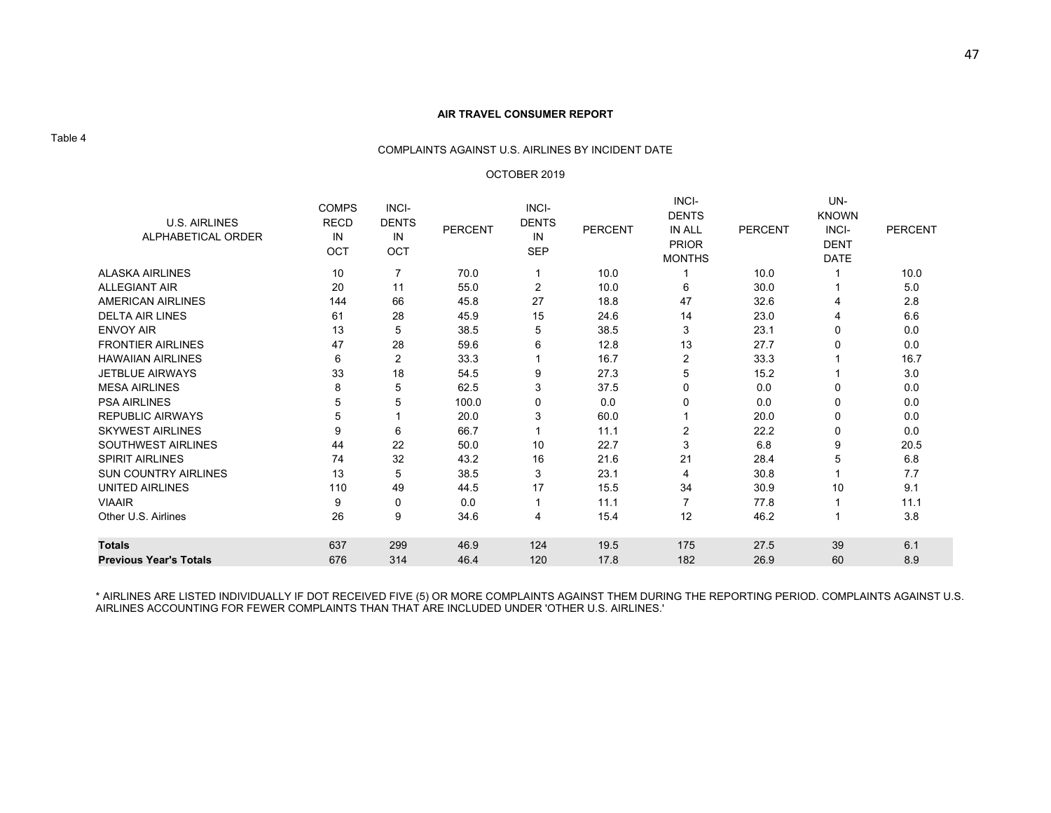**AIR TRAVEL CONSUMER REPORT**

Table 4

COMPLAINTS AGAINST U.S. AIRLINES BY INCIDENT DATE

OCTOBER 2019

| U.S. AIRLINES ALPHABETICAL ORDER | COMPS RECD IN OCT | INCI-DENTS IN OCT | PERCENT | INCI-DENTS IN SEP | PERCENT | INCI-DENTS IN ALL PRIOR MONTHS | PERCENT | UN-KNOWN INCI-DENT DATE | PERCENT |
|---|---|---|---|---|---|---|---|---|---|
| ALASKA AIRLINES | 10 | 7 | 70.0 | 1 | 10.0 | 1 | 10.0 | 1 | 10.0 |
| ALLEGIANT AIR | 20 | 11 | 55.0 | 2 | 10.0 | 6 | 30.0 | 1 | 5.0 |
| AMERICAN AIRLINES | 144 | 66 | 45.8 | 27 | 18.8 | 47 | 32.6 | 4 | 2.8 |
| DELTA AIR LINES | 61 | 28 | 45.9 | 15 | 24.6 | 14 | 23.0 | 4 | 6.6 |
| ENVOY AIR | 13 | 5 | 38.5 | 5 | 38.5 | 3 | 23.1 | 0 | 0.0 |
| FRONTIER AIRLINES | 47 | 28 | 59.6 | 6 | 12.8 | 13 | 27.7 | 0 | 0.0 |
| HAWAIIAN AIRLINES | 6 | 2 | 33.3 | 1 | 16.7 | 2 | 33.3 | 1 | 16.7 |
| JETBLUE AIRWAYS | 33 | 18 | 54.5 | 9 | 27.3 | 5 | 15.2 | 1 | 3.0 |
| MESA AIRLINES | 8 | 5 | 62.5 | 3 | 37.5 | 0 | 0.0 | 0 | 0.0 |
| PSA AIRLINES | 5 | 5 | 100.0 | 0 | 0.0 | 0 | 0.0 | 0 | 0.0 |
| REPUBLIC AIRWAYS | 5 | 1 | 20.0 | 3 | 60.0 | 1 | 20.0 | 0 | 0.0 |
| SKYWEST AIRLINES | 9 | 6 | 66.7 | 1 | 11.1 | 2 | 22.2 | 0 | 0.0 |
| SOUTHWEST AIRLINES | 44 | 22 | 50.0 | 10 | 22.7 | 3 | 6.8 | 9 | 20.5 |
| SPIRIT AIRLINES | 74 | 32 | 43.2 | 16 | 21.6 | 21 | 28.4 | 5 | 6.8 |
| SUN COUNTRY AIRLINES | 13 | 5 | 38.5 | 3 | 23.1 | 4 | 30.8 | 1 | 7.7 |
| UNITED AIRLINES | 110 | 49 | 44.5 | 17 | 15.5 | 34 | 30.9 | 10 | 9.1 |
| VIAAIR | 9 | 0 | 0.0 | 1 | 11.1 | 7 | 77.8 | 1 | 11.1 |
| Other U.S. Airlines | 26 | 9 | 34.6 | 4 | 15.4 | 12 | 46.2 | 1 | 3.8 |
| **Totals** | 637 | 299 | 46.9 | 124 | 19.5 | 175 | 27.5 | 39 | 6.1 |
| **Previous Year's Totals** | 676 | 314 | 46.4 | 120 | 17.8 | 182 | 26.9 | 60 | 8.9 |

* AIRLINES ARE LISTED INDIVIDUALLY IF DOT RECEIVED FIVE (5) OR MORE COMPLAINTS AGAINST THEM DURING THE REPORTING PERIOD. COMPLAINTS AGAINST U.S. AIRLINES ACCOUNTING FOR FEWER COMPLAINTS THAN THAT ARE INCLUDED UNDER 'OTHER U.S. AIRLINES.'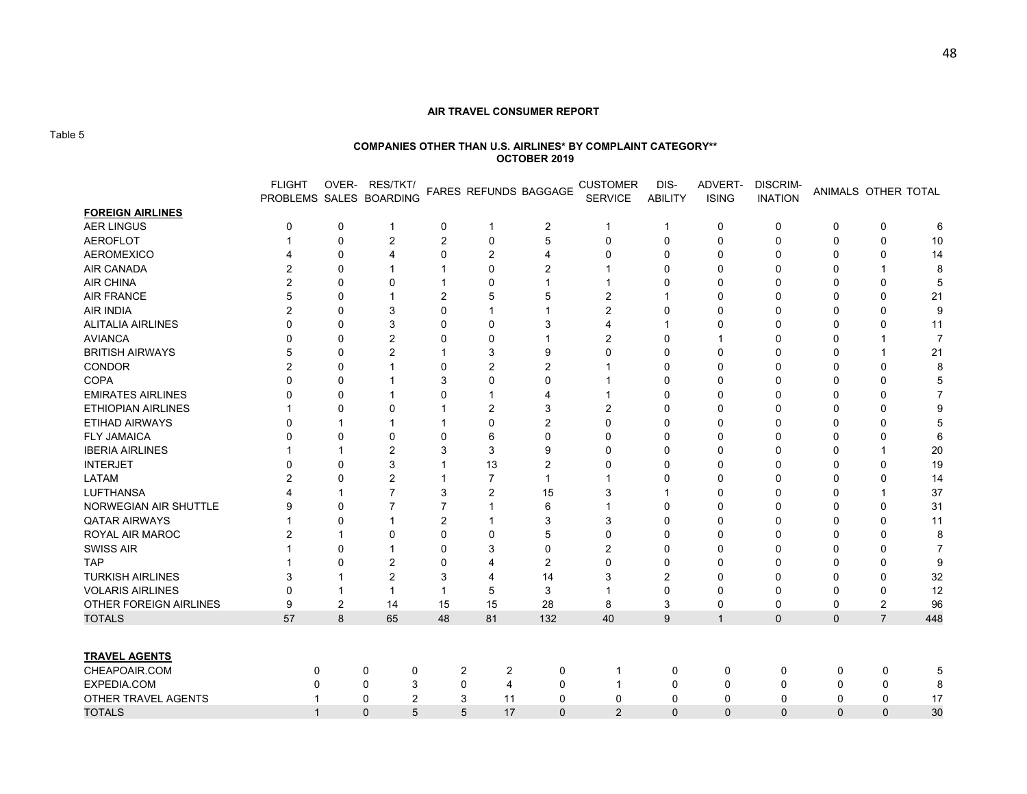**AIR TRAVEL CONSUMER REPORT**

Table 5

**COMPANIES OTHER THAN U.S. AIRLINES* BY COMPLAINT CATEGORY****
**OCTOBER 2019**

| | FLIGHT PROBLEMS | OVER-SALES | RES/TKT/ BOARDING | FARES | REFUNDS | BAGGAGE | CUSTOMER SERVICE | DIS-ABILITY | ADVERT-ISING | DISCRIM-INATION | ANIMALS | OTHER | TOTAL |
|---|---|---|---|---|---|---|---|---|---|---|---|---|---|
| **FOREIGN AIRLINES** | | | | | | | | | | | | | |
| AER LINGUS | 0 | 0 | 1 | 0 | 1 | 2 | 1 | 1 | 0 | 0 | 0 | 0 | 6 |
| AEROFLOT | 1 | 0 | 2 | 2 | 0 | 5 | 0 | 0 | 0 | 0 | 0 | 0 | 10 |
| AEROMEXICO | 4 | 0 | 4 | 0 | 2 | 4 | 0 | 0 | 0 | 0 | 0 | 0 | 14 |
| AIR CANADA | 2 | 0 | 1 | 1 | 0 | 2 | 1 | 0 | 0 | 0 | 0 | 1 | 8 |
| AIR CHINA | 2 | 0 | 0 | 1 | 0 | 1 | 1 | 0 | 0 | 0 | 0 | 0 | 5 |
| AIR FRANCE | 5 | 0 | 1 | 2 | 5 | 5 | 2 | 1 | 0 | 0 | 0 | 0 | 21 |
| AIR INDIA | 2 | 0 | 3 | 0 | 1 | 1 | 2 | 0 | 0 | 0 | 0 | 0 | 9 |
| ALITALIA AIRLINES | 0 | 0 | 3 | 0 | 0 | 3 | 4 | 1 | 0 | 0 | 0 | 0 | 11 |
| AVIANCA | 0 | 0 | 2 | 0 | 0 | 1 | 2 | 0 | 1 | 0 | 0 | 1 | 7 |
| BRITISH AIRWAYS | 5 | 0 | 2 | 1 | 3 | 9 | 0 | 0 | 0 | 0 | 0 | 1 | 21 |
| CONDOR | 2 | 0 | 1 | 0 | 2 | 2 | 1 | 0 | 0 | 0 | 0 | 0 | 8 |
| COPA | 0 | 0 | 1 | 3 | 0 | 0 | 1 | 0 | 0 | 0 | 0 | 0 | 5 |
| EMIRATES AIRLINES | 0 | 0 | 1 | 0 | 1 | 4 | 1 | 0 | 0 | 0 | 0 | 0 | 7 |
| ETHIOPIAN AIRLINES | 1 | 0 | 0 | 1 | 2 | 3 | 2 | 0 | 0 | 0 | 0 | 0 | 9 |
| ETIHAD AIRWAYS | 0 | 1 | 1 | 1 | 0 | 2 | 0 | 0 | 0 | 0 | 0 | 0 | 5 |
| FLY JAMAICA | 0 | 0 | 0 | 0 | 6 | 0 | 0 | 0 | 0 | 0 | 0 | 0 | 6 |
| IBERIA AIRLINES | 1 | 1 | 2 | 3 | 3 | 9 | 0 | 0 | 0 | 0 | 0 | 1 | 20 |
| INTERJET | 0 | 0 | 3 | 1 | 13 | 2 | 0 | 0 | 0 | 0 | 0 | 0 | 19 |
| LATAM | 2 | 0 | 2 | 1 | 7 | 1 | 1 | 0 | 0 | 0 | 0 | 0 | 14 |
| LUFTHANSA | 4 | 1 | 7 | 3 | 2 | 15 | 3 | 1 | 0 | 0 | 0 | 1 | 37 |
| NORWEGIAN AIR SHUTTLE | 9 | 0 | 7 | 7 | 1 | 6 | 1 | 0 | 0 | 0 | 0 | 0 | 31 |
| QATAR AIRWAYS | 1 | 0 | 1 | 2 | 1 | 3 | 3 | 0 | 0 | 0 | 0 | 0 | 11 |
| ROYAL AIR MAROC | 2 | 1 | 0 | 0 | 0 | 5 | 0 | 0 | 0 | 0 | 0 | 0 | 8 |
| SWISS AIR | 1 | 0 | 1 | 0 | 3 | 0 | 2 | 0 | 0 | 0 | 0 | 0 | 7 |
| TAP | 1 | 0 | 2 | 0 | 4 | 2 | 0 | 0 | 0 | 0 | 0 | 0 | 9 |
| TURKISH AIRLINES | 3 | 1 | 2 | 3 | 4 | 14 | 3 | 2 | 0 | 0 | 0 | 0 | 32 |
| VOLARIS AIRLINES | 0 | 1 | 1 | 1 | 5 | 3 | 1 | 0 | 0 | 0 | 0 | 0 | 12 |
| OTHER FOREIGN AIRLINES | 9 | 2 | 14 | 15 | 15 | 28 | 8 | 3 | 0 | 0 | 0 | 2 | 96 |
| TOTALS | 57 | 8 | 65 | 48 | 81 | 132 | 40 | 9 | 1 | 0 | 0 | 7 | 448 |
| **TRAVEL AGENTS** | | | | | | | | | | | | | |
| CHEAPOAIR.COM | 0 | 0 | 0 | 2 | 2 | 0 | 1 | 0 | 0 | 0 | 0 | 0 | 5 |
| EXPEDIA.COM | 0 | 0 | 3 | 0 | 4 | 0 | 1 | 0 | 0 | 0 | 0 | 0 | 8 |
| OTHER TRAVEL AGENTS | 1 | 0 | 2 | 3 | 11 | 0 | 0 | 0 | 0 | 0 | 0 | 0 | 17 |
| TOTALS | 1 | 0 | 5 | 5 | 17 | 0 | 2 | 0 | 0 | 0 | 0 | 0 | 30 |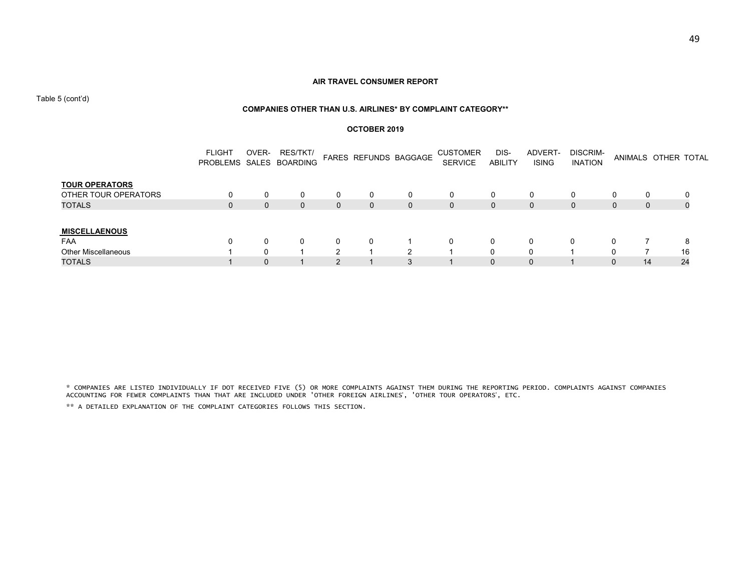**AIR TRAVEL CONSUMER REPORT**

Table 5 (cont'd)

**COMPANIES OTHER THAN U.S. AIRLINES* BY COMPLAINT CATEGORY****

**OCTOBER 2019**

| | FLIGHT PROBLEMS | OVER-SALES | RES/TKT/ BOARDING | FARES | REFUNDS | BAGGAGE | CUSTOMER SERVICE | DIS-ABILITY | ADVERT-ISING | DISCRIM-INATION | ANIMALS | OTHER | TOTAL |
|---|---|---|---|---|---|---|---|---|---|---|---|---|---|
| **TOUR OPERATORS** | | | | | | | | | | | | | |
| OTHER TOUR OPERATORS | 0 | 0 | 0 | 0 | 0 | 0 | 0 | 0 | 0 | 0 | 0 | 0 | 0 |
| TOTALS | 0 | 0 | 0 | 0 | 0 | 0 | 0 | 0 | 0 | 0 | 0 | 0 | 0 |
| **MISCELLAENOUS** | | | | | | | | | | | | | |
| FAA | 0 | 0 | 0 | 0 | 0 | 1 | 0 | 0 | 0 | 0 | 0 | 7 | 8 |
| Other Miscellaneous | 1 | 0 | 1 | 2 | 1 | 2 | 1 | 0 | 0 | 1 | 0 | 7 | 16 |
| TOTALS | 1 | 0 | 1 | 2 | 1 | 3 | 1 | 0 | 0 | 1 | 0 | 14 | 24 |

* COMPANIES ARE LISTED INDIVIDUALLY IF DOT RECEIVED FIVE (5) OR MORE COMPLAINTS AGAINST THEM DURING THE REPORTING PERIOD. COMPLAINTS AGAINST COMPANIES ACCOUNTING FOR FEWER COMPLAINTS THAN THAT ARE INCLUDED UNDER 'OTHER FOREIGN AIRLINES', 'OTHER TOUR OPERATORS', ETC.

** A DETAILED EXPLANATION OF THE COMPLAINT CATEGORIES FOLLOWS THIS SECTION.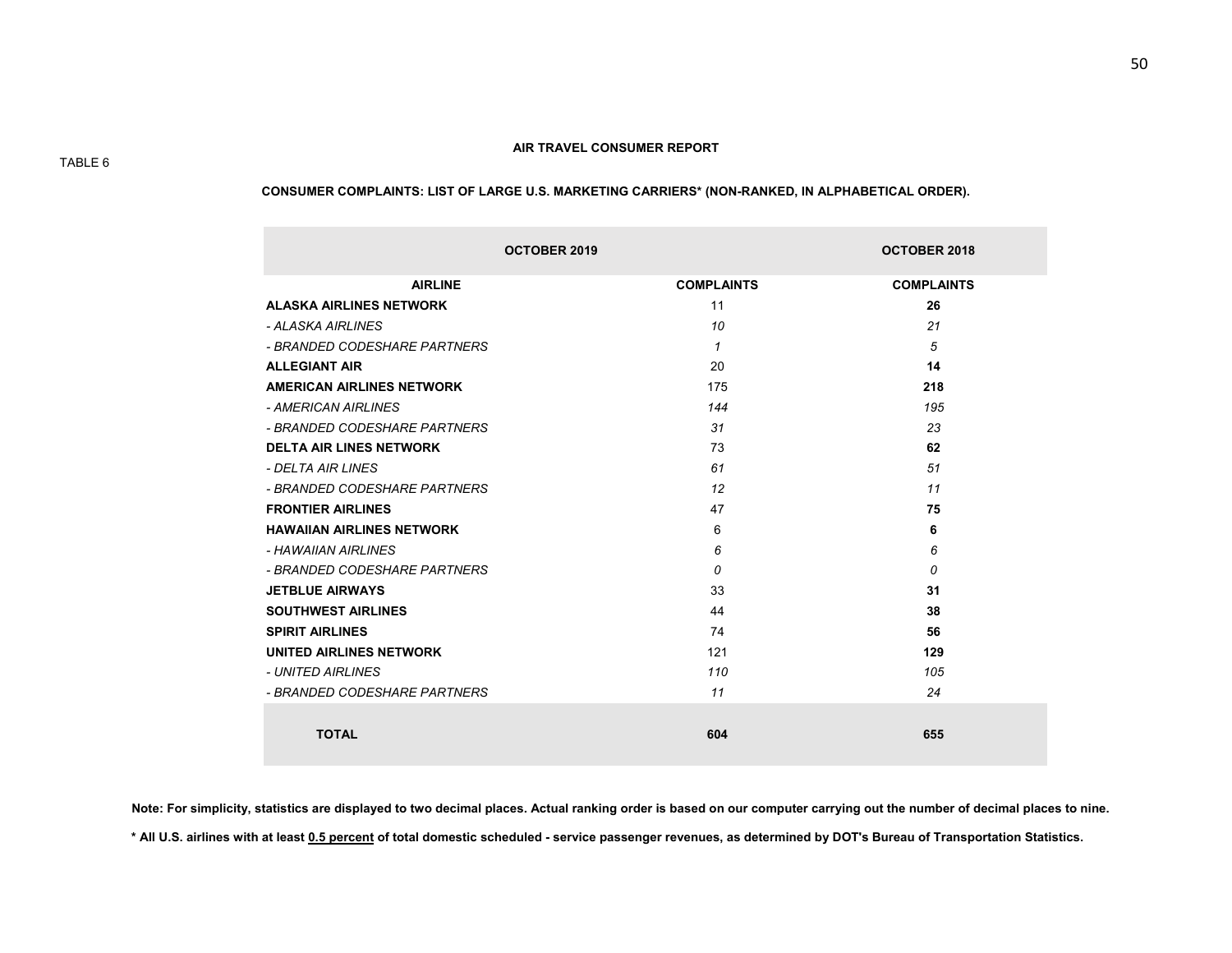TABLE 6

**AIR TRAVEL CONSUMER REPORT**

**CONSUMER COMPLAINTS: LIST OF LARGE U.S. MARKETING CARRIERS* (NON-RANKED, IN ALPHABETICAL ORDER).**

| OCTOBER 2019 | | OCTOBER 2018 |
|---|---|---|
| **AIRLINE** | **COMPLAINTS** | **COMPLAINTS** |
| **ALASKA AIRLINES NETWORK** | 11 | **26** |
| *- ALASKA AIRLINES* | *10* | *21* |
| *- BRANDED CODESHARE PARTNERS* | *1* | *5* |
| **ALLEGIANT AIR** | 20 | **14** |
| **AMERICAN AIRLINES NETWORK** | 175 | **218** |
| *- AMERICAN AIRLINES* | *144* | *195* |
| *- BRANDED CODESHARE PARTNERS* | *31* | *23* |
| **DELTA AIR LINES NETWORK** | 73 | **62** |
| *- DELTA AIR LINES* | *61* | *51* |
| *- BRANDED CODESHARE PARTNERS* | *12* | *11* |
| **FRONTIER AIRLINES** | 47 | **75** |
| **HAWAIIAN AIRLINES NETWORK** | 6 | **6** |
| *- HAWAIIAN AIRLINES* | *6* | *6* |
| *- BRANDED CODESHARE PARTNERS* | *0* | *0* |
| **JETBLUE AIRWAYS** | 33 | **31** |
| **SOUTHWEST AIRLINES** | 44 | **38** |
| **SPIRIT AIRLINES** | 74 | **56** |
| **UNITED AIRLINES NETWORK** | 121 | **129** |
| *- UNITED AIRLINES* | *110* | *105* |
| *- BRANDED CODESHARE PARTNERS* | *11* | *24* |
| **TOTAL** | **604** | **655** |

**Note: For simplicity, statistics are displayed to two decimal places. Actual ranking order is based on our computer carrying out the number of decimal places to nine.**

**&#42; All U.S. airlines with at least <u>0.5 percent</u> of total domestic scheduled - service passenger revenues, as determined by DOT's Bureau of Transportation Statistics.**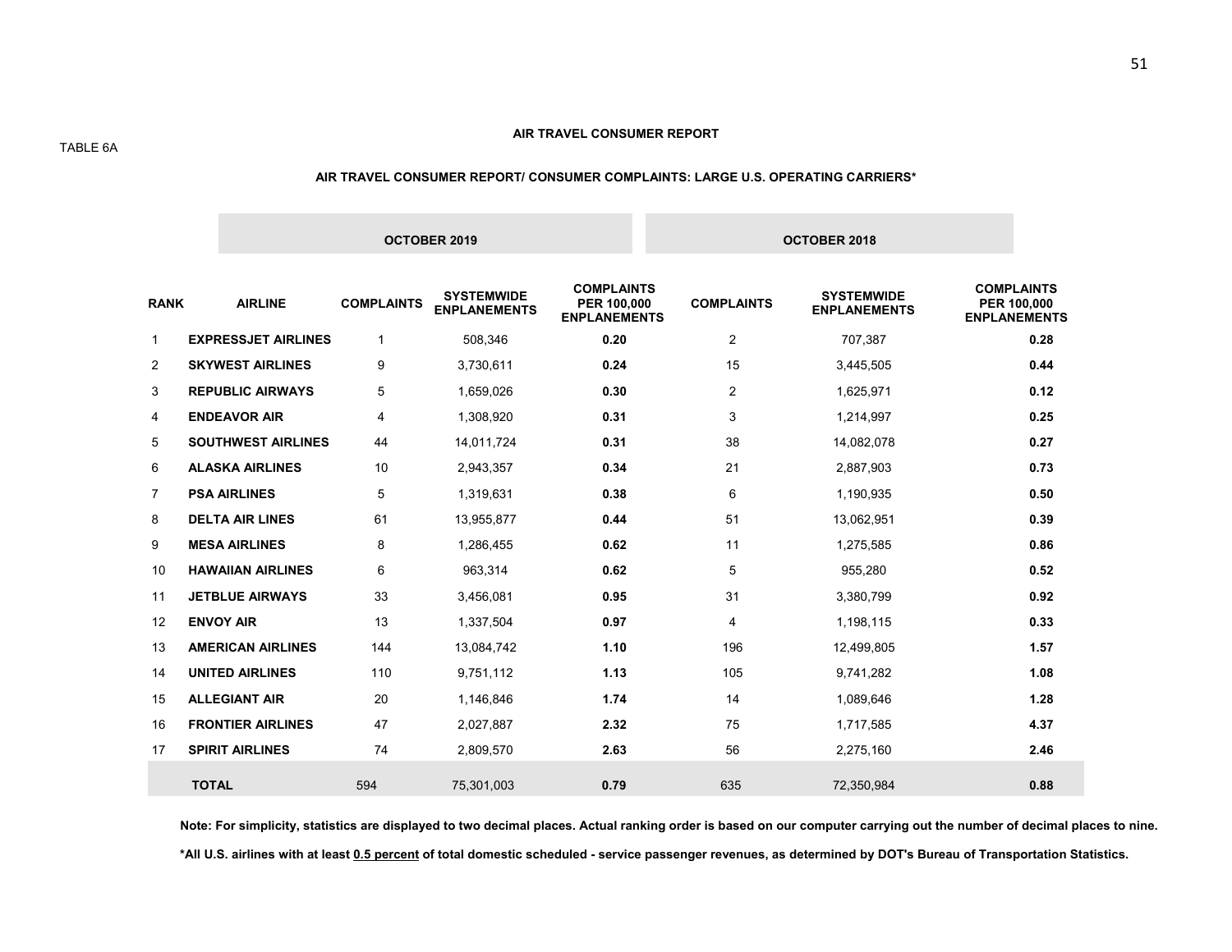TABLE 6A

**AIR TRAVEL CONSUMER REPORT**

**AIR TRAVEL CONSUMER REPORT/ CONSUMER COMPLAINTS: LARGE U.S. OPERATING CARRIERS***

| | | **OCTOBER 2019** | | | **OCTOBER 2018** | | |
|---|---|---|---|---|---|---|---|
| **RANK** | **AIRLINE** | **COMPLAINTS** | **SYSTEMWIDE ENPLANEMENTS** | **COMPLAINTS PER 100,000 ENPLANEMENTS** | **COMPLAINTS** | **SYSTEMWIDE ENPLANEMENTS** | **COMPLAINTS PER 100,000 ENPLANEMENTS** |
| 1 | **EXPRESSJET AIRLINES** | 1 | 508,346 | **0.20** | 2 | 707,387 | **0.28** |
| 2 | **SKYWEST AIRLINES** | 9 | 3,730,611 | **0.24** | 15 | 3,445,505 | **0.44** |
| 3 | **REPUBLIC AIRWAYS** | 5 | 1,659,026 | **0.30** | 2 | 1,625,971 | **0.12** |
| 4 | **ENDEAVOR AIR** | 4 | 1,308,920 | **0.31** | 3 | 1,214,997 | **0.25** |
| 5 | **SOUTHWEST AIRLINES** | 44 | 14,011,724 | **0.31** | 38 | 14,082,078 | **0.27** |
| 6 | **ALASKA AIRLINES** | 10 | 2,943,357 | **0.34** | 21 | 2,887,903 | **0.73** |
| 7 | **PSA AIRLINES** | 5 | 1,319,631 | **0.38** | 6 | 1,190,935 | **0.50** |
| 8 | **DELTA AIR LINES** | 61 | 13,955,877 | **0.44** | 51 | 13,062,951 | **0.39** |
| 9 | **MESA AIRLINES** | 8 | 1,286,455 | **0.62** | 11 | 1,275,585 | **0.86** |
| 10 | **HAWAIIAN AIRLINES** | 6 | 963,314 | **0.62** | 5 | 955,280 | **0.52** |
| 11 | **JETBLUE AIRWAYS** | 33 | 3,456,081 | **0.95** | 31 | 3,380,799 | **0.92** |
| 12 | **ENVOY AIR** | 13 | 1,337,504 | **0.97** | 4 | 1,198,115 | **0.33** |
| 13 | **AMERICAN AIRLINES** | 144 | 13,084,742 | **1.10** | 196 | 12,499,805 | **1.57** |
| 14 | **UNITED AIRLINES** | 110 | 9,751,112 | **1.13** | 105 | 9,741,282 | **1.08** |
| 15 | **ALLEGIANT AIR** | 20 | 1,146,846 | **1.74** | 14 | 1,089,646 | **1.28** |
| 16 | **FRONTIER AIRLINES** | 47 | 2,027,887 | **2.32** | 75 | 1,717,585 | **4.37** |
| 17 | **SPIRIT AIRLINES** | 74 | 2,809,570 | **2.63** | 56 | 2,275,160 | **2.46** |
| | **TOTAL** | 594 | 75,301,003 | **0.79** | 635 | 72,350,984 | **0.88** |

**Note: For simplicity, statistics are displayed to two decimal places. Actual ranking order is based on our computer carrying out the number of decimal places to nine.**

**\*All U.S. airlines with at least 0.5 percent of total domestic scheduled - service passenger revenues, as determined by DOT's Bureau of Transportation Statistics.**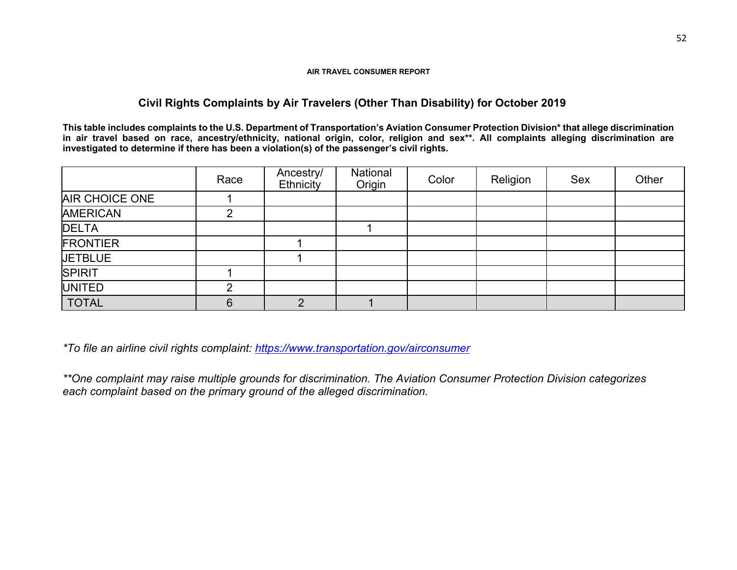AIR TRAVEL CONSUMER REPORT

## Civil Rights Complaints by Air Travelers (Other Than Disability) for October 2019

**This table includes complaints to the U.S. Department of Transportation's Aviation Consumer Protection Division* that allege discrimination in air travel based on race, ancestry/ethnicity, national origin, color, religion and sex**. All complaints alleging discrimination are investigated to determine if there has been a violation(s) of the passenger's civil rights.**

| | Race | Ancestry/ Ethnicity | National Origin | Color | Religion | Sex | Other |
|---|---|---|---|---|---|---|---|
| AIR CHOICE ONE | 1 | | | | | | |
| AMERICAN | 2 | | | | | | |
| DELTA | | | 1 | | | | |
| FRONTIER | | 1 | | | | | |
| JETBLUE | | 1 | | | | | |
| SPIRIT | 1 | | | | | | |
| UNITED | 2 | | | | | | |
| TOTAL | 6 | 2 | 1 | | | | |

*\*To file an airline civil rights complaint: https://www.transportation.gov/airconsumer*

*\*\*One complaint may raise multiple grounds for discrimination. The Aviation Consumer Protection Division categorizes each complaint based on the primary ground of the alleged discrimination.*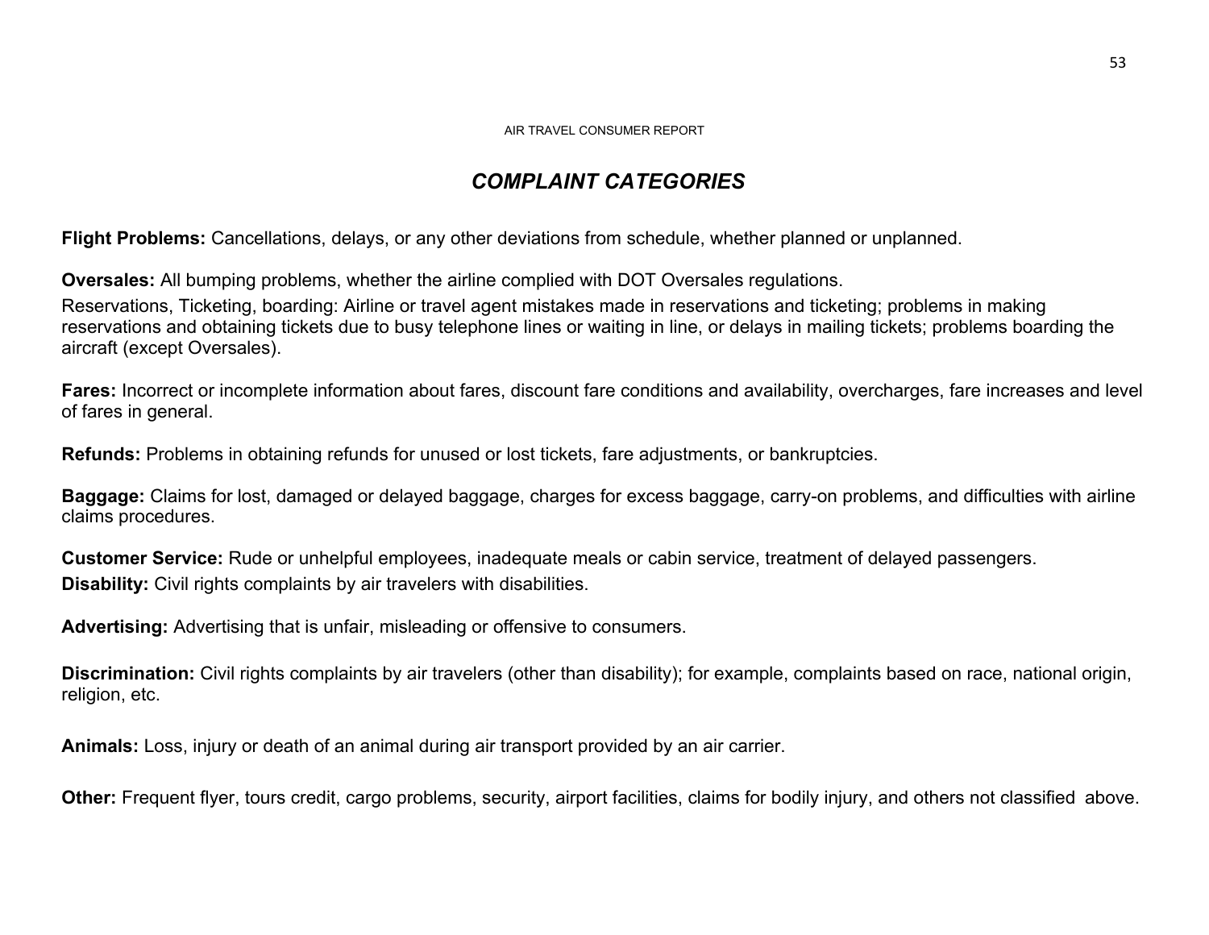## *COMPLAINT CATEGORIES*

**Flight Problems:** Cancellations, delays, or any other deviations from schedule, whether planned or unplanned.

**Oversales:** All bumping problems, whether the airline complied with DOT Oversales regulations.

Reservations, Ticketing, boarding: Airline or travel agent mistakes made in reservations and ticketing; problems in making reservations and obtaining tickets due to busy telephone lines or waiting in line, or delays in mailing tickets; problems boarding the aircraft (except Oversales).

**Fares:** Incorrect or incomplete information about fares, discount fare conditions and availability, overcharges, fare increases and level of fares in general.

**Refunds:** Problems in obtaining refunds for unused or lost tickets, fare adjustments, or bankruptcies.

**Baggage:** Claims for lost, damaged or delayed baggage, charges for excess baggage, carry-on problems, and difficulties with airline claims procedures.

**Customer Service:** Rude or unhelpful employees, inadequate meals or cabin service, treatment of delayed passengers.

**Disability:** Civil rights complaints by air travelers with disabilities.

**Advertising:** Advertising that is unfair, misleading or offensive to consumers.

**Discrimination:** Civil rights complaints by air travelers (other than disability); for example, complaints based on race, national origin, religion, etc.

**Animals:** Loss, injury or death of an animal during air transport provided by an air carrier.

**Other:** Frequent flyer, tours credit, cargo problems, security, airport facilities, claims for bodily injury, and others not classified above.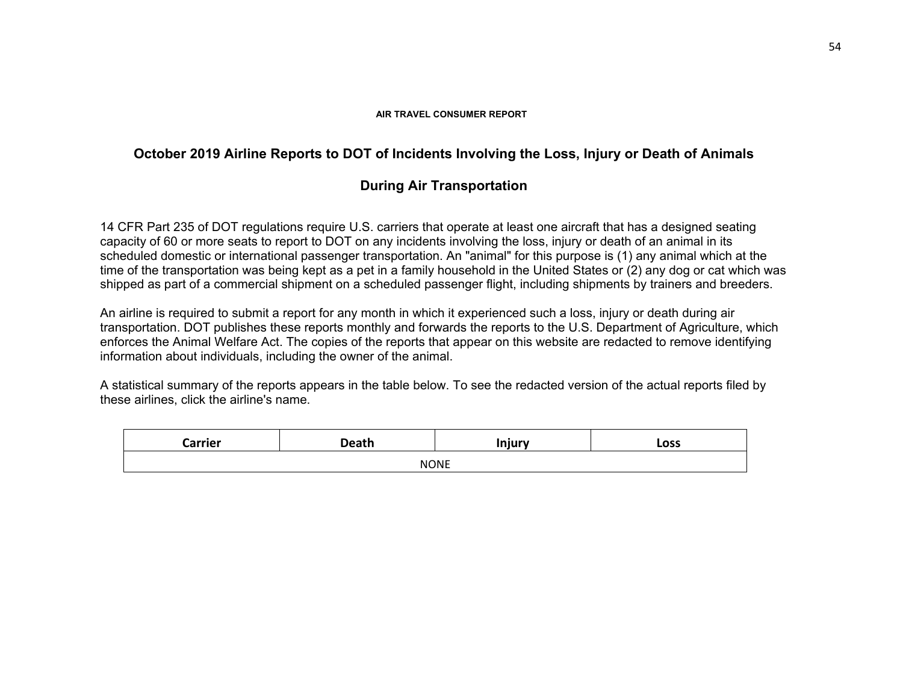**AIR TRAVEL CONSUMER REPORT**

## October 2019 Airline Reports to DOT of Incidents Involving the Loss, Injury or Death of Animals

## During Air Transportation

14 CFR Part 235 of DOT regulations require U.S. carriers that operate at least one aircraft that has a designed seating capacity of 60 or more seats to report to DOT on any incidents involving the loss, injury or death of an animal in its scheduled domestic or international passenger transportation. An "animal" for this purpose is (1) any animal which at the time of the transportation was being kept as a pet in a family household in the United States or (2) any dog or cat which was shipped as part of a commercial shipment on a scheduled passenger flight, including shipments by trainers and breeders.

An airline is required to submit a report for any month in which it experienced such a loss, injury or death during air transportation. DOT publishes these reports monthly and forwards the reports to the U.S. Department of Agriculture, which enforces the Animal Welfare Act. The copies of the reports that appear on this website are redacted to remove identifying information about individuals, including the owner of the animal.

A statistical summary of the reports appears in the table below. To see the redacted version of the actual reports filed by these airlines, click the airline's name.

| Carrier | Death | Injury | Loss |
|---|---|---|---|
| NONE | | | |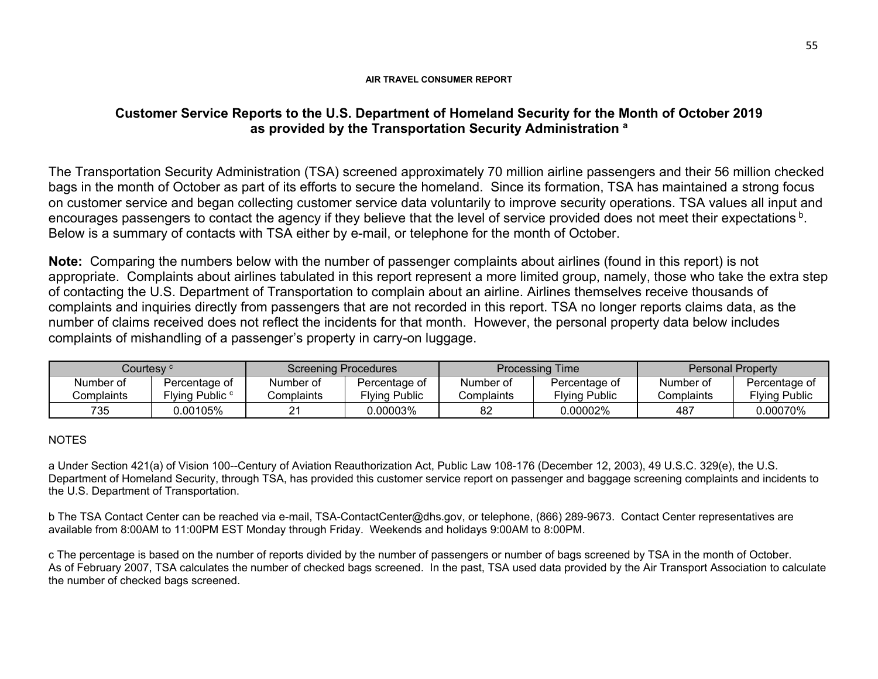AIR TRAVEL CONSUMER REPORT

## Customer Service Reports to the U.S. Department of Homeland Security for the Month of October 2019 as provided by the Transportation Security Administration [a]

The Transportation Security Administration (TSA) screened approximately 70 million airline passengers and their 56 million checked bags in the month of October as part of its efforts to secure the homeland. Since its formation, TSA has maintained a strong focus on customer service and began collecting customer service data voluntarily to improve security operations. TSA values all input and encourages passengers to contact the agency if they believe that the level of service provided does not meet their expectations [b]. Below is a summary of contacts with TSA either by e-mail, or telephone for the month of October.

**Note:** Comparing the numbers below with the number of passenger complaints about airlines (found in this report) is not appropriate. Complaints about airlines tabulated in this report represent a more limited group, namely, those who take the extra step of contacting the U.S. Department of Transportation to complain about an airline. Airlines themselves receive thousands of complaints and inquiries directly from passengers that are not recorded in this report. TSA no longer reports claims data, as the number of claims received does not reflect the incidents for that month. However, the personal property data below includes complaints of mishandling of a passenger's property in carry-on luggage.

| Courtesy [c] | | Screening Procedures | | Processing Time | | Personal Property | |
|---|---|---|---|---|---|---|---|
| Number of Complaints | Percentage of Flying Public [c] | Number of Complaints | Percentage of Flying Public | Number of Complaints | Percentage of Flying Public | Number of Complaints | Percentage of Flying Public |
| 735 | 0.00105% | 21 | 0.00003% | 82 | 0.00002% | 487 | 0.00070% |

NOTES

a Under Section 421(a) of Vision 100--Century of Aviation Reauthorization Act, Public Law 108-176 (December 12, 2003), 49 U.S.C. 329(e), the U.S. Department of Homeland Security, through TSA, has provided this customer service report on passenger and baggage screening complaints and incidents to the U.S. Department of Transportation.

b The TSA Contact Center can be reached via e-mail, TSA-ContactCenter@dhs.gov, or telephone, (866) 289-9673. Contact Center representatives are available from 8:00AM to 11:00PM EST Monday through Friday. Weekends and holidays 9:00AM to 8:00PM.

c The percentage is based on the number of reports divided by the number of passengers or number of bags screened by TSA in the month of October. As of February 2007, TSA calculates the number of checked bags screened. In the past, TSA used data provided by the Air Transport Association to calculate the number of checked bags screened.